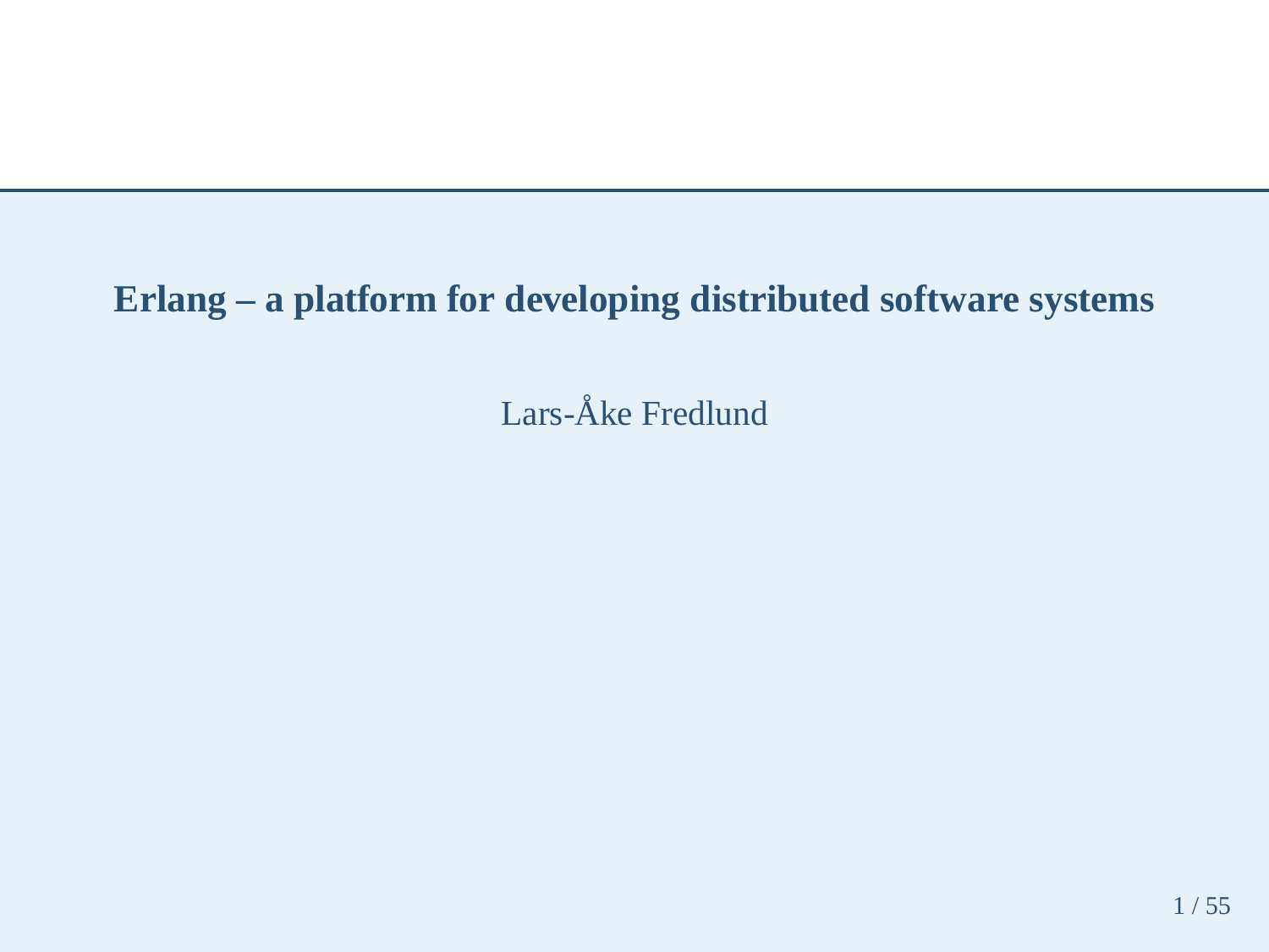# Erlang – a platform for developing distributed software systems

Lars-Åke Fredlund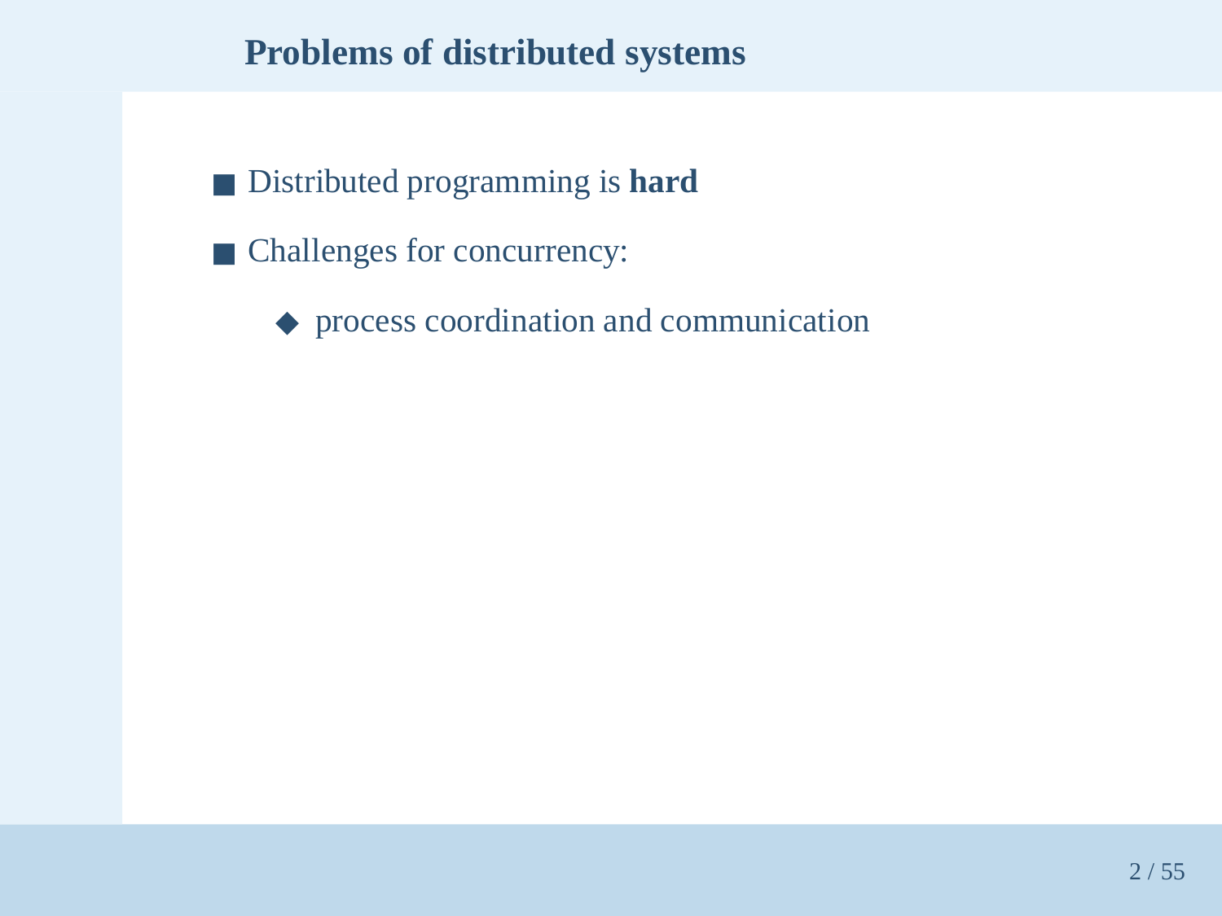# Problems of distributed systems

- Distributed programming is **hard**
- Challenges for concurrency:
  - process coordination and communication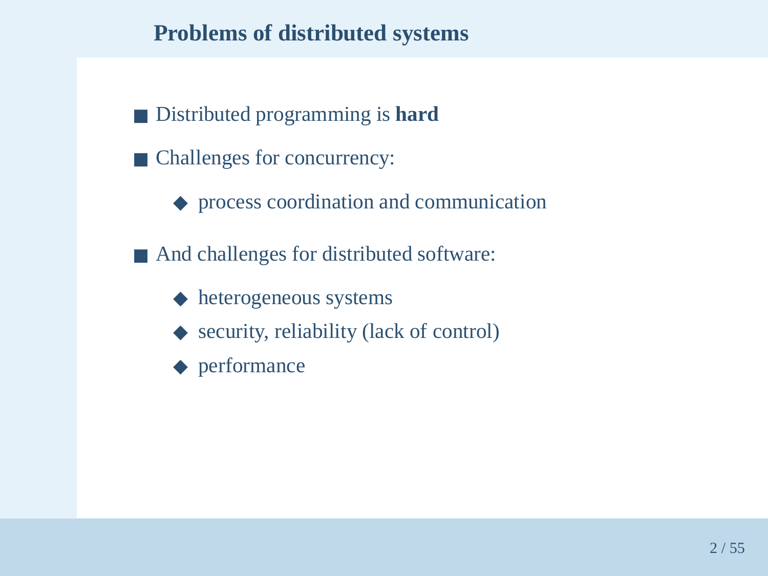## Problems of distributed systems

- Distributed programming is **hard**
- Challenges for concurrency:
  - process coordination and communication
- And challenges for distributed software:
  - heterogeneous systems
  - security, reliability (lack of control)
  - performance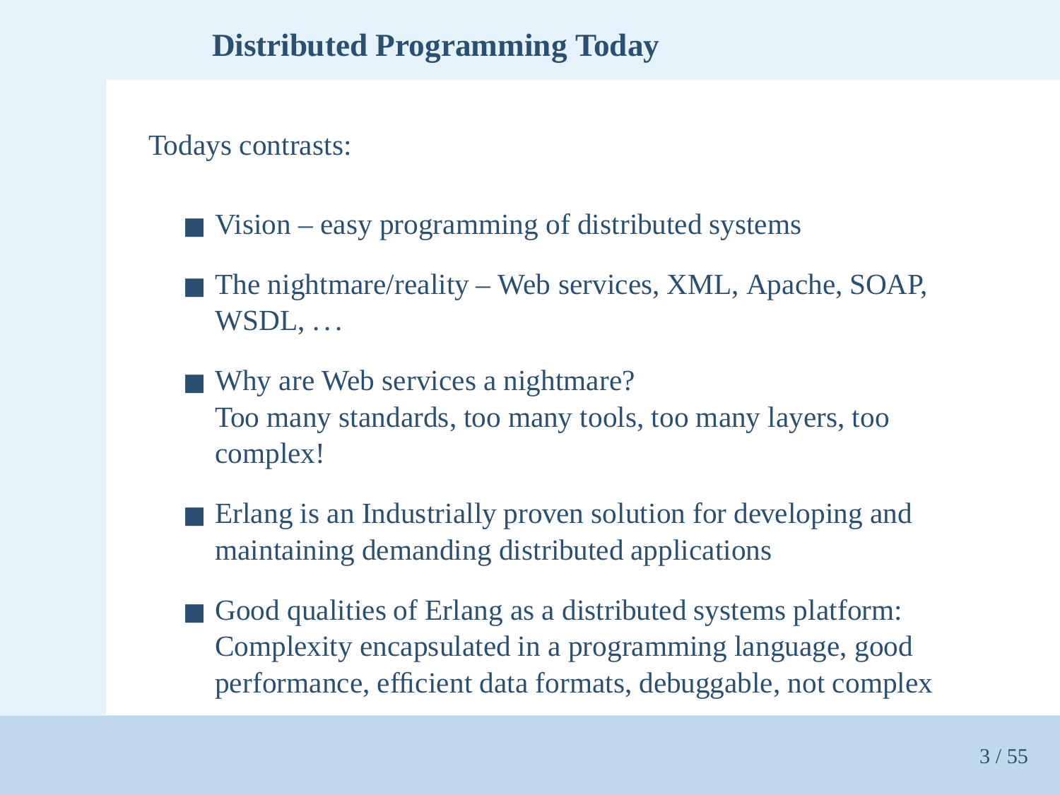## Distributed Programming Today

Todays contrasts:

- Vision – easy programming of distributed systems
- The nightmare/reality – Web services, XML, Apache, SOAP, WSDL, …
- Why are Web services a nightmare?
  Too many standards, too many tools, too many layers, too complex!
- Erlang is an Industrially proven solution for developing and maintaining demanding distributed applications
- Good qualities of Erlang as a distributed systems platform:
  Complexity encapsulated in a programming language, good performance, efficient data formats, debuggable, not complex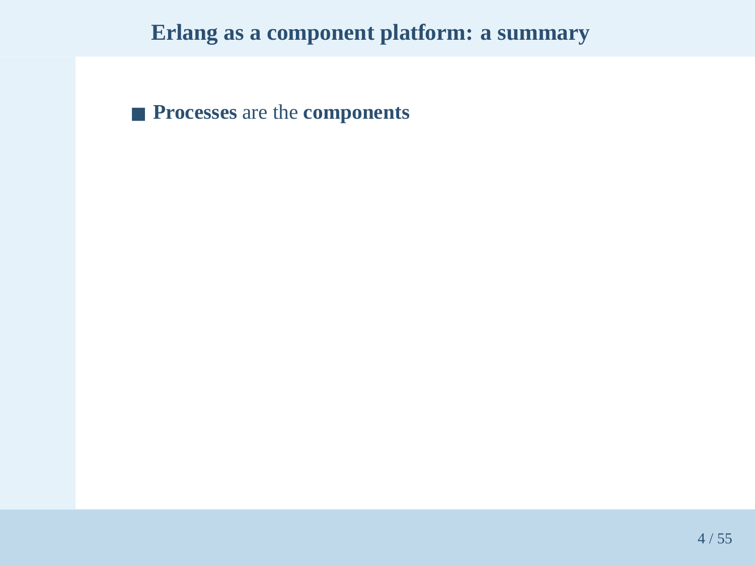## Erlang as a component platform: a summary

- **Processes** are the **components**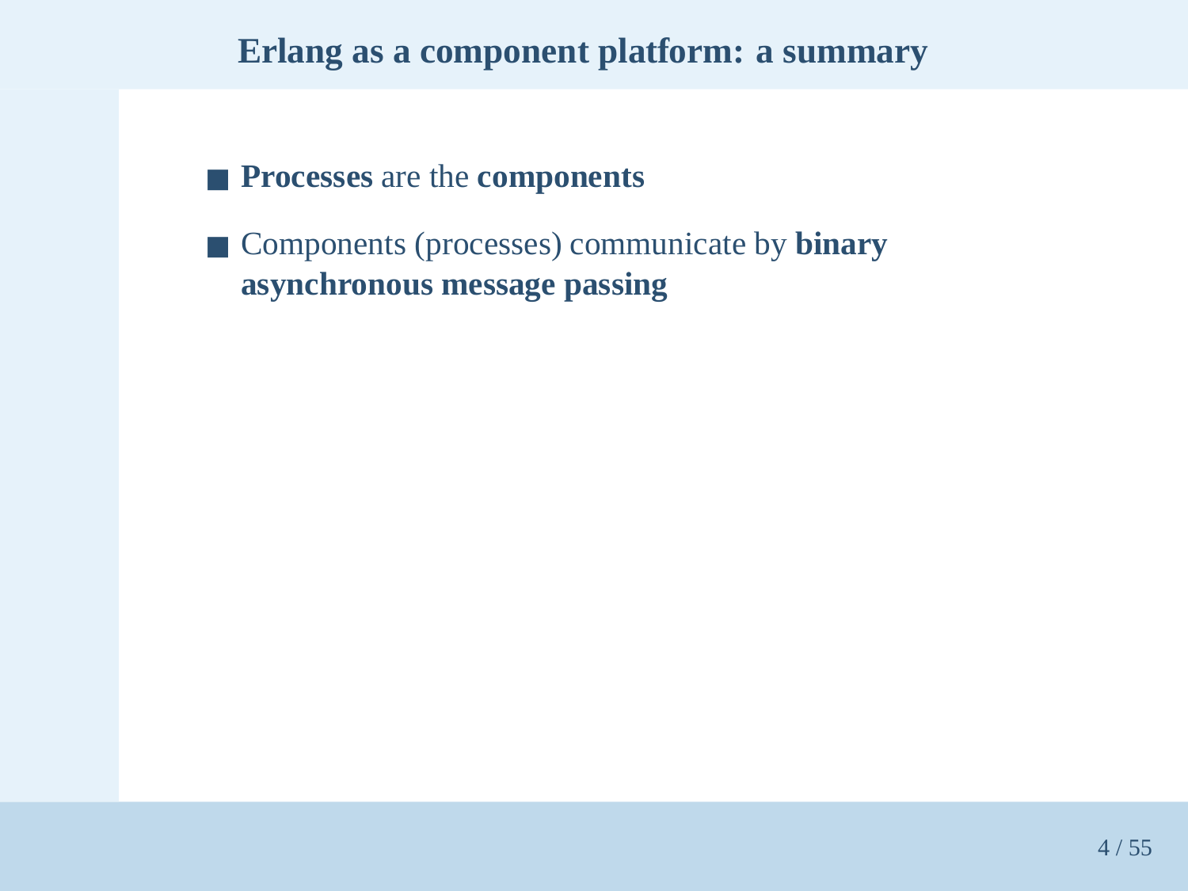## Erlang as a component platform: a summary

- **Processes** are the **components**
- Components (processes) communicate by **binary asynchronous message passing**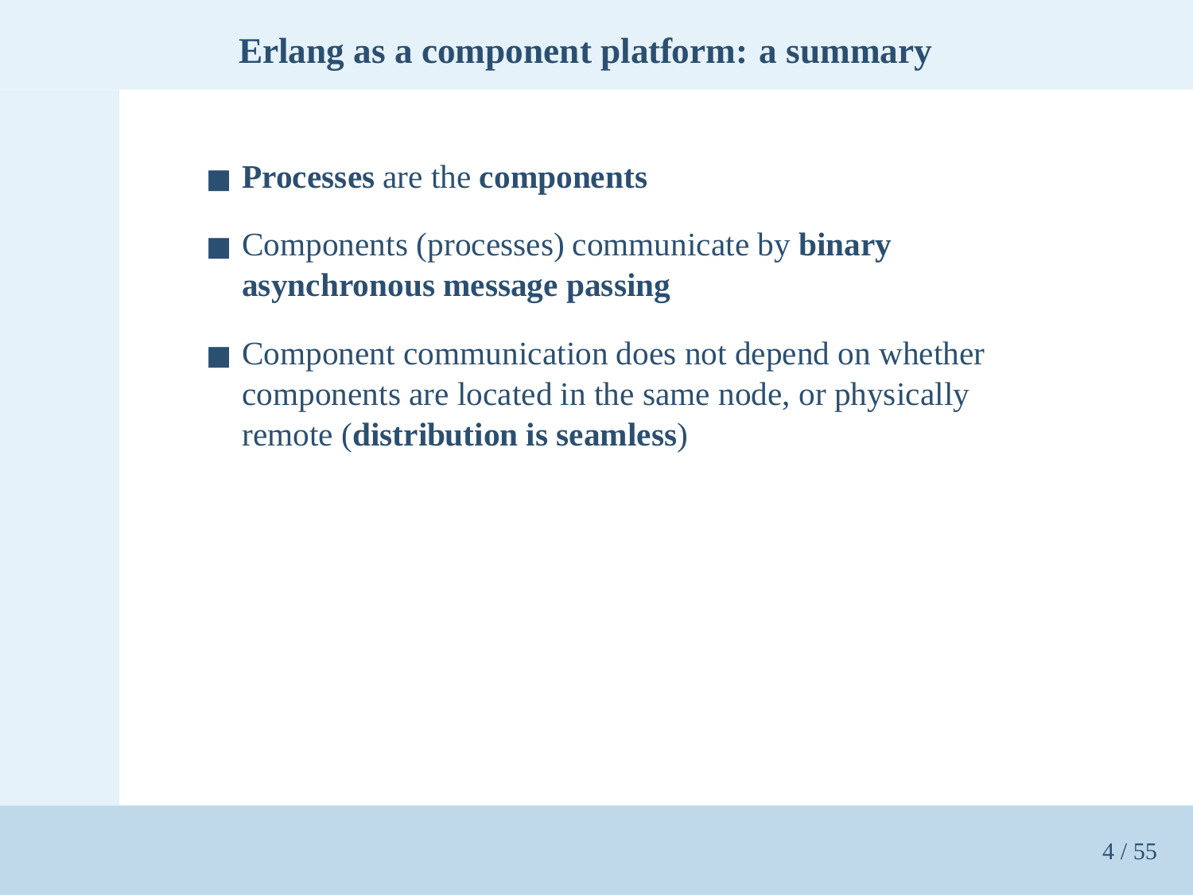# Erlang as a component platform: a summary

- **Processes** are the **components**
- Components (processes) communicate by **binary asynchronous message passing**
- Component communication does not depend on whether components are located in the same node, or physically remote (**distribution is seamless**)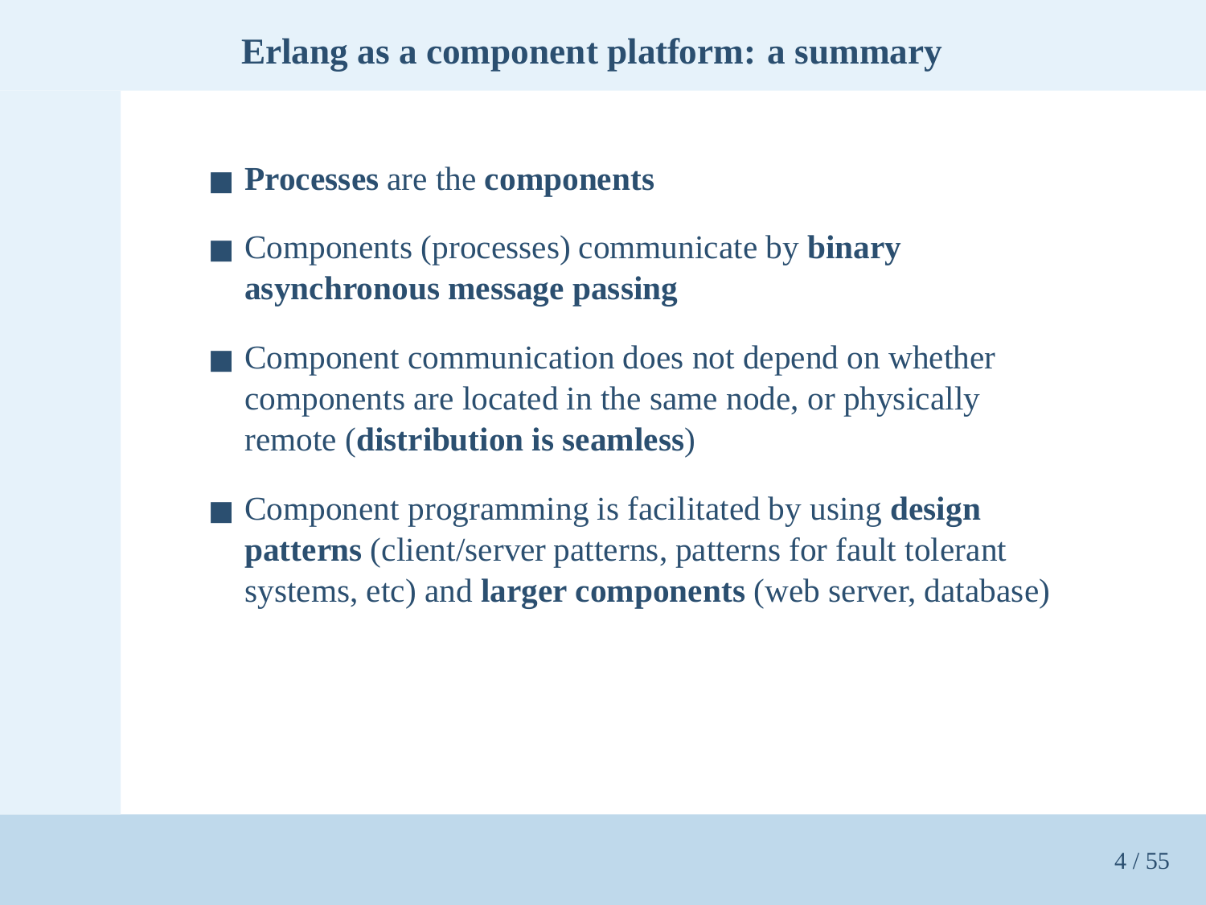## Erlang as a component platform: a summary

- **Processes** are the **components**
- Components (processes) communicate by **binary asynchronous message passing**
- Component communication does not depend on whether components are located in the same node, or physically remote (**distribution is seamless**)
- Component programming is facilitated by using **design patterns** (client/server patterns, patterns for fault tolerant systems, etc) and **larger components** (web server, database)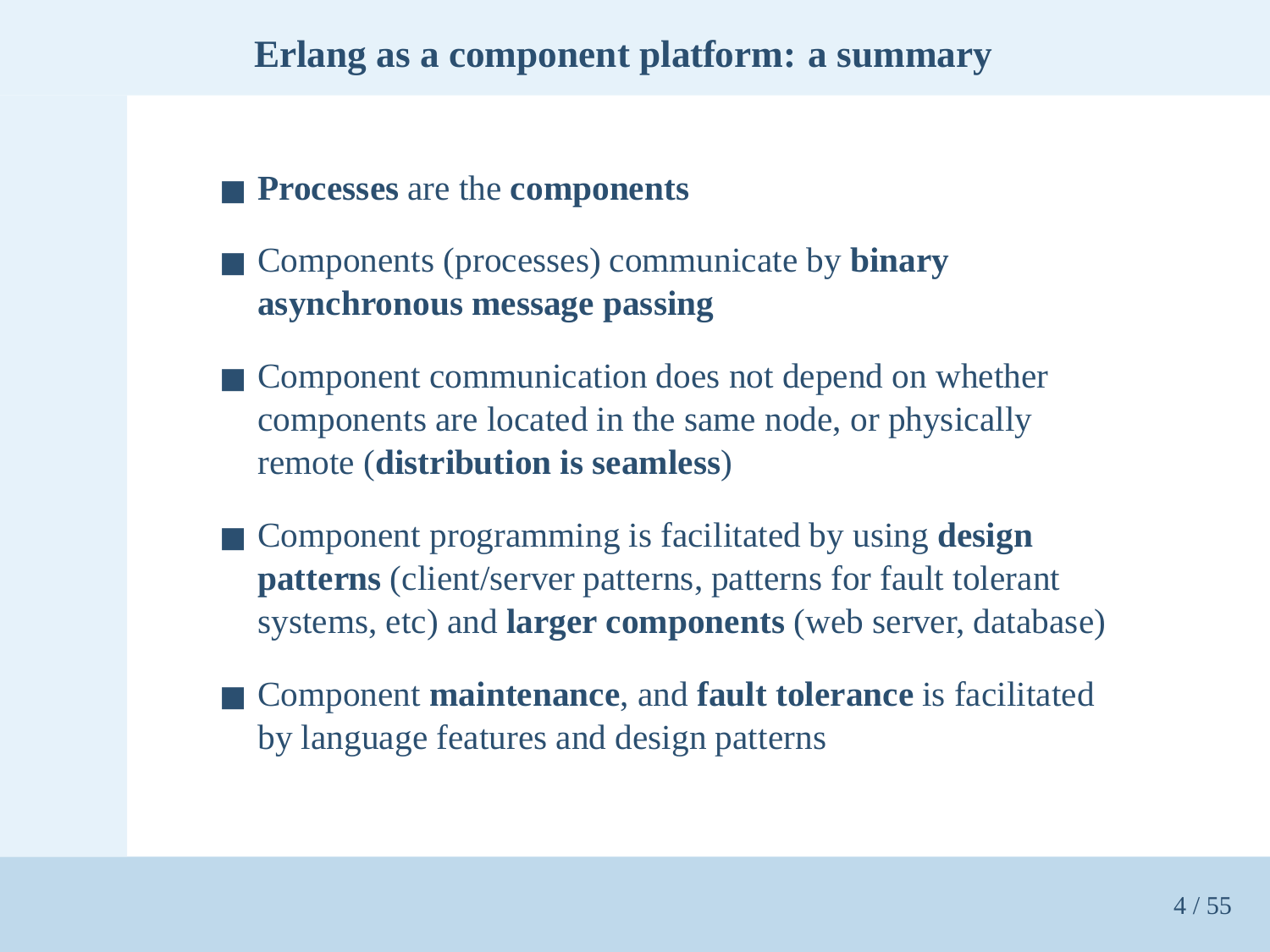## Erlang as a component platform: a summary

- **Processes** are the **components**
- Components (processes) communicate by **binary asynchronous message passing**
- Component communication does not depend on whether components are located in the same node, or physically remote (**distribution is seamless**)
- Component programming is facilitated by using **design patterns** (client/server patterns, patterns for fault tolerant systems, etc) and **larger components** (web server, database)
- Component **maintenance**, and **fault tolerance** is facilitated by language features and design patterns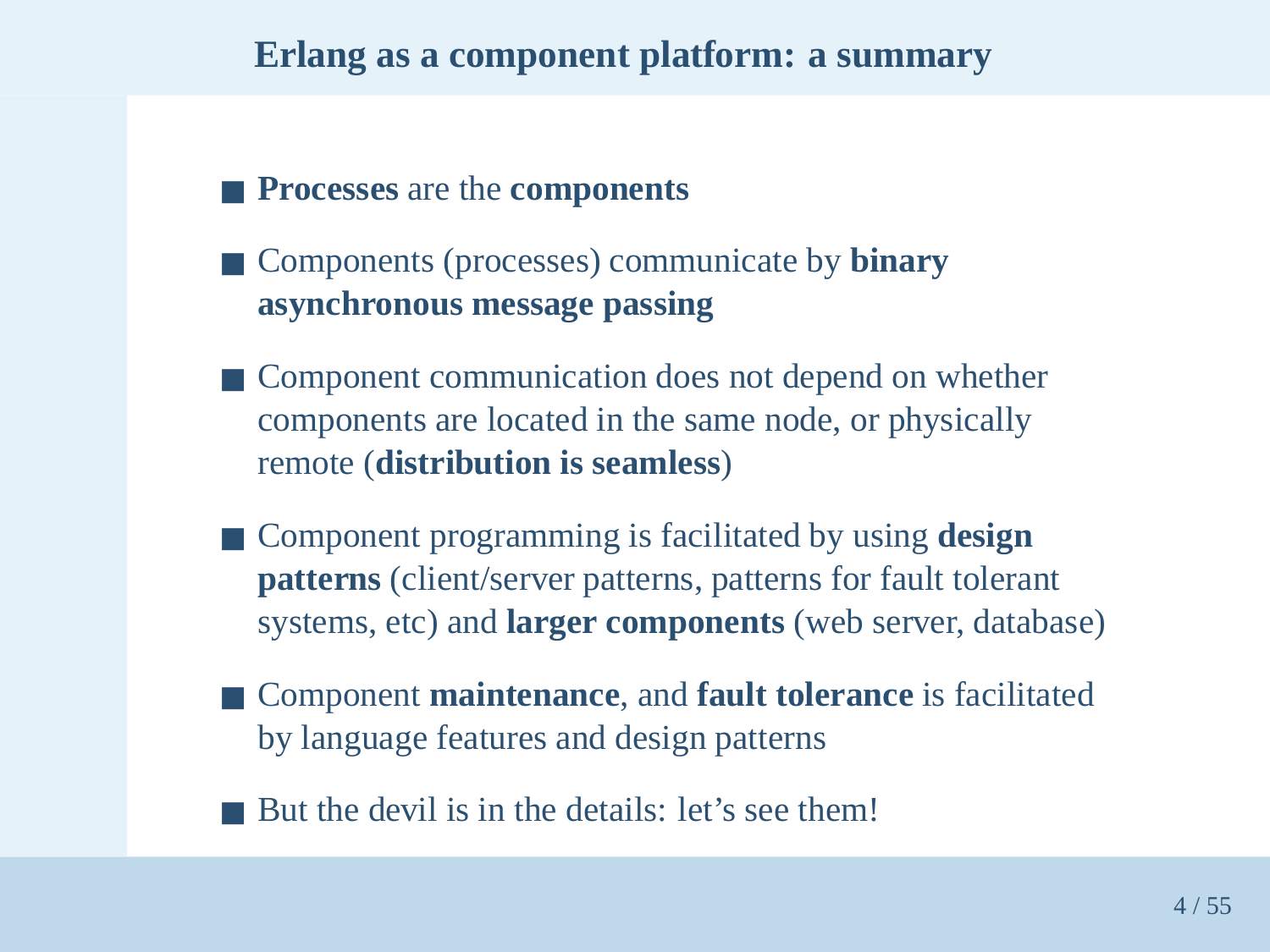## Erlang as a component platform: a summary

- **Processes** are the **components**
- Components (processes) communicate by **binary asynchronous message passing**
- Component communication does not depend on whether components are located in the same node, or physically remote (**distribution is seamless**)
- Component programming is facilitated by using **design patterns** (client/server patterns, patterns for fault tolerant systems, etc) and **larger components** (web server, database)
- Component **maintenance**, and **fault tolerance** is facilitated by language features and design patterns
- But the devil is in the details: let's see them!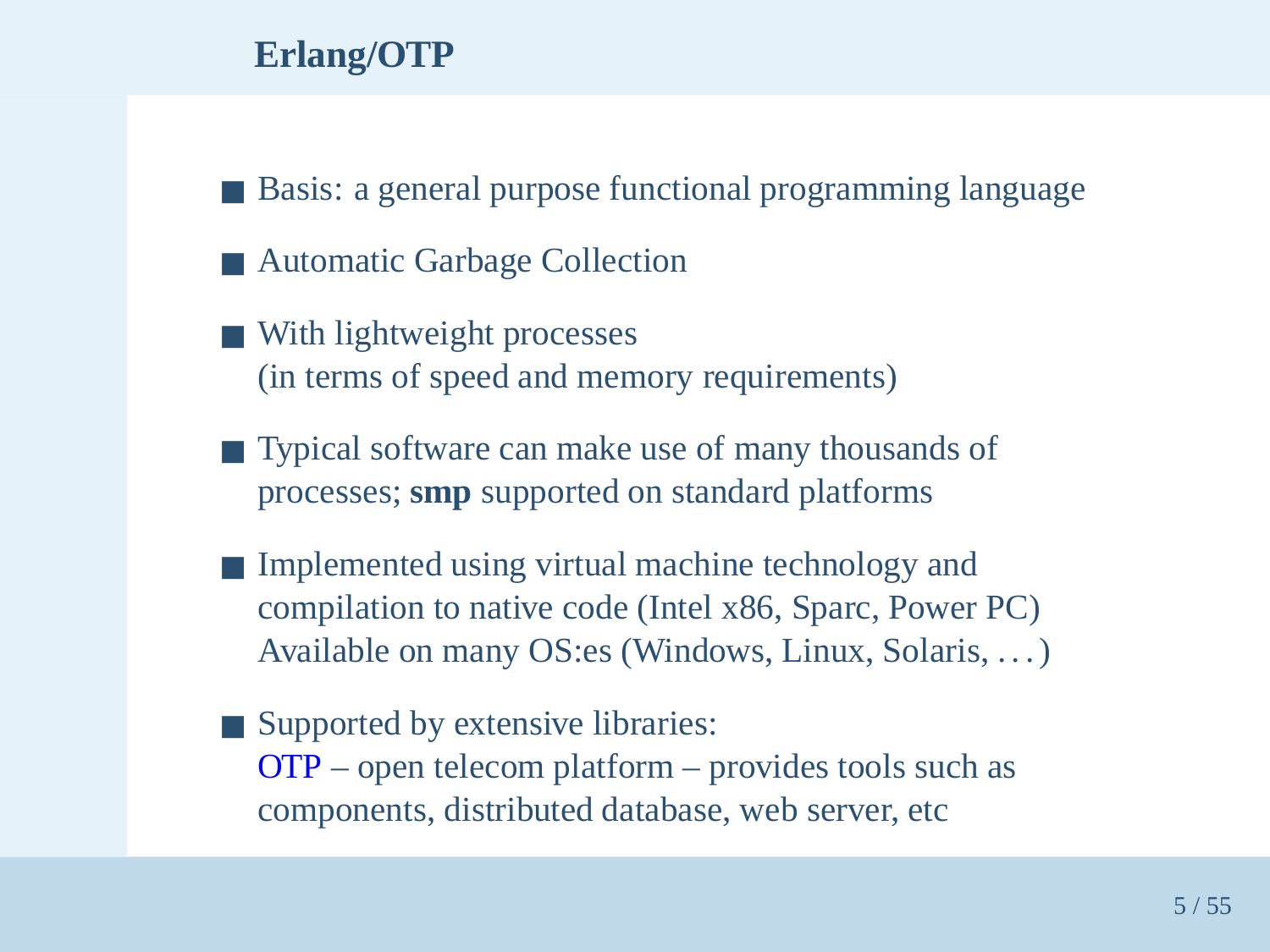# Erlang/OTP

- Basis: a general purpose functional programming language
- Automatic Garbage Collection
- With lightweight processes
  (in terms of speed and memory requirements)
- Typical software can make use of many thousands of processes; **smp** supported on standard platforms
- Implemented using virtual machine technology and compilation to native code (Intel x86, Sparc, Power PC)
  Available on many OS:es (Windows, Linux, Solaris, ...)
- Supported by extensive libraries:
  OTP – open telecom platform – provides tools such as components, distributed database, web server, etc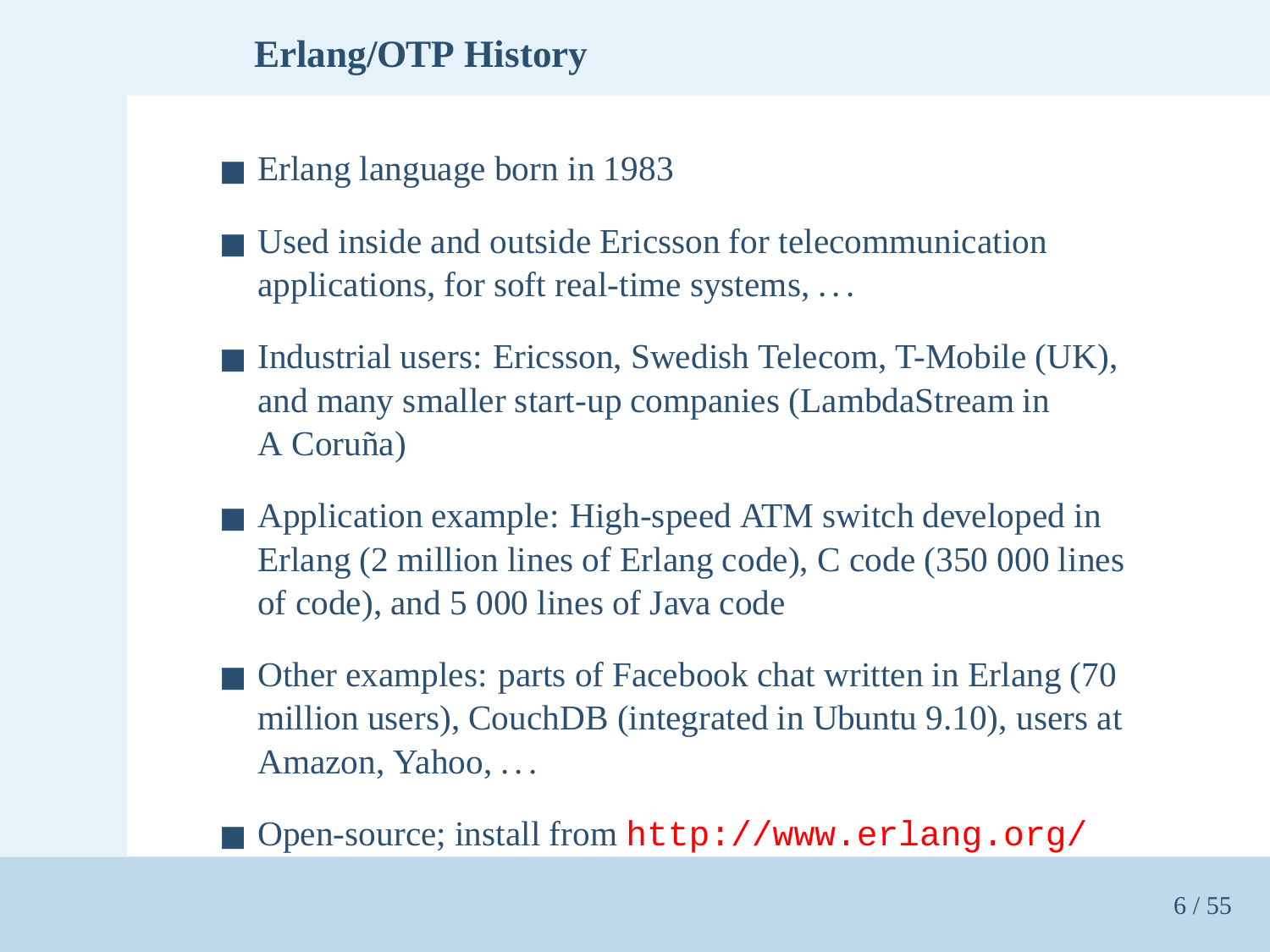## Erlang/OTP History

- Erlang language born in 1983
- Used inside and outside Ericsson for telecommunication applications, for soft real-time systems, ...
- Industrial users: Ericsson, Swedish Telecom, T-Mobile (UK), and many smaller start-up companies (LambdaStream in A Coruña)
- Application example: High-speed ATM switch developed in Erlang (2 million lines of Erlang code), C code (350 000 lines of code), and 5 000 lines of Java code
- Other examples: parts of Facebook chat written in Erlang (70 million users), CouchDB (integrated in Ubuntu 9.10), users at Amazon, Yahoo, ...
- Open-source; install from `http://www.erlang.org/`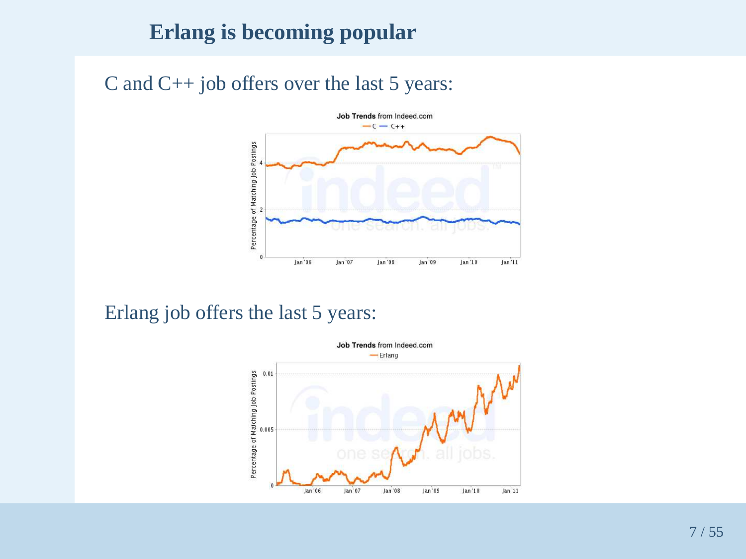# Erlang is becoming popular

C and C++ job offers over the last 5 years:

Erlang job offers the last 5 years: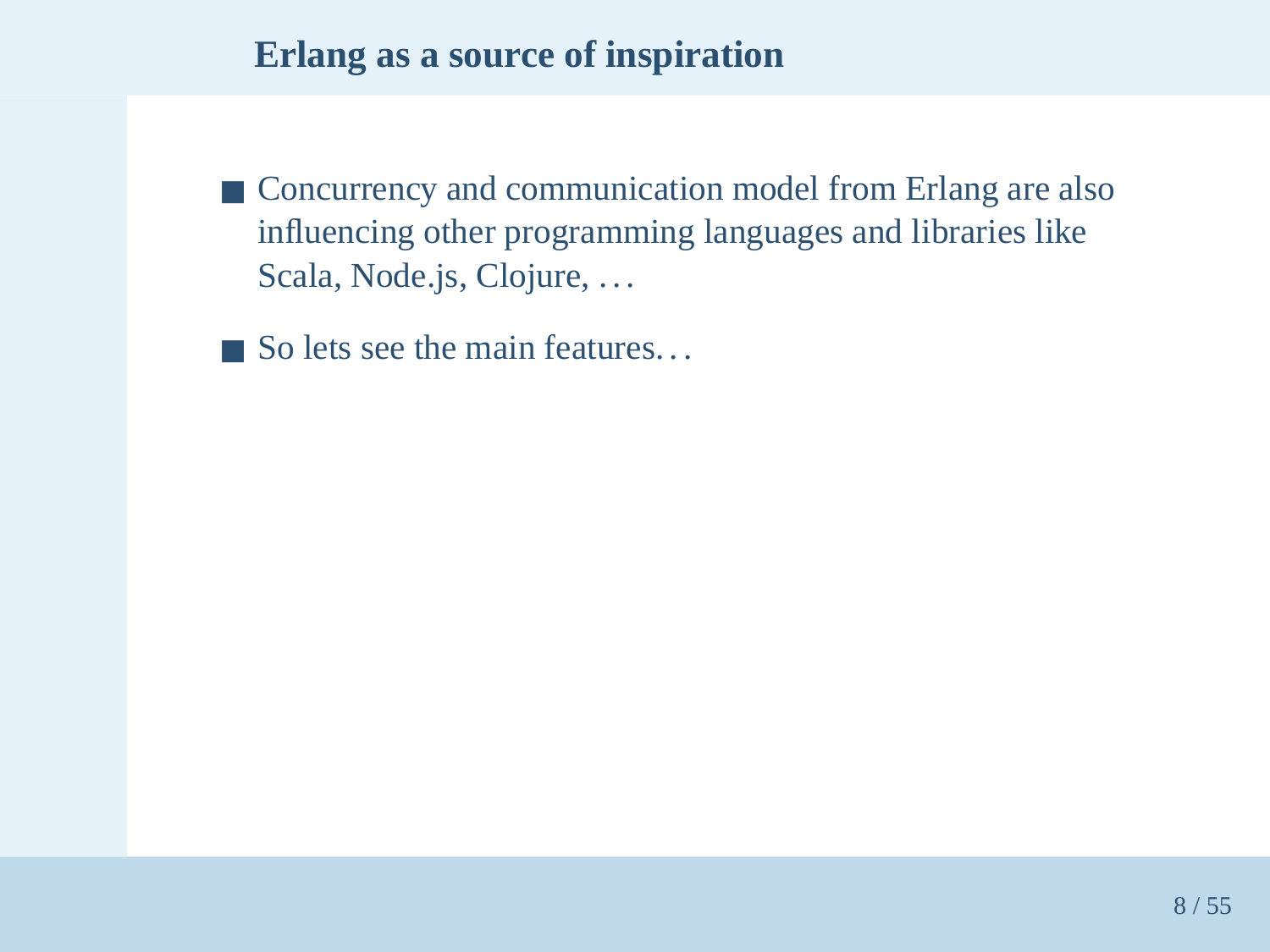## Erlang as a source of inspiration

- Concurrency and communication model from Erlang are also influencing other programming languages and libraries like Scala, Node.js, Clojure, …
- So lets see the main features…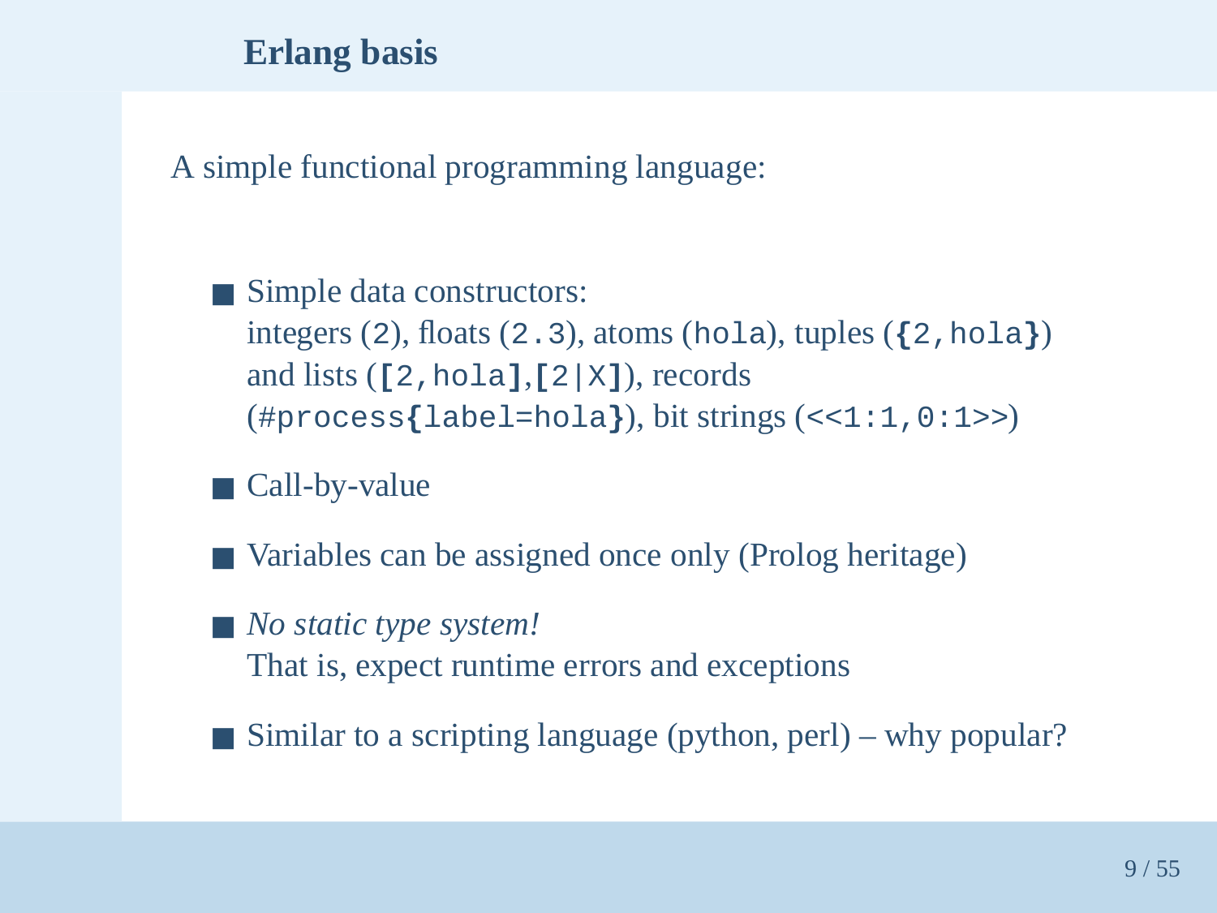## Erlang basis

A simple functional programming language:

- Simple data constructors:
  integers (`2`), floats (`2.3`), atoms (`hola`), tuples (`{2,hola}`) and lists (`[2,hola]`,`[2|X]`), records (`#process{label=hola}`), bit strings (`<<1:1,0:1>>`)
- Call-by-value
- Variables can be assigned once only (Prolog heritage)
- *No static type system!*
  That is, expect runtime errors and exceptions
- Similar to a scripting language (python, perl) – why popular?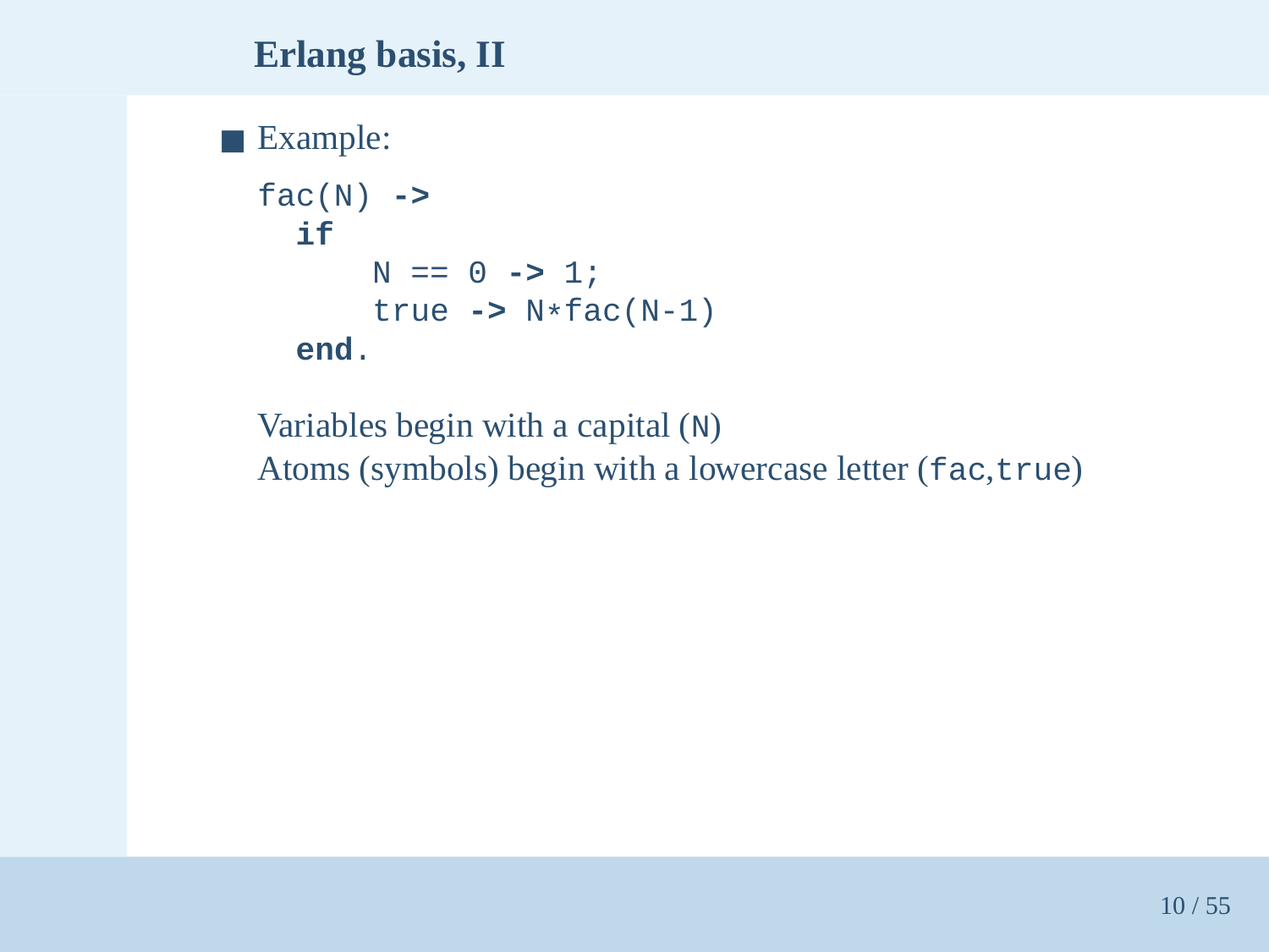## Erlang basis, II

- Example:

```
fac(N) ->
  if
      N == 0 -> 1;
      true -> N*fac(N-1)
  end.
```

  Variables begin with a capital (`N`)
  Atoms (symbols) begin with a lowercase letter (`fac`,`true`)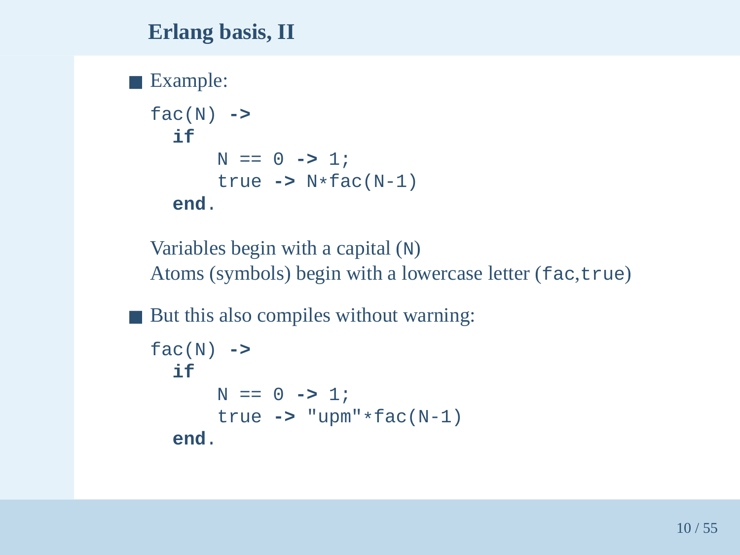## Erlang basis, II

- Example:

```
fac(N) ->
  if
      N == 0 -> 1;
      true -> N*fac(N-1)
  end.
```

  Variables begin with a capital (`N`)
  Atoms (symbols) begin with a lowercase letter (`fac`,`true`)

- But this also compiles without warning:

```
fac(N) ->
  if
      N == 0 -> 1;
      true -> "upm"*fac(N-1)
  end.
```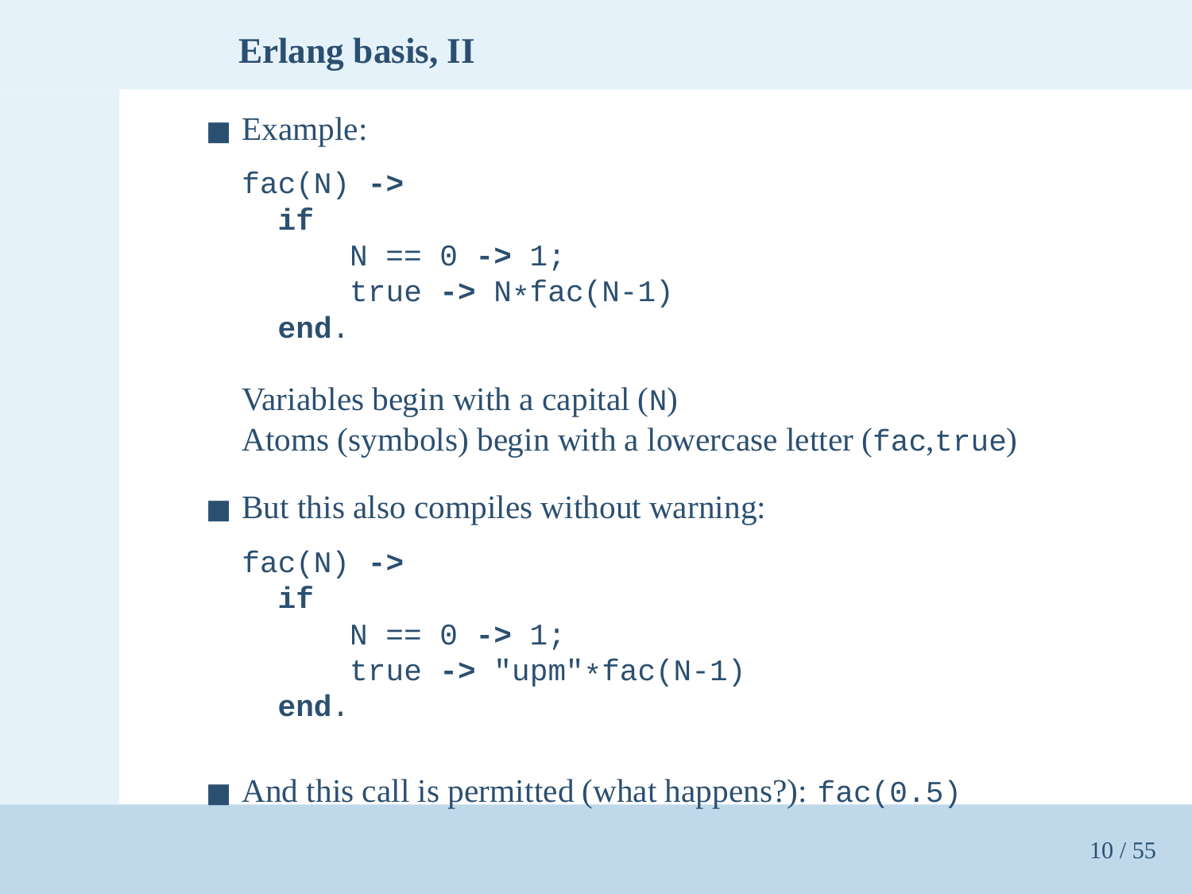## Erlang basis, II

- Example:

```
fac(N) ->
  if
      N == 0 -> 1;
      true -> N*fac(N-1)
  end.
```

  Variables begin with a capital (`N`)
  Atoms (symbols) begin with a lowercase letter (`fac`,`true`)

- But this also compiles without warning:

```
fac(N) ->
  if
      N == 0 -> 1;
      true -> "upm"*fac(N-1)
  end.
```

- And this call is permitted (what happens?): `fac(0.5)`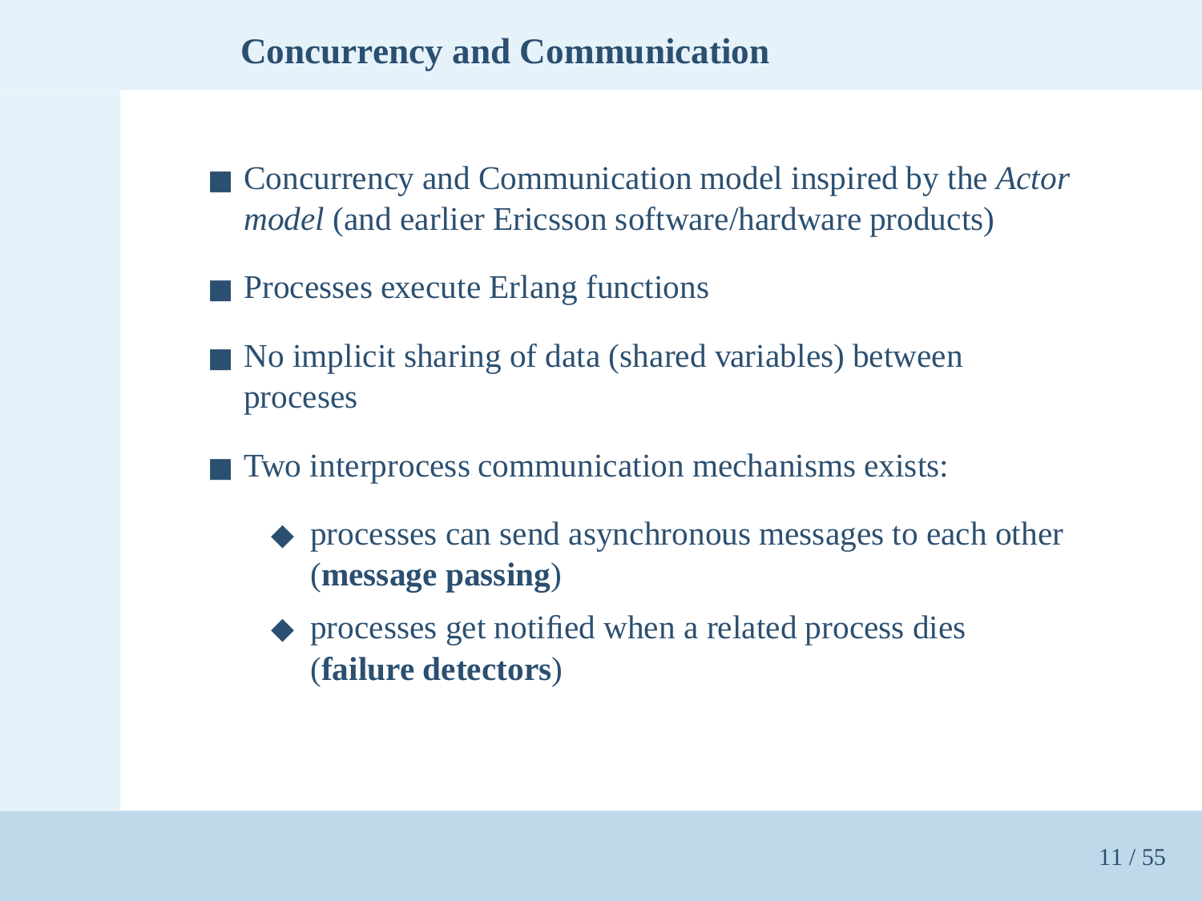## Concurrency and Communication

- Concurrency and Communication model inspired by the *Actor model* (and earlier Ericsson software/hardware products)
- Processes execute Erlang functions
- No implicit sharing of data (shared variables) between proceses
- Two interprocess communication mechanisms exists:
  - processes can send asynchronous messages to each other (**message passing**)
  - processes get notified when a related process dies (**failure detectors**)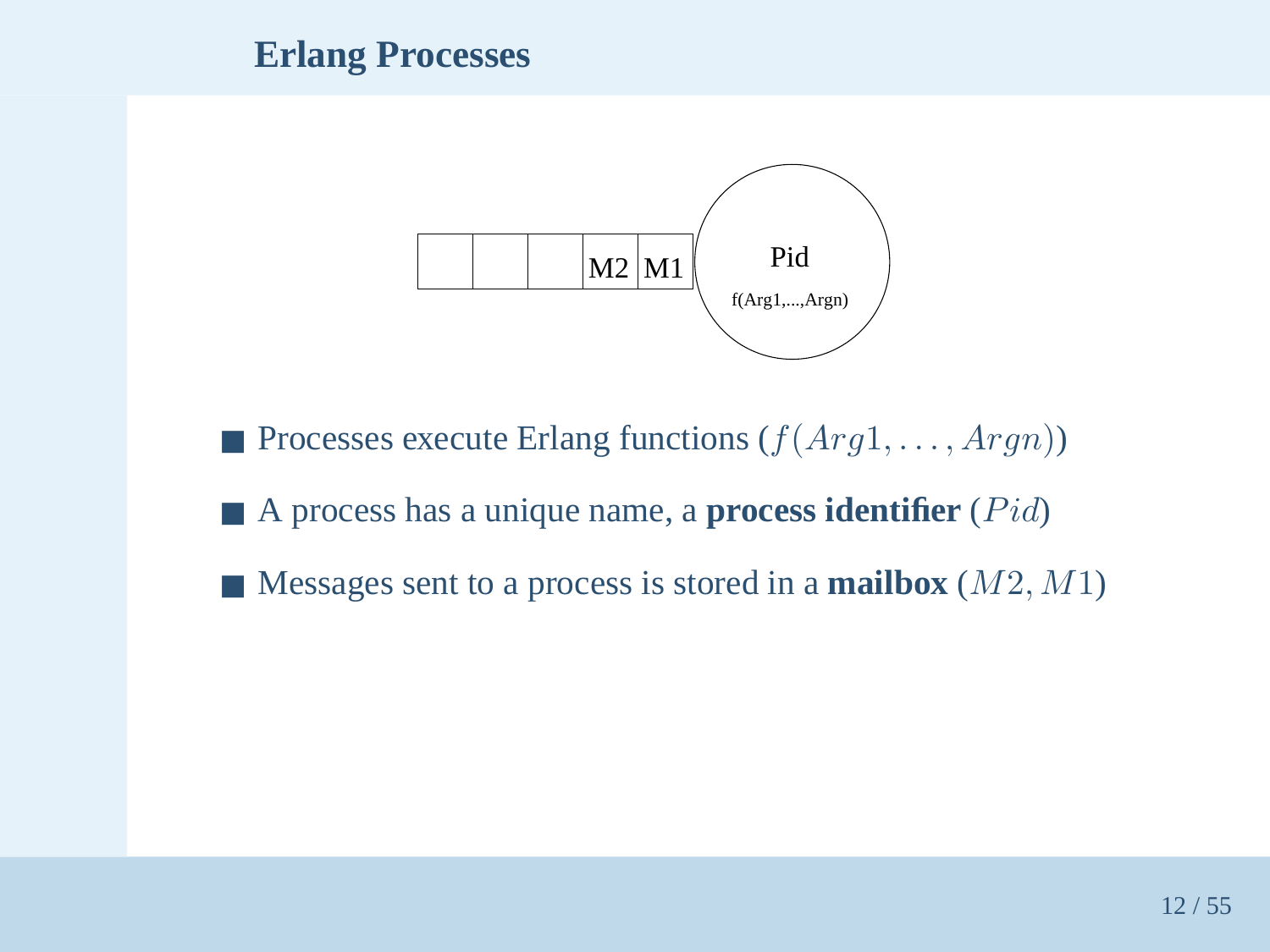## Erlang Processes

M2 M1 Pid f(Arg1,...,Argn)

- Processes execute Erlang functions ($f(Arg1, \ldots, Argn)$)
- A process has a unique name, a **process identifier** ($Pid$)
- Messages sent to a process is stored in a **mailbox** ($M2$, $M1$)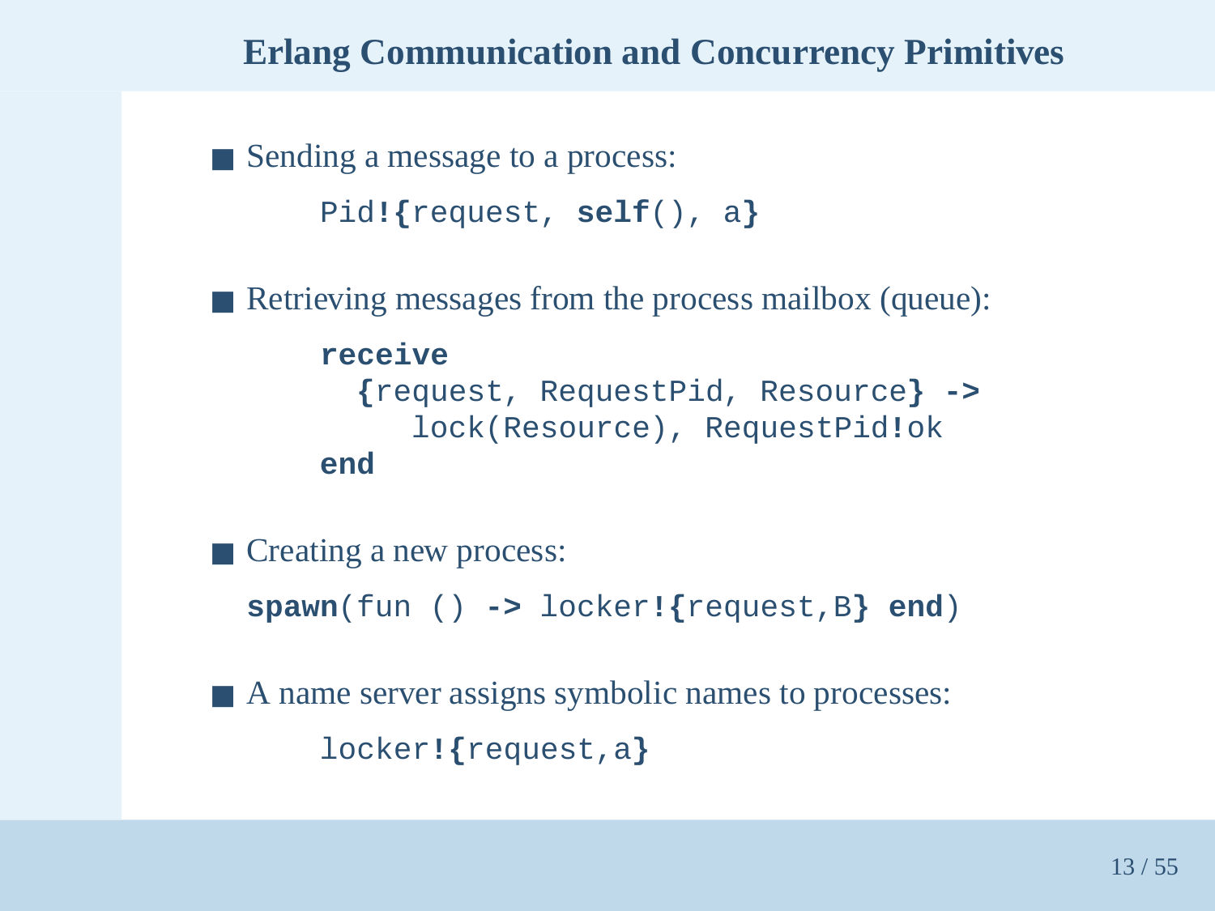# Erlang Communication and Concurrency Primitives

- Sending a message to a process:

```
Pid!{request, self(), a}
```

- Retrieving messages from the process mailbox (queue):

```
receive
  {request, RequestPid, Resource} ->
     lock(Resource), RequestPid!ok
end
```

- Creating a new process:

```
spawn(fun () -> locker!{request,B} end)
```

- A name server assigns symbolic names to processes:

```
locker!{request,a}
```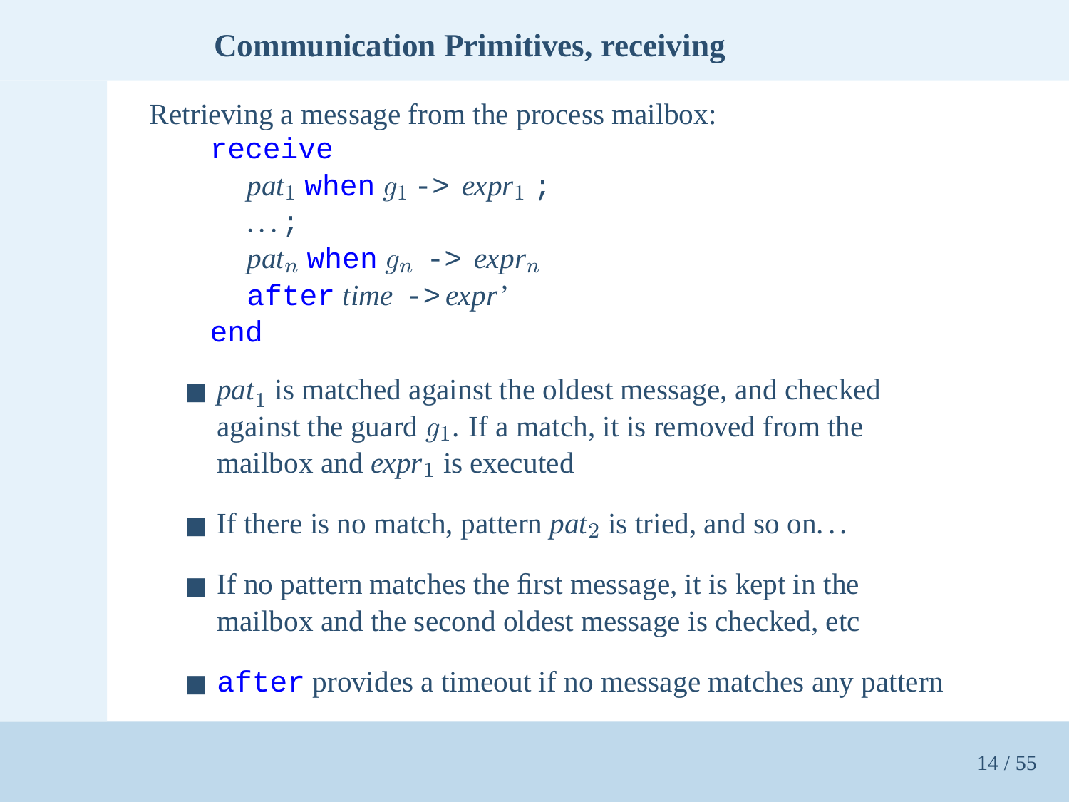## Communication Primitives, receiving

Retrieving a message from the process mailbox:

```
receive
  pat1 when g1 -> expr1 ;
  ...;
  patn when gn -> exprn
  after time -> expr'
end
```

- $pat_1$ is matched against the oldest message, and checked against the guard $g_1$. If a match, it is removed from the mailbox and $expr_1$ is executed
- If there is no match, pattern $pat_2$ is tried, and so on...
- If no pattern matches the first message, it is kept in the mailbox and the second oldest message is checked, etc
- `after` provides a timeout if no message matches any pattern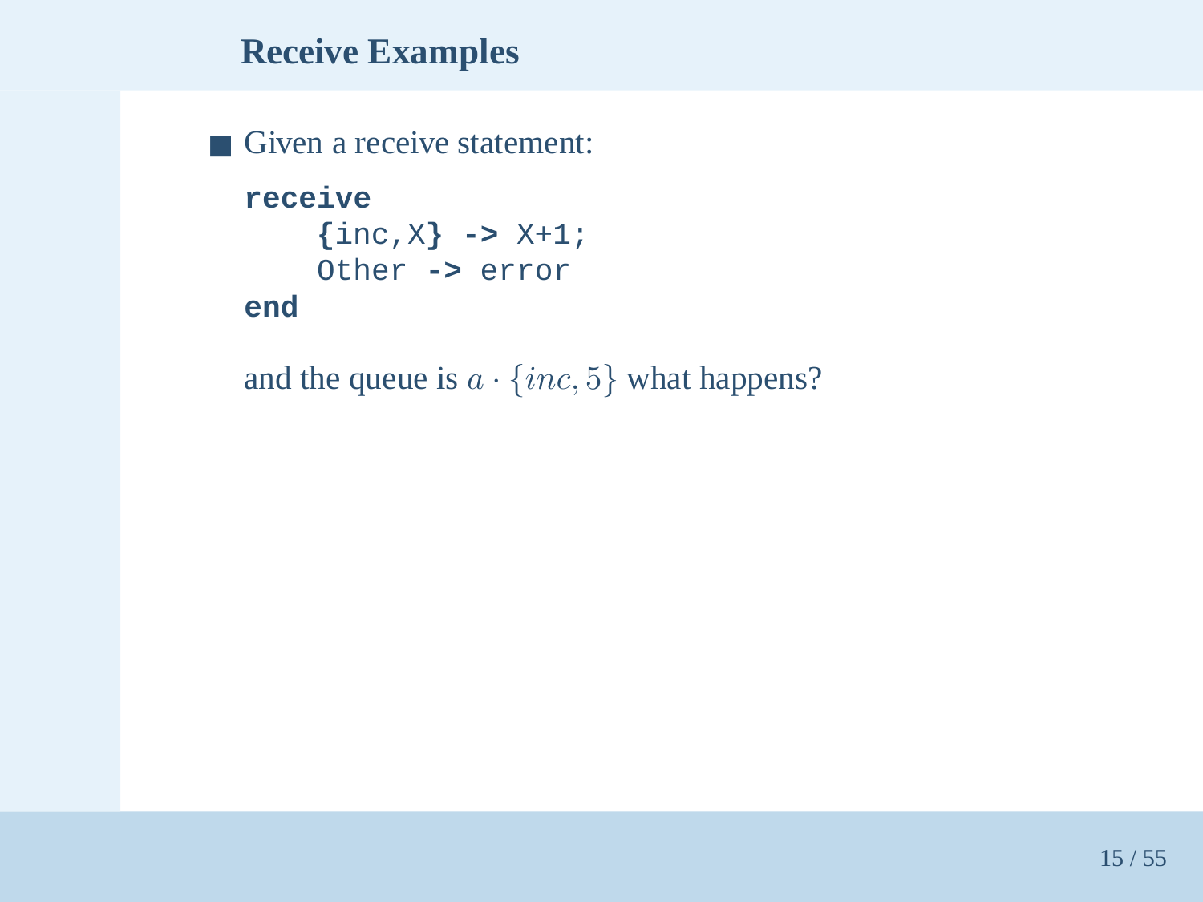## Receive Examples

- Given a receive statement:

```
receive
    {inc,X} -> X+1;
    Other -> error
end
```

and the queue is $a \cdot \{inc, 5\}$ what happens?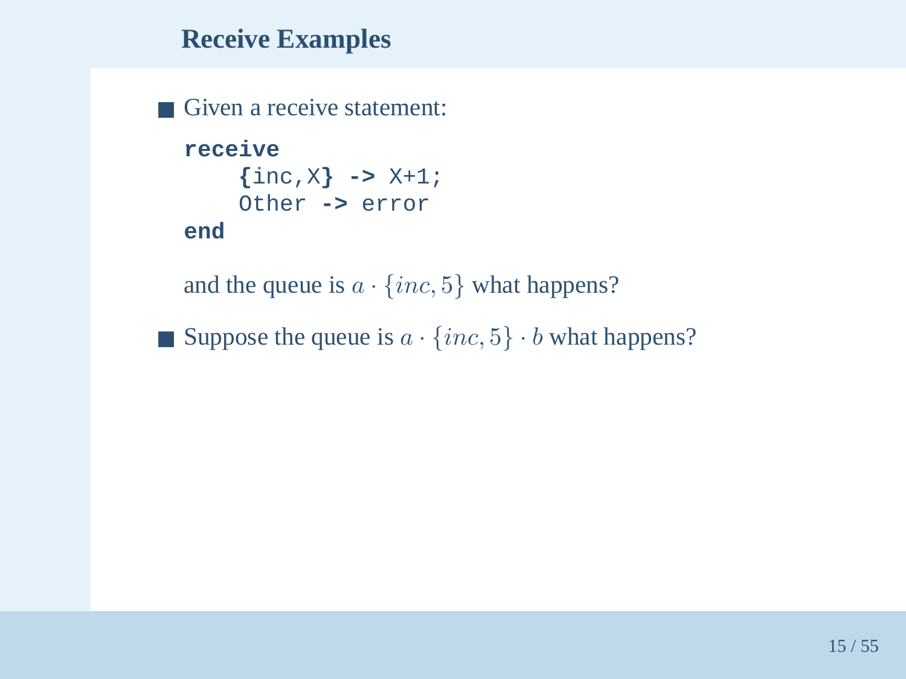## Receive Examples

- Given a receive statement:

```
receive
    {inc,X} -> X+1;
    Other -> error
end
```

  and the queue is $a \cdot \{inc, 5\}$ what happens?

- Suppose the queue is $a \cdot \{inc, 5\} \cdot b$ what happens?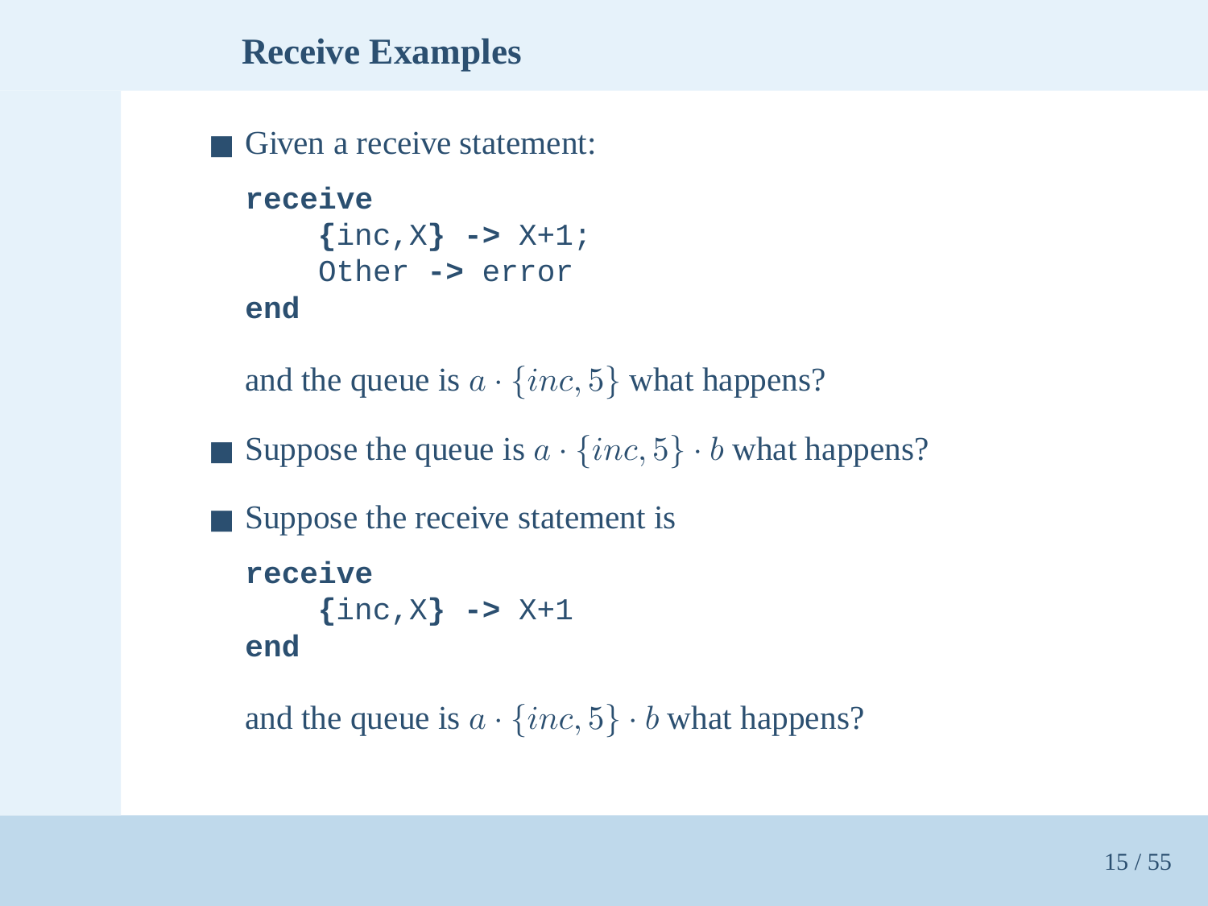## Receive Examples

- Given a receive statement:

  ```
  receive
      {inc,X} -> X+1;
      Other -> error
  end
  ```

  and the queue is $a \cdot \{inc, 5\}$ what happens?

- Suppose the queue is $a \cdot \{inc, 5\} \cdot b$ what happens?

- Suppose the receive statement is

  ```
  receive
      {inc,X} -> X+1
  end
  ```

  and the queue is $a \cdot \{inc, 5\} \cdot b$ what happens?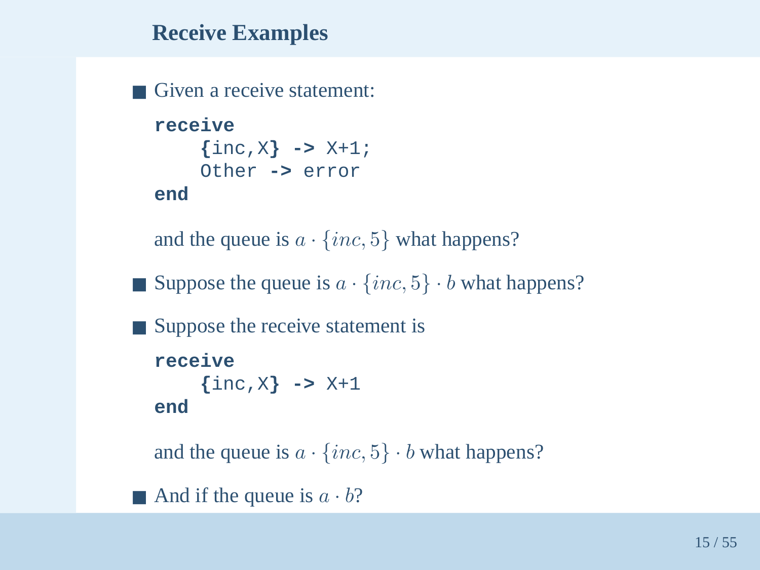## Receive Examples

- Given a receive statement:

```
receive
    {inc,X} -> X+1;
    Other -> error
end
```

  and the queue is $a \cdot \{inc, 5\}$ what happens?

- Suppose the queue is $a \cdot \{inc, 5\} \cdot b$ what happens?

- Suppose the receive statement is

```
receive
    {inc,X} -> X+1
end
```

  and the queue is $a \cdot \{inc, 5\} \cdot b$ what happens?

- And if the queue is $a \cdot b$?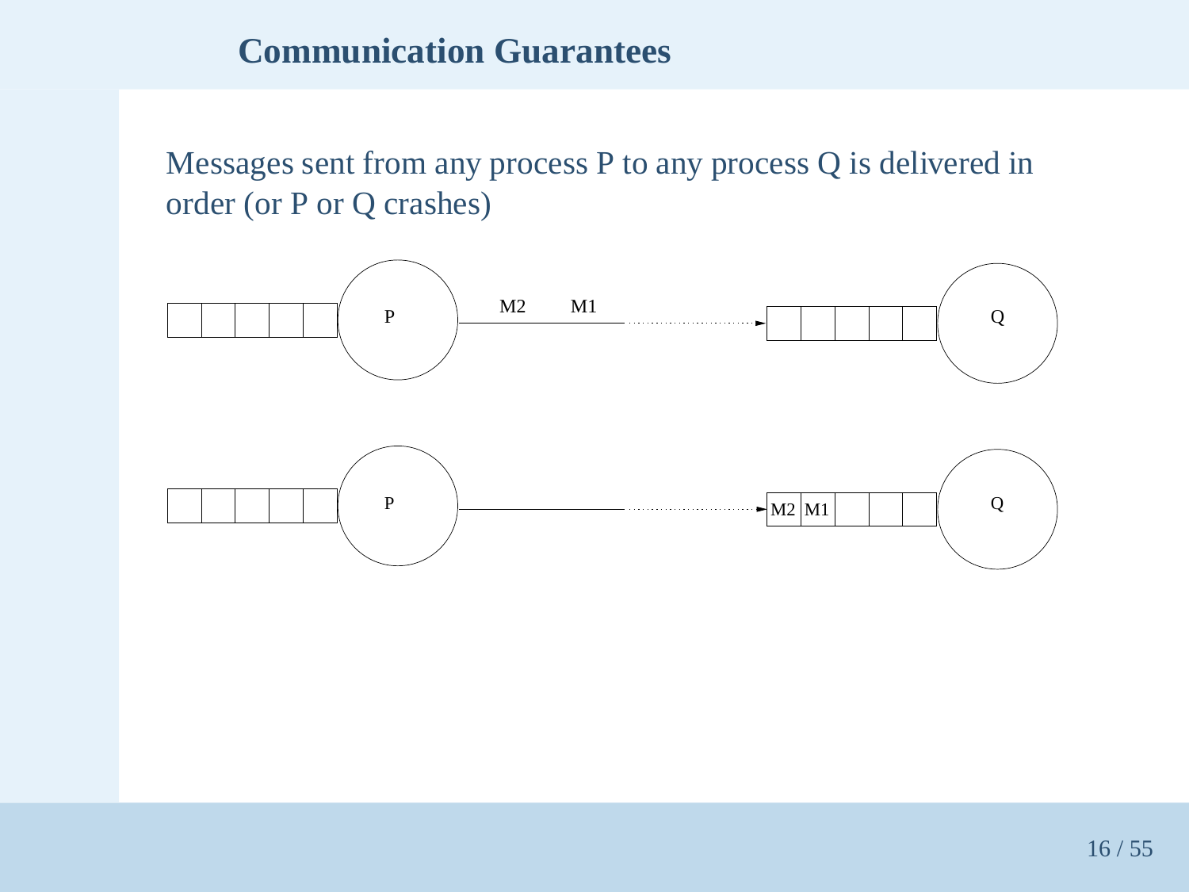## Communication Guarantees

Messages sent from any process P to any process Q is delivered in order (or P or Q crashes)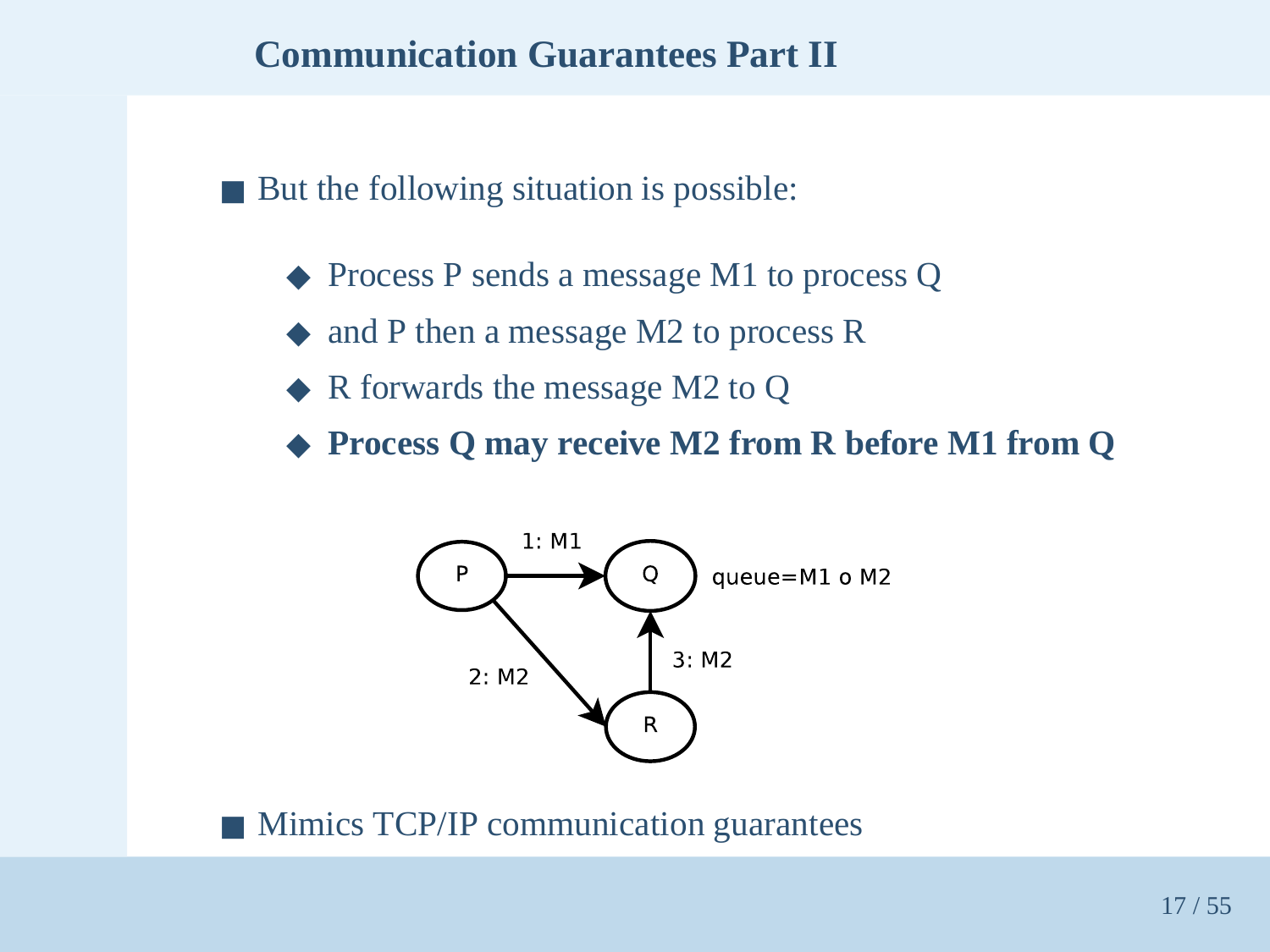## Communication Guarantees Part II

- But the following situation is possible:
  - Process P sends a message M1 to process Q
  - and P then a message M2 to process R
  - R forwards the message M2 to Q
  - **Process Q may receive M2 from R before M1 from Q**
- Mimics TCP/IP communication guarantees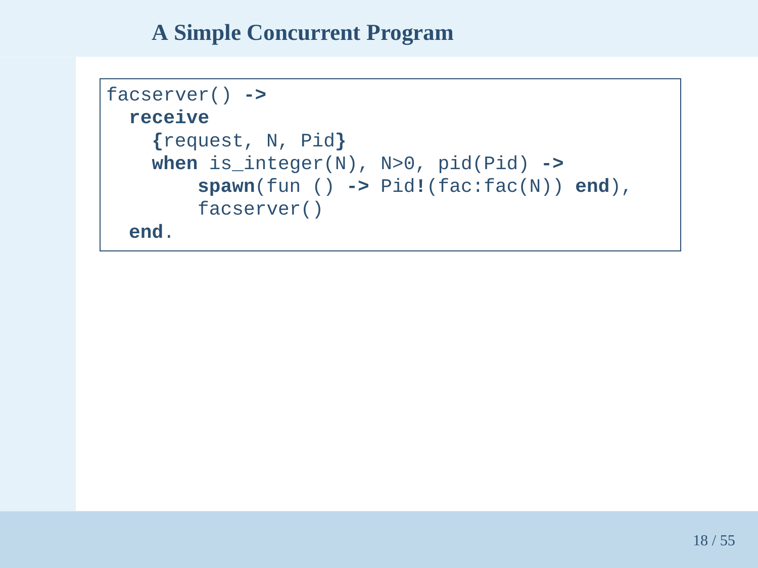# A Simple Concurrent Program

```
facserver() ->
  receive
    {request, N, Pid}
    when is_integer(N), N>0, pid(Pid) ->
        spawn(fun () -> Pid!(fac:fac(N)) end),
        facserver()
  end.
```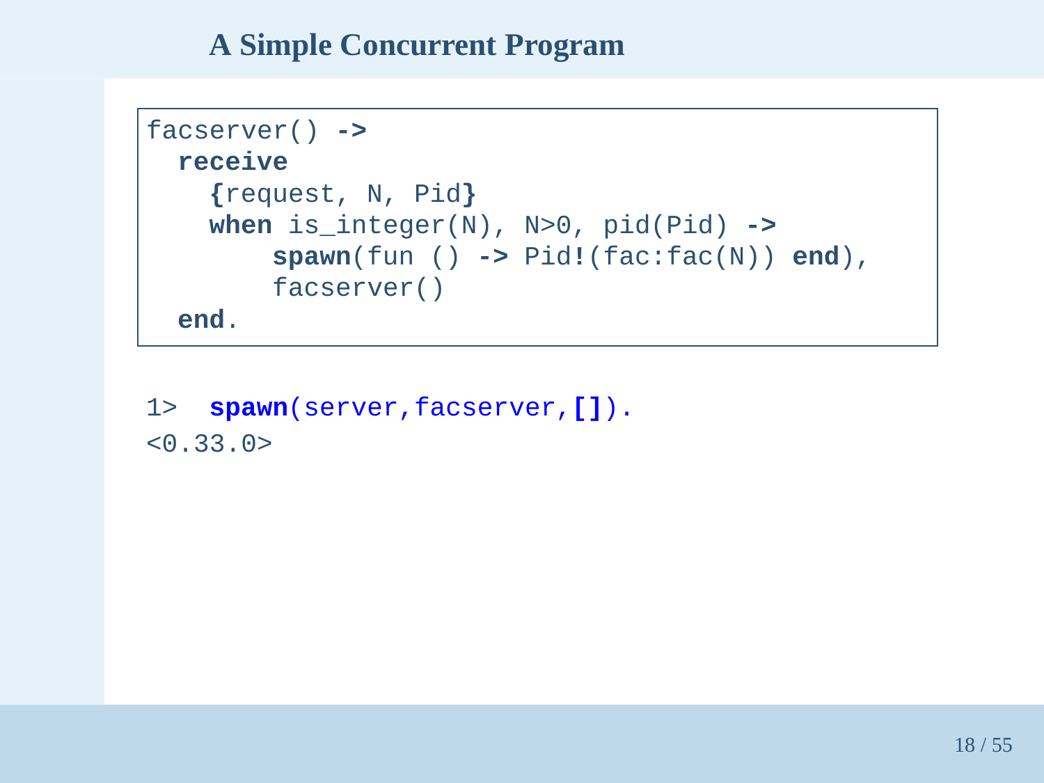## A Simple Concurrent Program

```
facserver() ->
  receive
    {request, N, Pid}
    when is_integer(N), N>0, pid(Pid) ->
        spawn(fun () -> Pid!(fac:fac(N)) end),
        facserver()
  end.
```

```
1>  spawn(server,facserver,[]).
<0.33.0>
```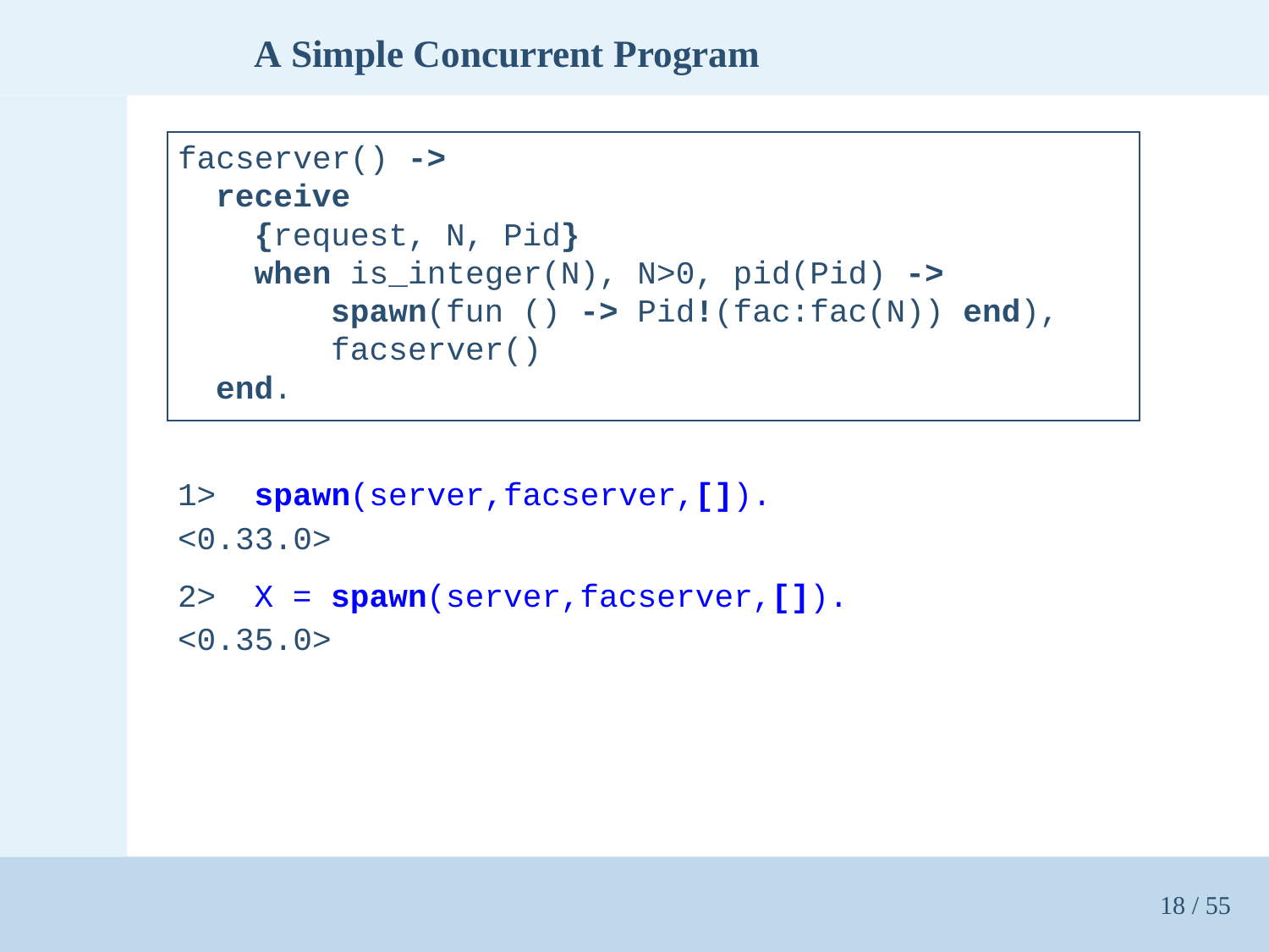# A Simple Concurrent Program

```
facserver() ->
  receive
    {request, N, Pid}
    when is_integer(N), N>0, pid(Pid) ->
        spawn(fun () -> Pid!(fac:fac(N)) end),
        facserver()
  end.
```

```
1>  spawn(server,facserver,[]).
<0.33.0>

2>  X = spawn(server,facserver,[]).
<0.35.0>
```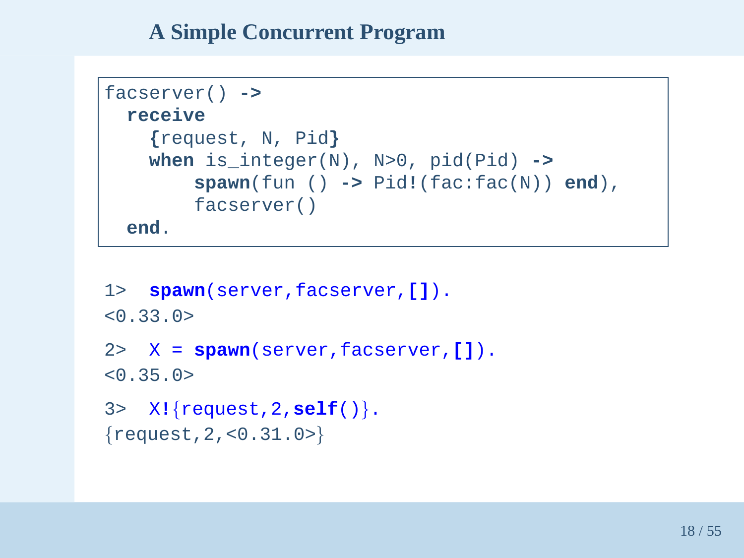## A Simple Concurrent Program

```
facserver() ->
  receive
    {request, N, Pid}
    when is_integer(N), N>0, pid(Pid) ->
        spawn(fun () -> Pid!(fac:fac(N)) end),
        facserver()
  end.
```

```
1>  spawn(server,facserver,[]).
<0.33.0>

2>  X = spawn(server,facserver,[]).
<0.35.0>

3>  X!{request,2,self()}.
{request,2,<0.31.0>}
```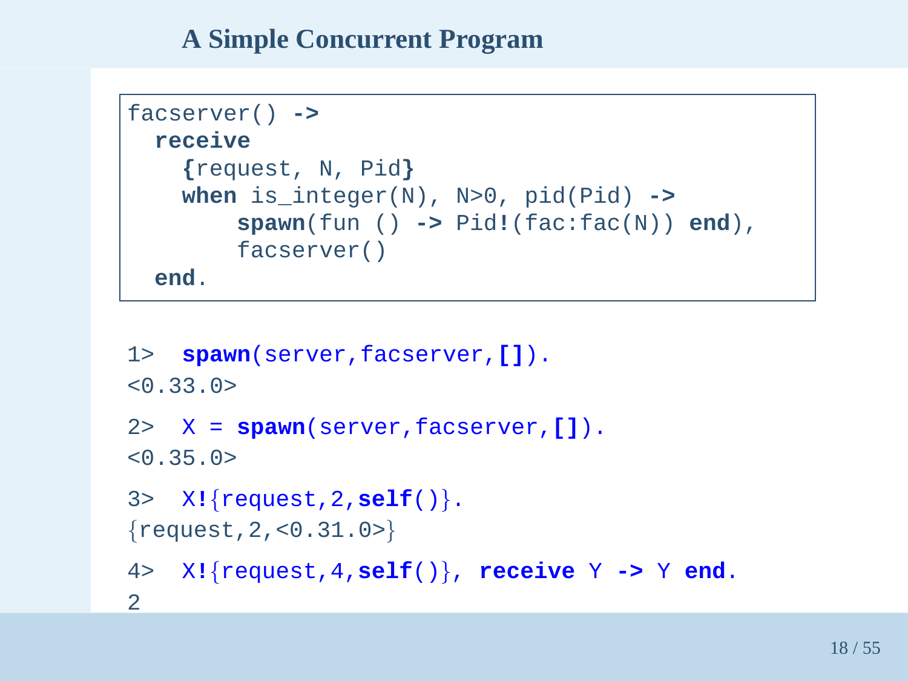# A Simple Concurrent Program

```
facserver() ->
  receive
    {request, N, Pid}
    when is_integer(N), N>0, pid(Pid) ->
        spawn(fun () -> Pid!(fac:fac(N)) end),
        facserver()
  end.
```

```
1>  spawn(server,facserver,[]).
<0.33.0>

2>  X = spawn(server,facserver,[]).
<0.35.0>

3>  X!{request,2,self()}.
{request,2,<0.31.0>}

4>  X!{request,4,self()}, receive Y -> Y end.
2
```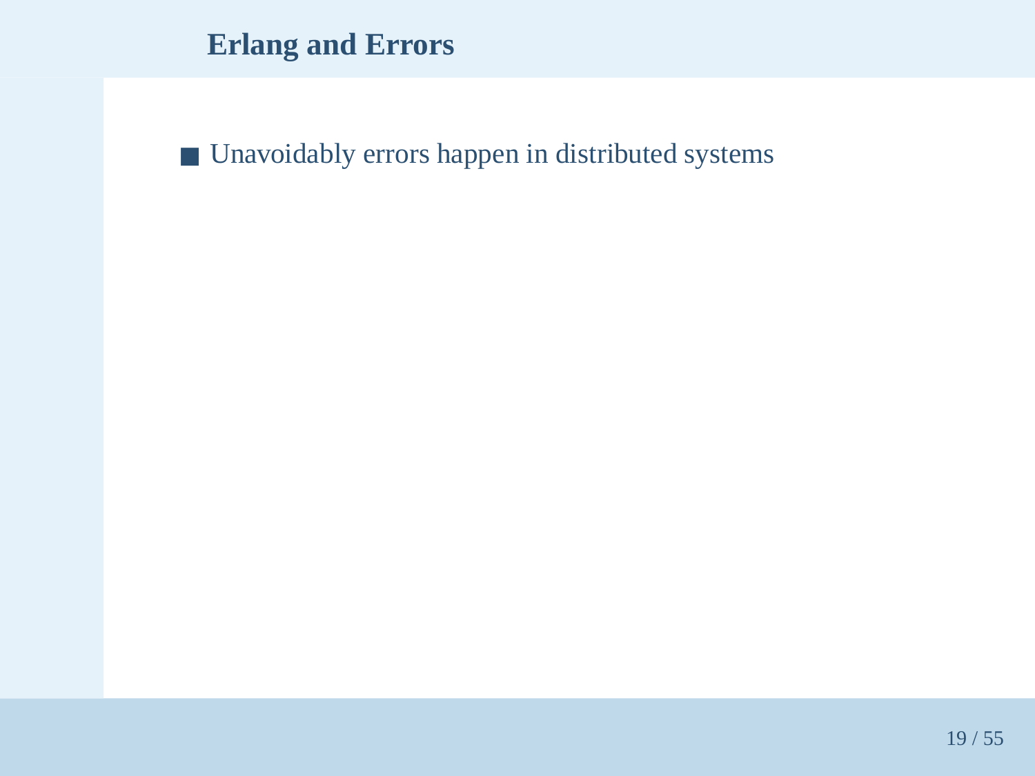## Erlang and Errors

- Unavoidably errors happen in distributed systems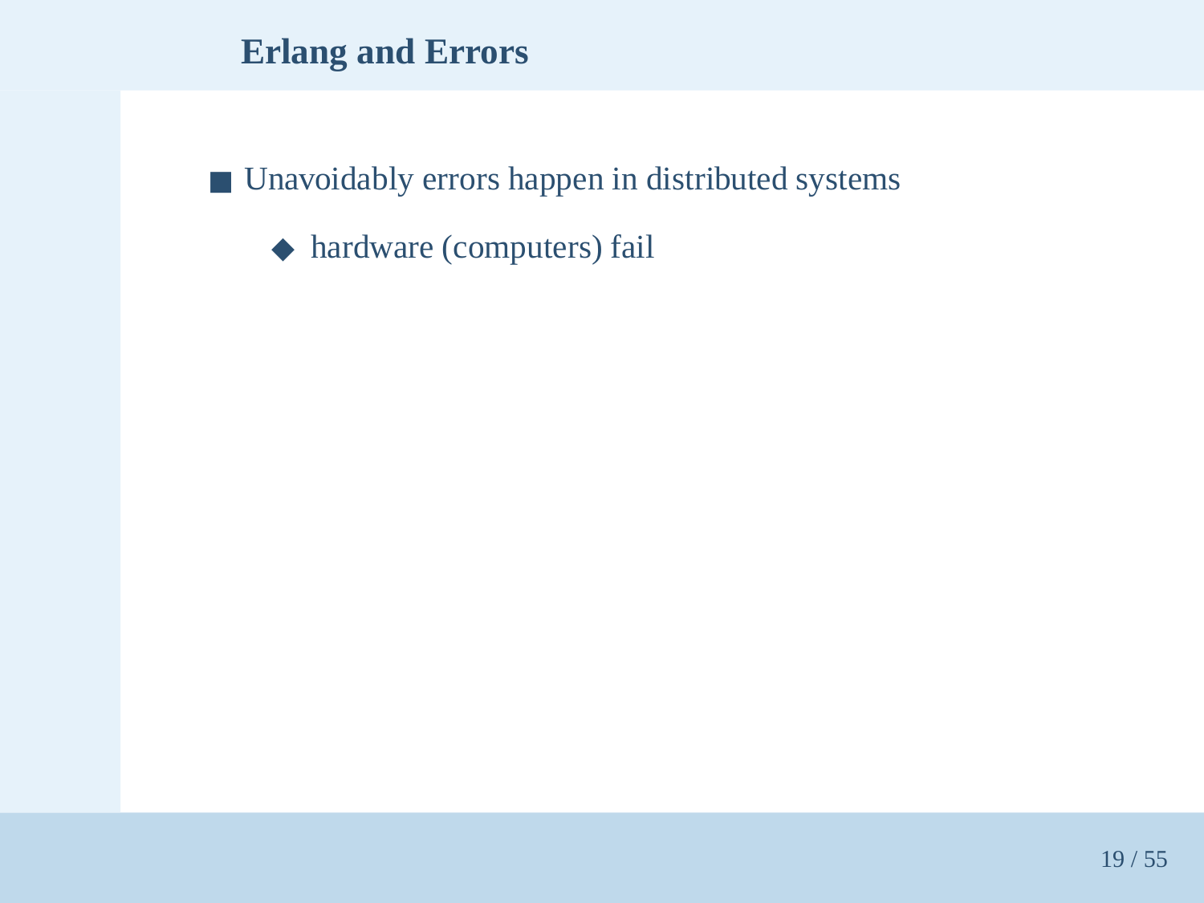## Erlang and Errors

- Unavoidably errors happen in distributed systems
  - hardware (computers) fail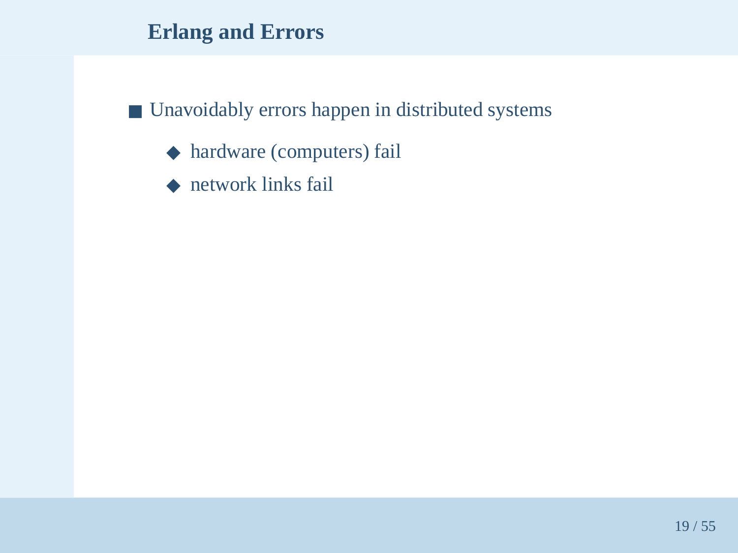## Erlang and Errors

- Unavoidably errors happen in distributed systems
  - hardware (computers) fail
  - network links fail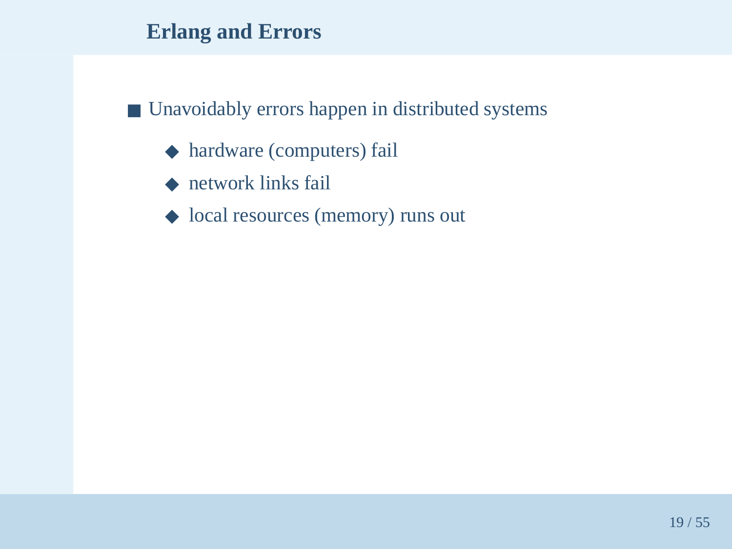## Erlang and Errors

- Unavoidably errors happen in distributed systems
  - hardware (computers) fail
  - network links fail
  - local resources (memory) runs out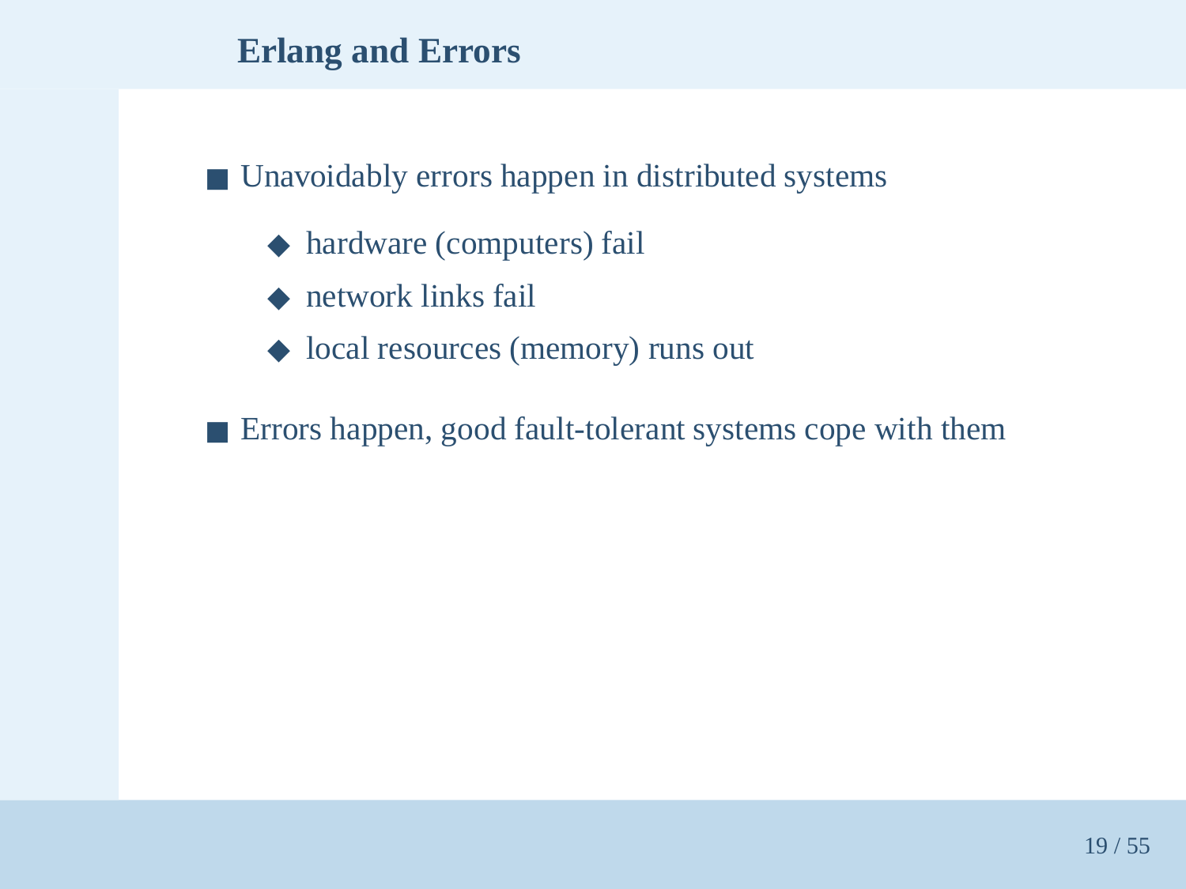## Erlang and Errors

- Unavoidably errors happen in distributed systems
  - hardware (computers) fail
  - network links fail
  - local resources (memory) runs out
- Errors happen, good fault-tolerant systems cope with them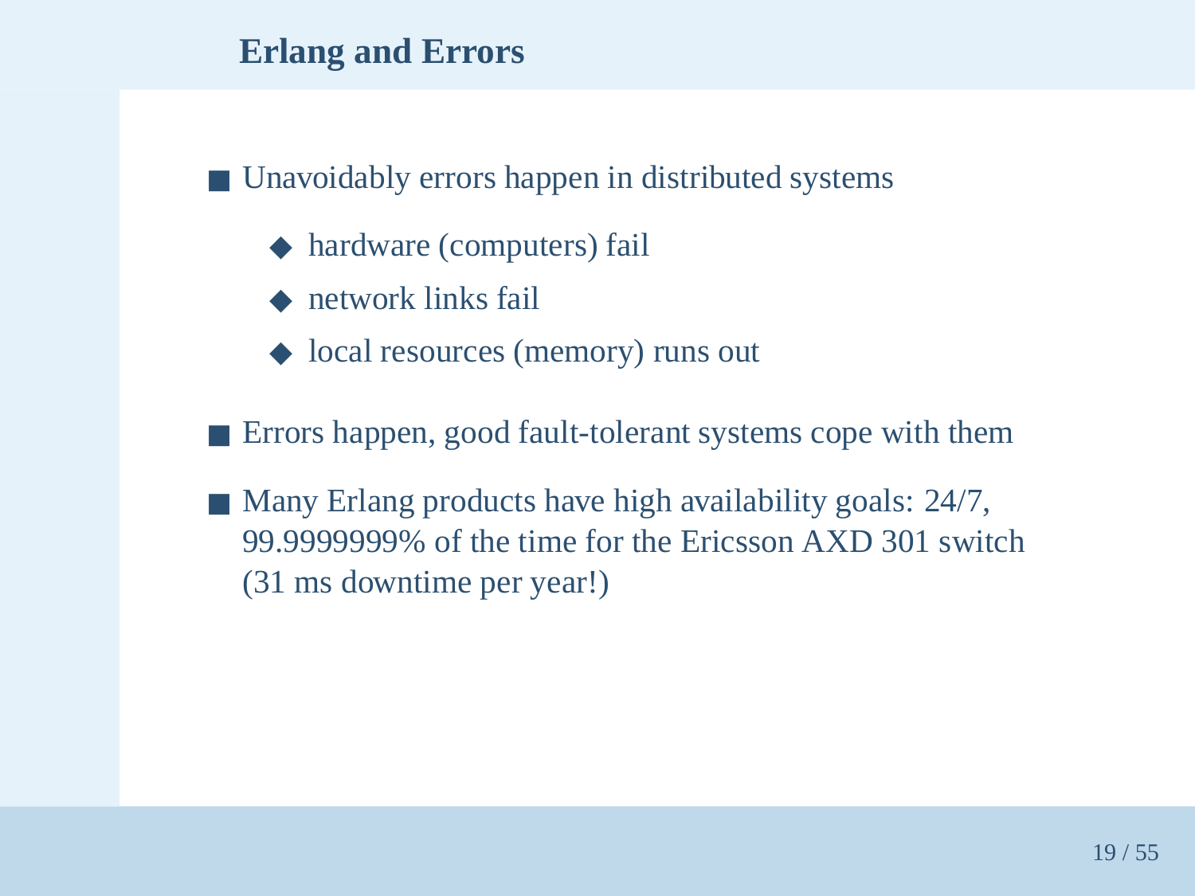## Erlang and Errors

- Unavoidably errors happen in distributed systems
  - hardware (computers) fail
  - network links fail
  - local resources (memory) runs out
- Errors happen, good fault-tolerant systems cope with them
- Many Erlang products have high availability goals: 24/7, 99.9999999% of the time for the Ericsson AXD 301 switch (31 ms downtime per year!)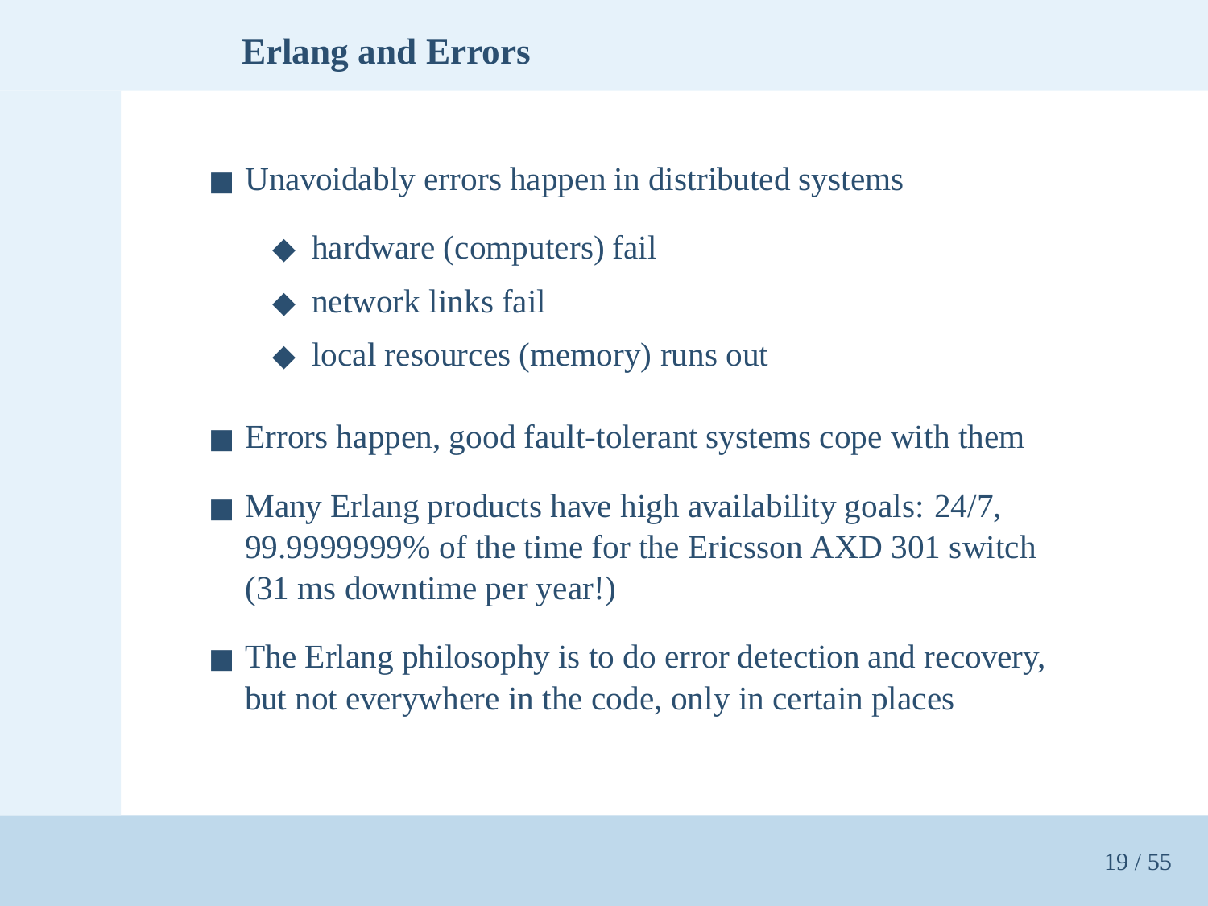## Erlang and Errors

- Unavoidably errors happen in distributed systems
  - hardware (computers) fail
  - network links fail
  - local resources (memory) runs out
- Errors happen, good fault-tolerant systems cope with them
- Many Erlang products have high availability goals: 24/7, 99.9999999% of the time for the Ericsson AXD 301 switch (31 ms downtime per year!)
- The Erlang philosophy is to do error detection and recovery, but not everywhere in the code, only in certain places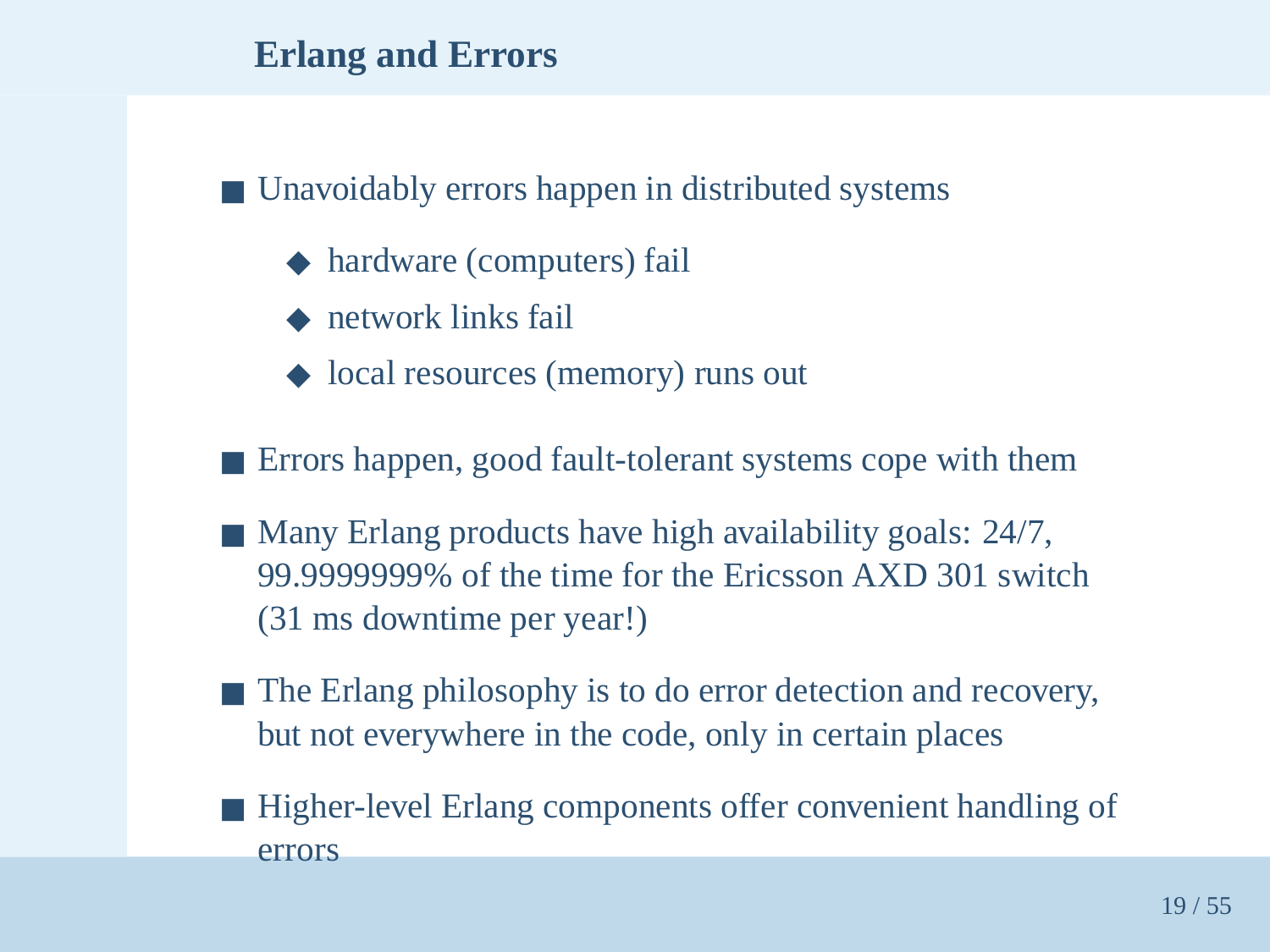## Erlang and Errors

- Unavoidably errors happen in distributed systems
  - hardware (computers) fail
  - network links fail
  - local resources (memory) runs out
- Errors happen, good fault-tolerant systems cope with them
- Many Erlang products have high availability goals: 24/7, 99.9999999% of the time for the Ericsson AXD 301 switch (31 ms downtime per year!)
- The Erlang philosophy is to do error detection and recovery, but not everywhere in the code, only in certain places
- Higher-level Erlang components offer convenient handling of errors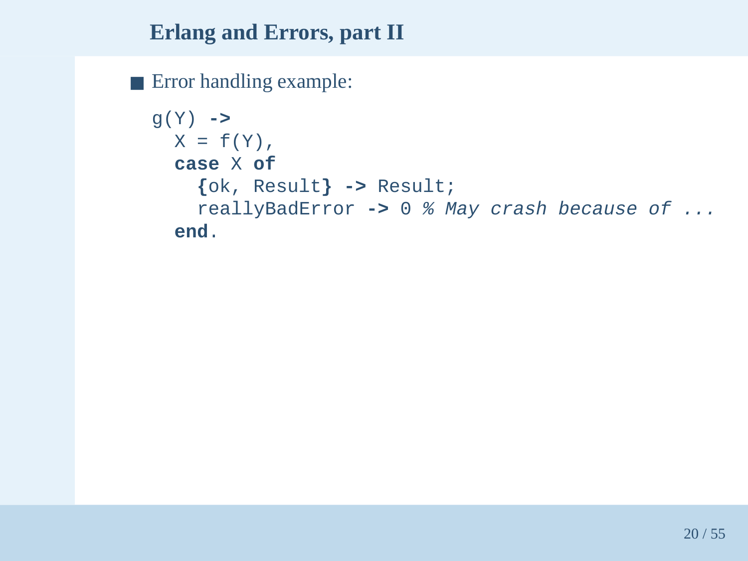## Erlang and Errors, part II

- Error handling example:

```
g(Y) ->
  X = f(Y),
  case X of
    {ok, Result} -> Result;
    reallyBadError -> 0 % May crash because of ...
  end.
```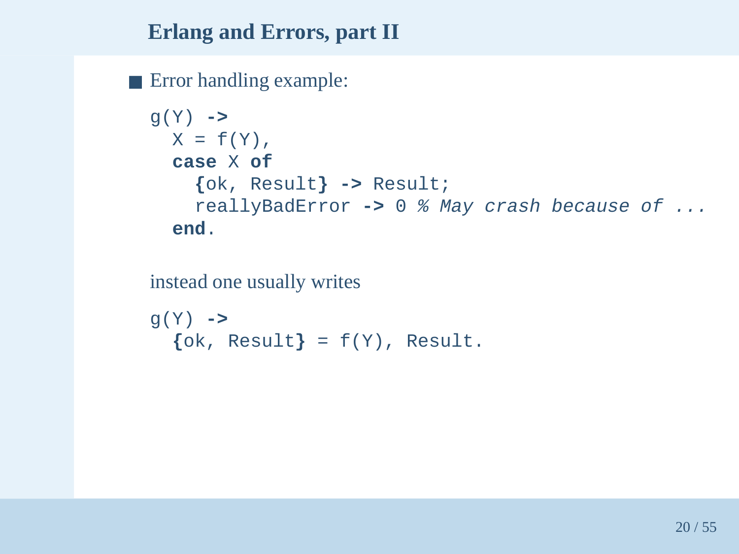## Erlang and Errors, part II

- Error handling example:

```
g(Y) ->
  X = f(Y),
  case X of
    {ok, Result} -> Result;
    reallyBadError -> 0 % May crash because of ...
  end.
```

instead one usually writes

```
g(Y) ->
  {ok, Result} = f(Y), Result.
```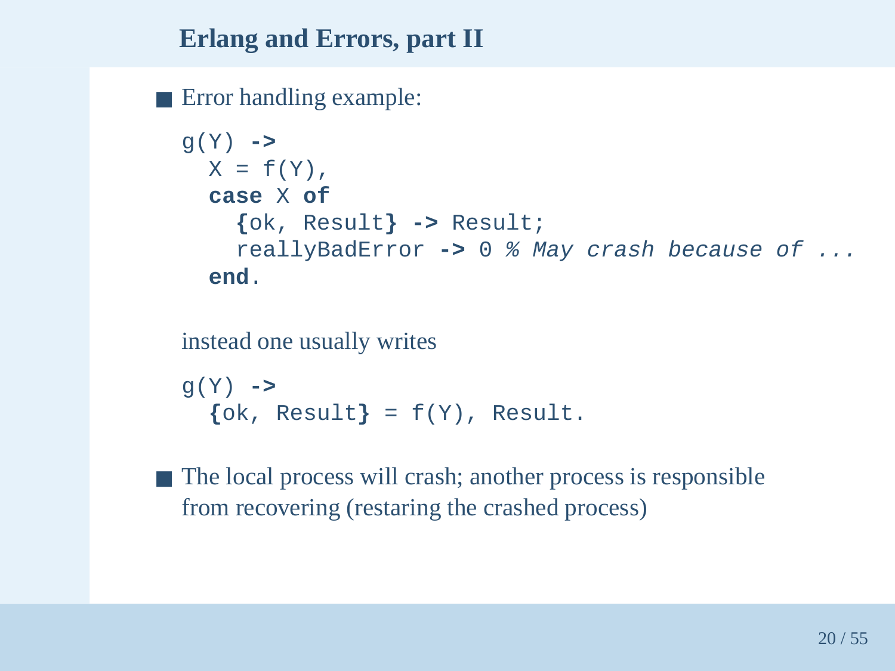## Erlang and Errors, part II

- Error handling example:

```
g(Y) ->
  X = f(Y),
  case X of
    {ok, Result} -> Result;
    reallyBadError -> 0 % May crash because of ...
  end.
```

  instead one usually writes

```
g(Y) ->
  {ok, Result} = f(Y), Result.
```

- The local process will crash; another process is responsible from recovering (restaring the crashed process)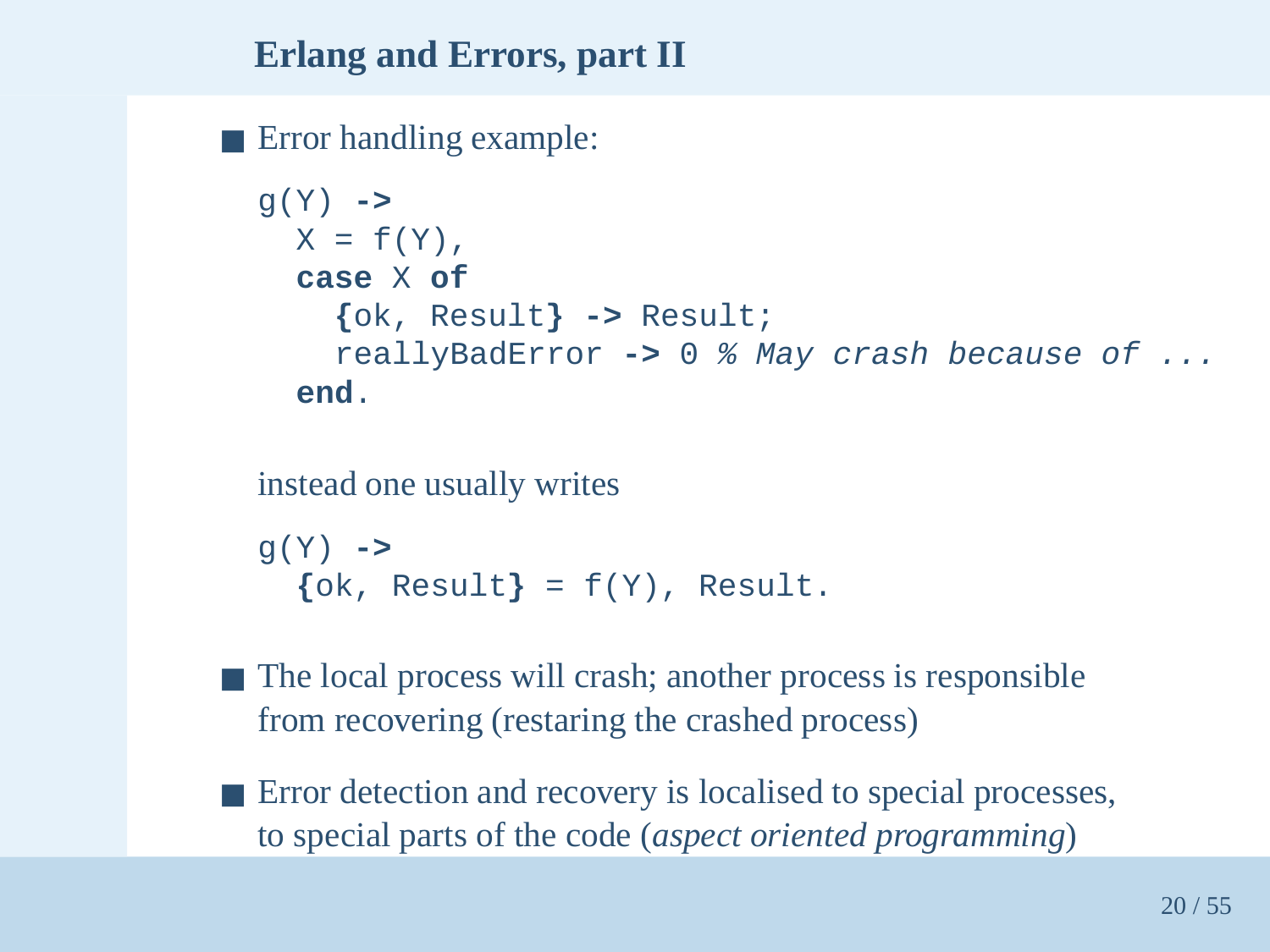## Erlang and Errors, part II

- Error handling example:

```
g(Y) ->
  X = f(Y),
  case X of
    {ok, Result} -> Result;
    reallyBadError -> 0 % May crash because of ...
  end.
```

  instead one usually writes

```
g(Y) ->
  {ok, Result} = f(Y), Result.
```

- The local process will crash; another process is responsible from recovering (restaring the crashed process)
- Error detection and recovery is localised to special processes, to special parts of the code (*aspect oriented programming*)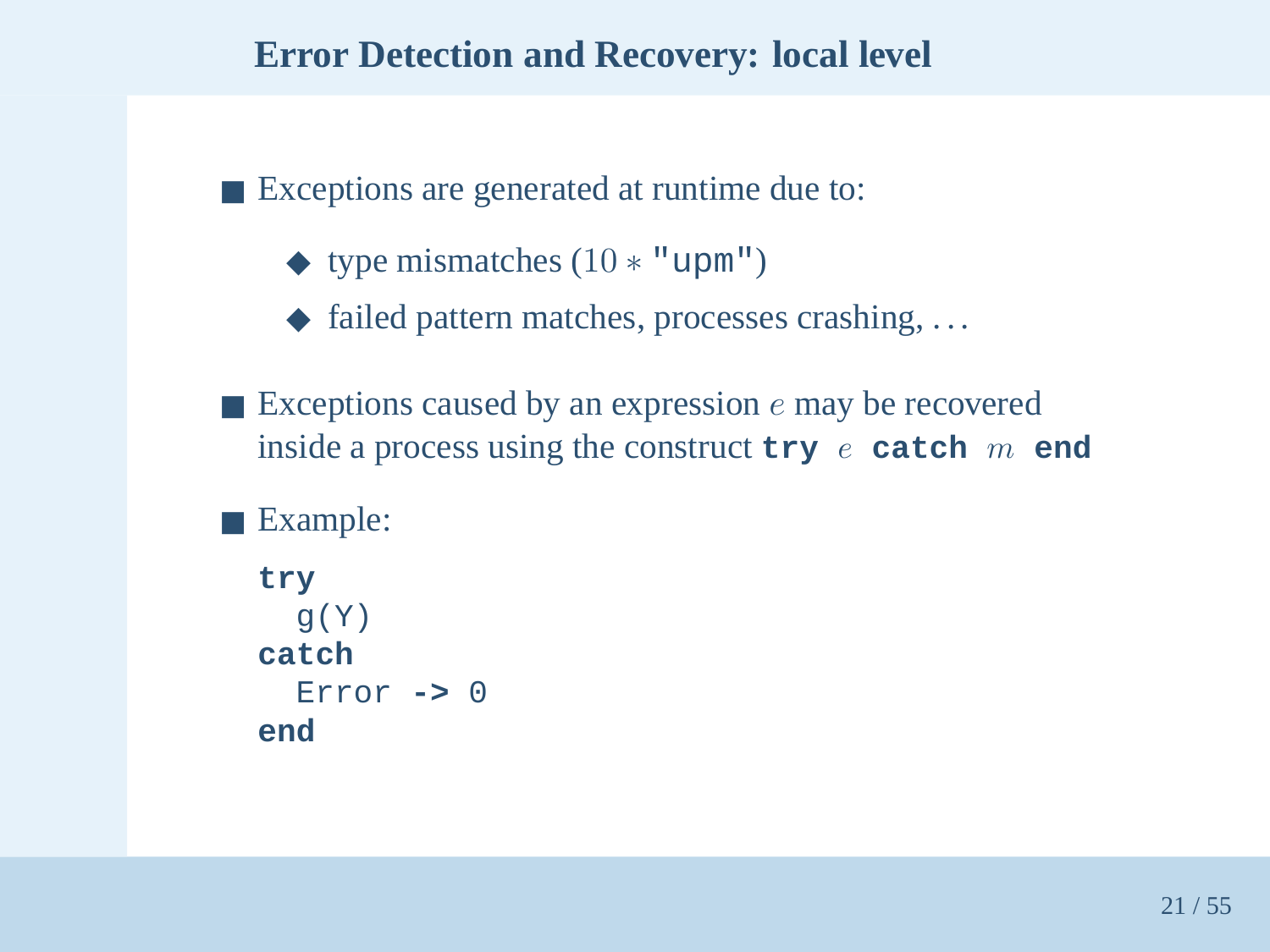## Error Detection and Recovery: local level

- Exceptions are generated at runtime due to:
  - type mismatches ($10 * $ `"upm"`)
  - failed pattern matches, processes crashing, ...
- Exceptions caused by an expression $e$ may be recovered inside a process using the construct **try** $e$ **catch** $m$ **end**
- Example:

```
try
  g(Y)
catch
  Error -> 0
end
```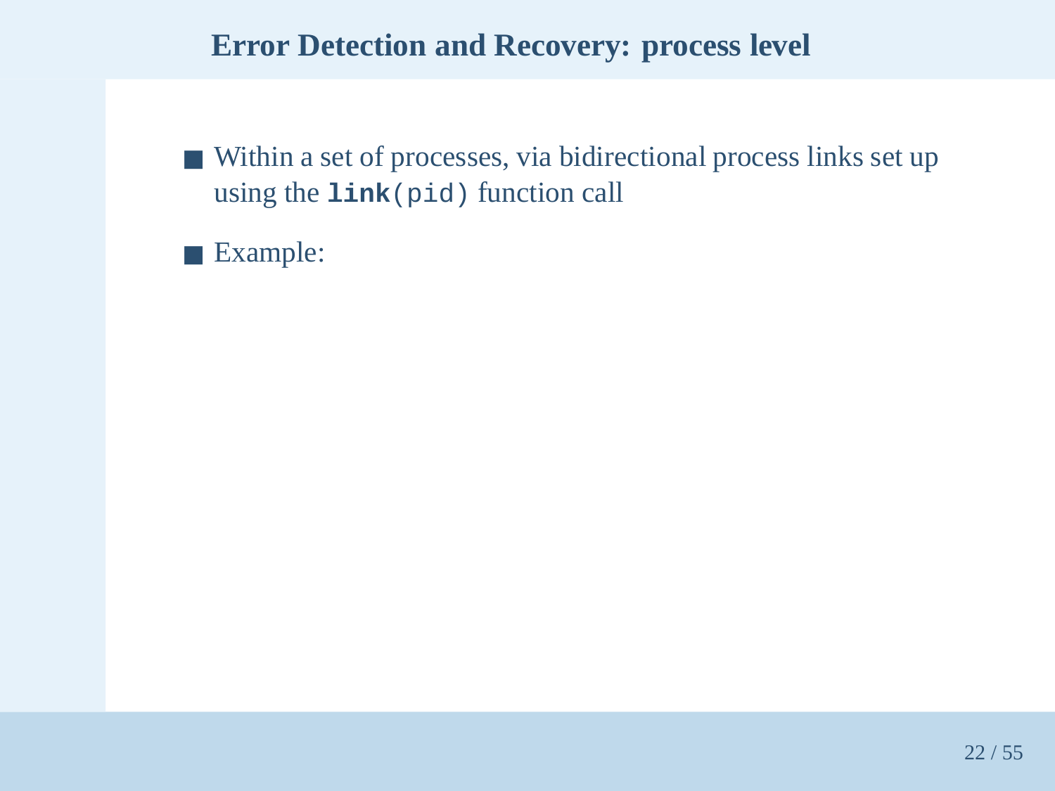# Error Detection and Recovery: process level

- Within a set of processes, via bidirectional process links set up using the **`link`**`(pid)` function call
- Example: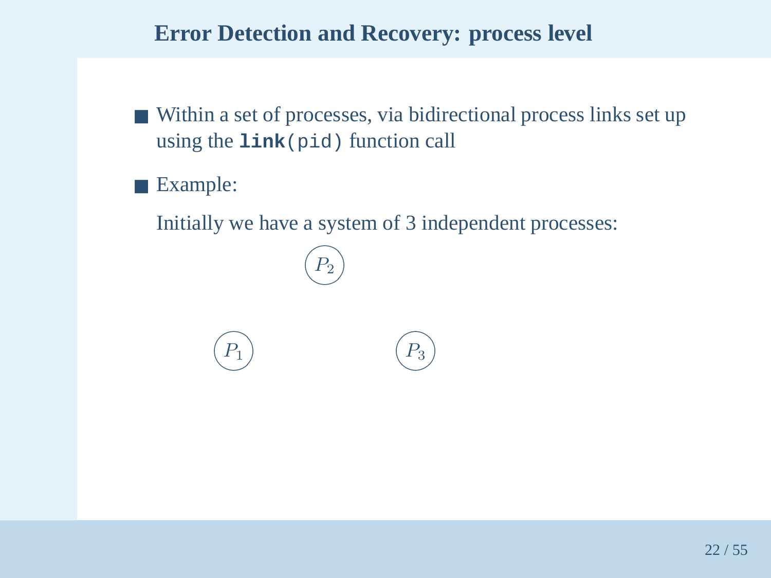# Error Detection and Recovery: process level

- Within a set of processes, via bidirectional process links set up using the **`link`**`(pid)` function call
- Example:

  Initially we have a system of 3 independent processes:

  $P_2$

  $P_1$ $P_3$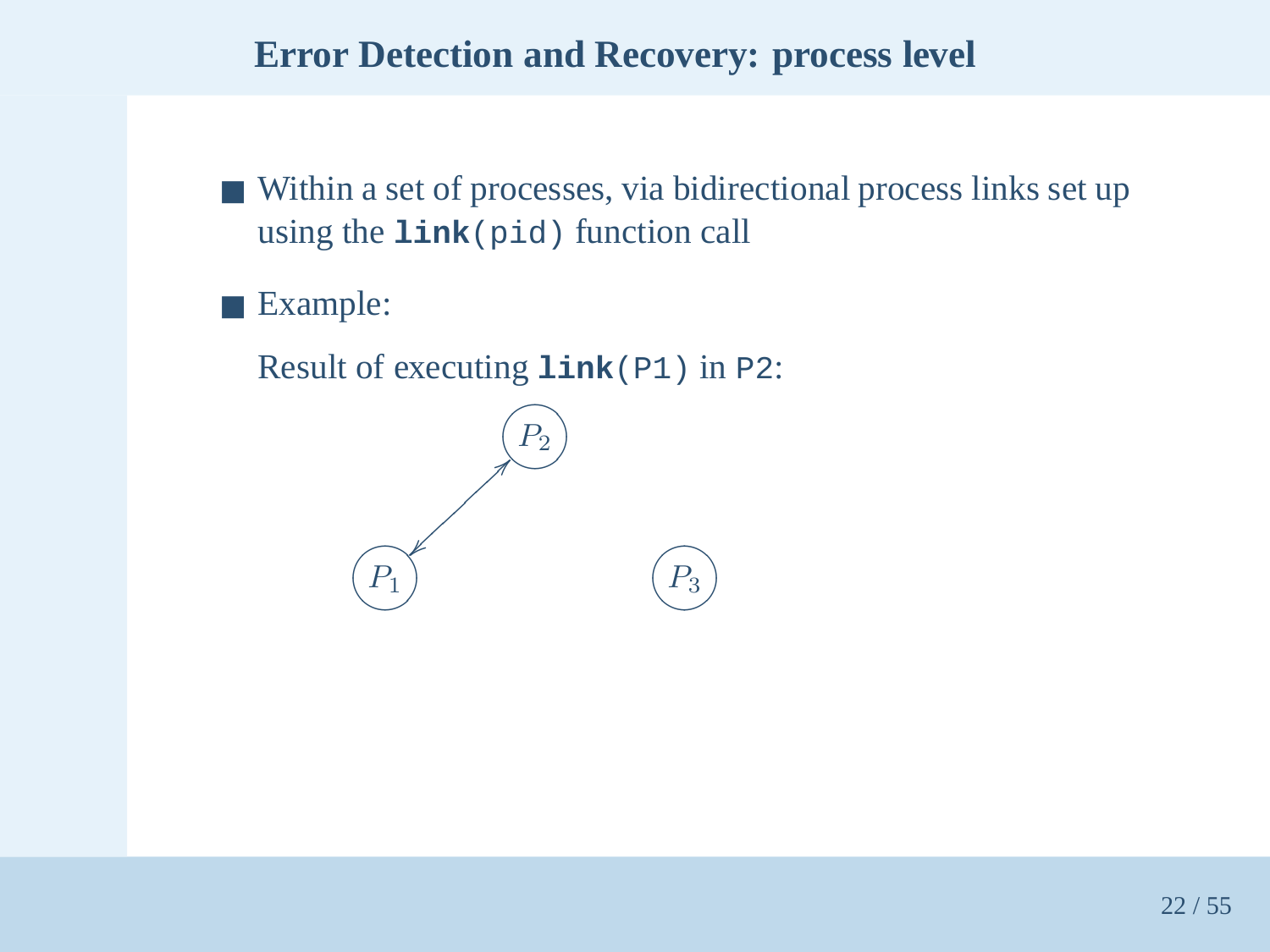## Error Detection and Recovery: process level

- Within a set of processes, via bidirectional process links set up using the **`link`**`(pid)` function call
- Example:

  Result of executing **`link`**`(P1)` in `P2`:

  $P_2$

  $P_1$ $P_3$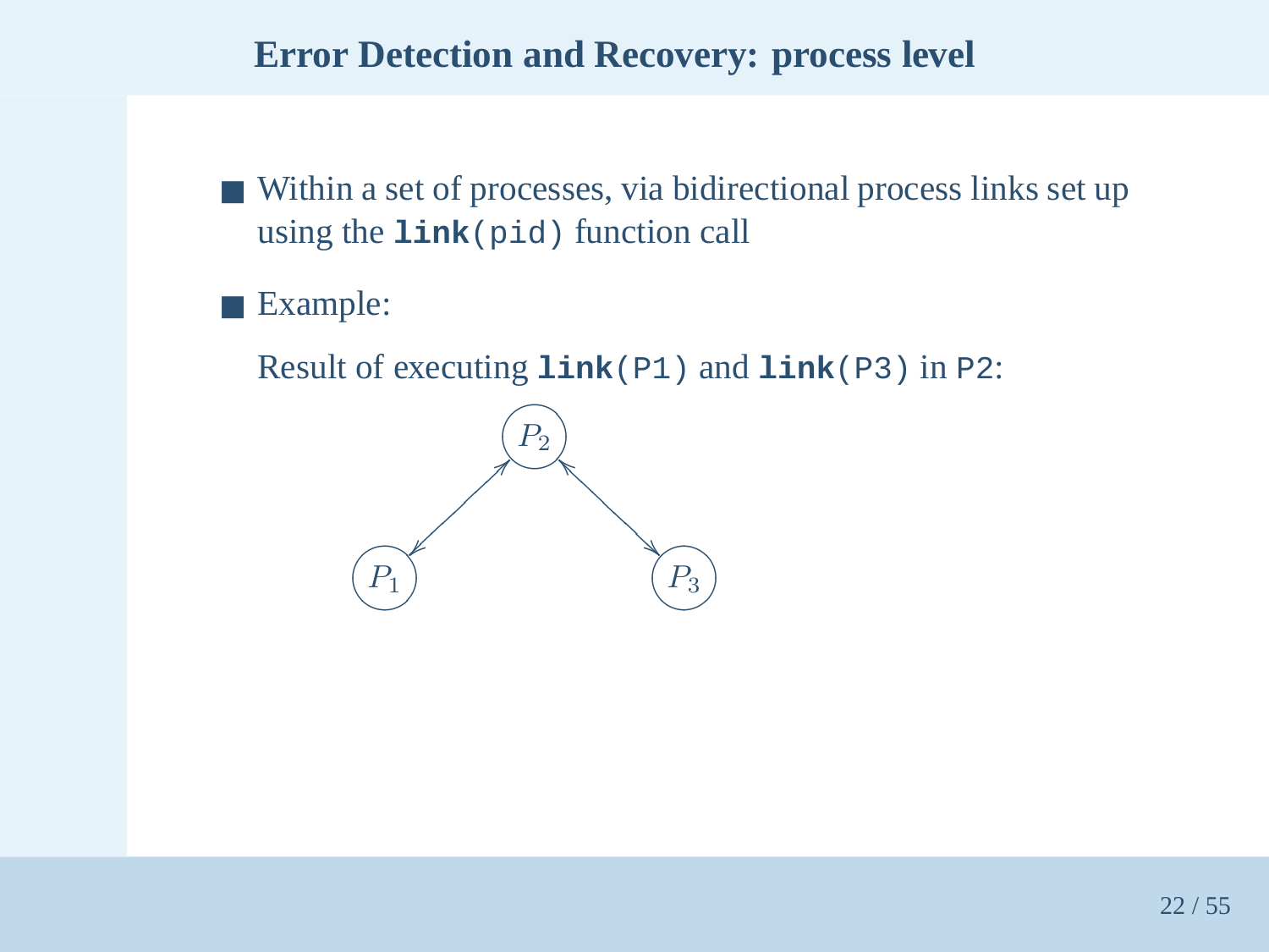## Error Detection and Recovery: process level

- Within a set of processes, via bidirectional process links set up using the **`link`**`(pid)` function call
- Example:

  Result of executing **`link`**`(P1)` and **`link`**`(P3)` in `P2`:

  $P_2$

  $P_1$ $P_3$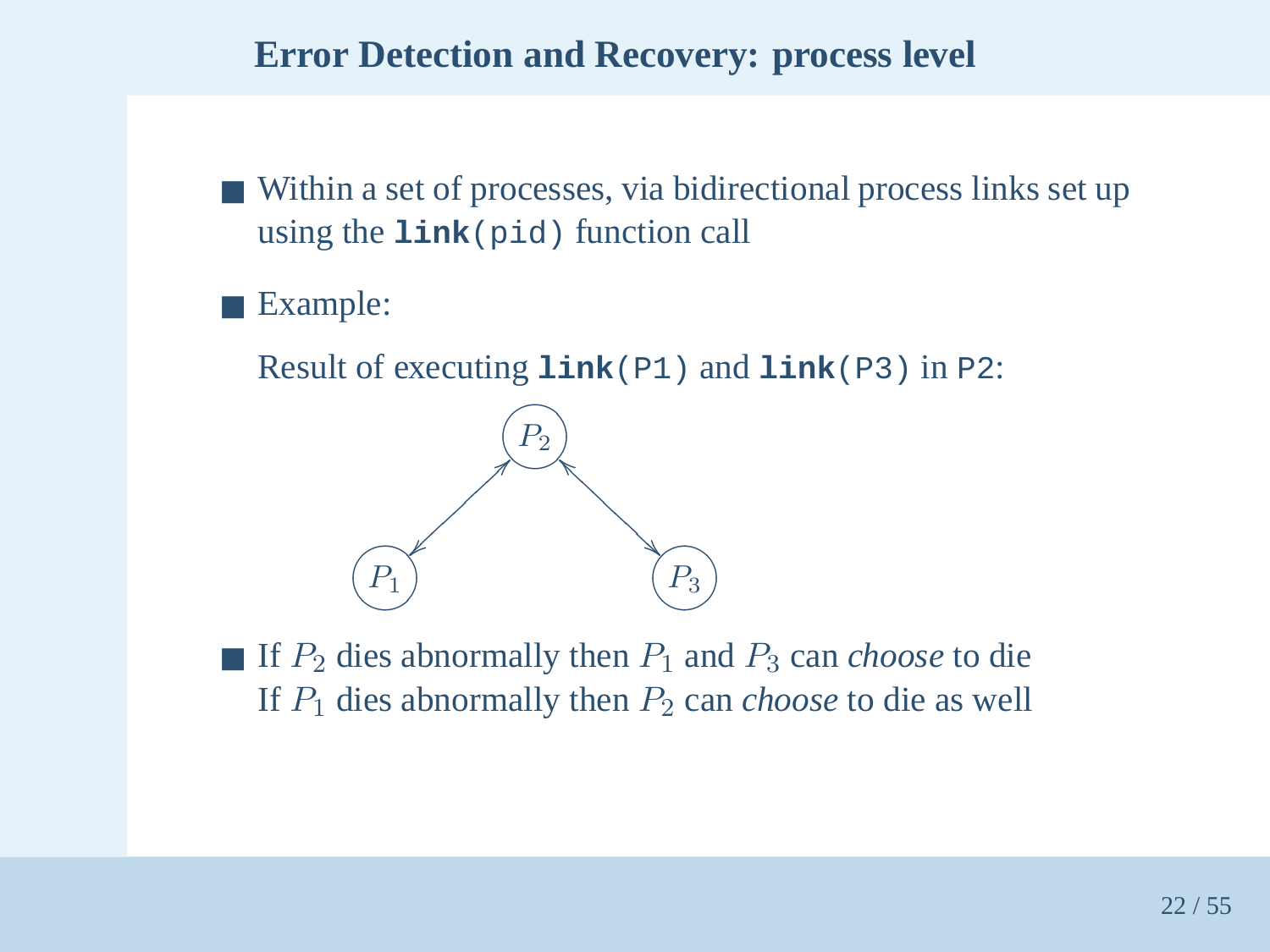## Error Detection and Recovery: process level

- Within a set of processes, via bidirectional process links set up using the **`link`**`(pid)` function call
- Example:

  Result of executing **`link`**`(P1)` and **`link`**`(P3)` in `P2`:

  $P_2$

  $P_1$ $P_3$

- If $P_2$ dies abnormally then $P_1$ and $P_3$ can *choose* to die
  If $P_1$ dies abnormally then $P_2$ can *choose* to die as well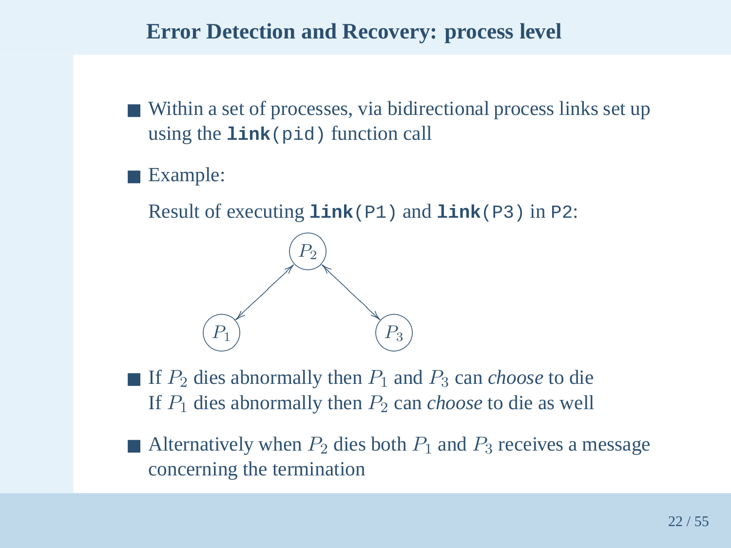## Error Detection and Recovery: process level

- Within a set of processes, via bidirectional process links set up using the **`link`**`(pid)` function call

- Example:

  Result of executing **`link`**`(P1)` and **`link`**`(P3)` in `P2`:

- If $P_2$ dies abnormally then $P_1$ and $P_3$ can *choose* to die
  If $P_1$ dies abnormally then $P_2$ can *choose* to die as well

- Alternatively when $P_2$ dies both $P_1$ and $P_3$ receives a message concerning the termination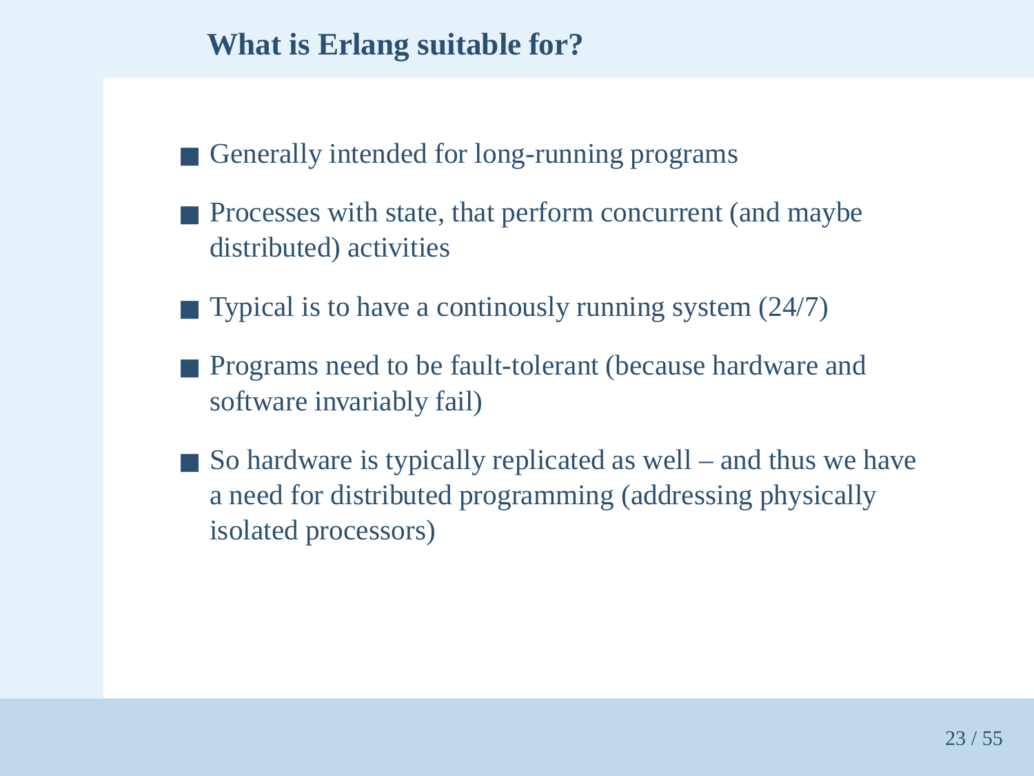## What is Erlang suitable for?

- Generally intended for long-running programs
- Processes with state, that perform concurrent (and maybe distributed) activities
- Typical is to have a continously running system (24/7)
- Programs need to be fault-tolerant (because hardware and software invariably fail)
- So hardware is typically replicated as well – and thus we have a need for distributed programming (addressing physically isolated processors)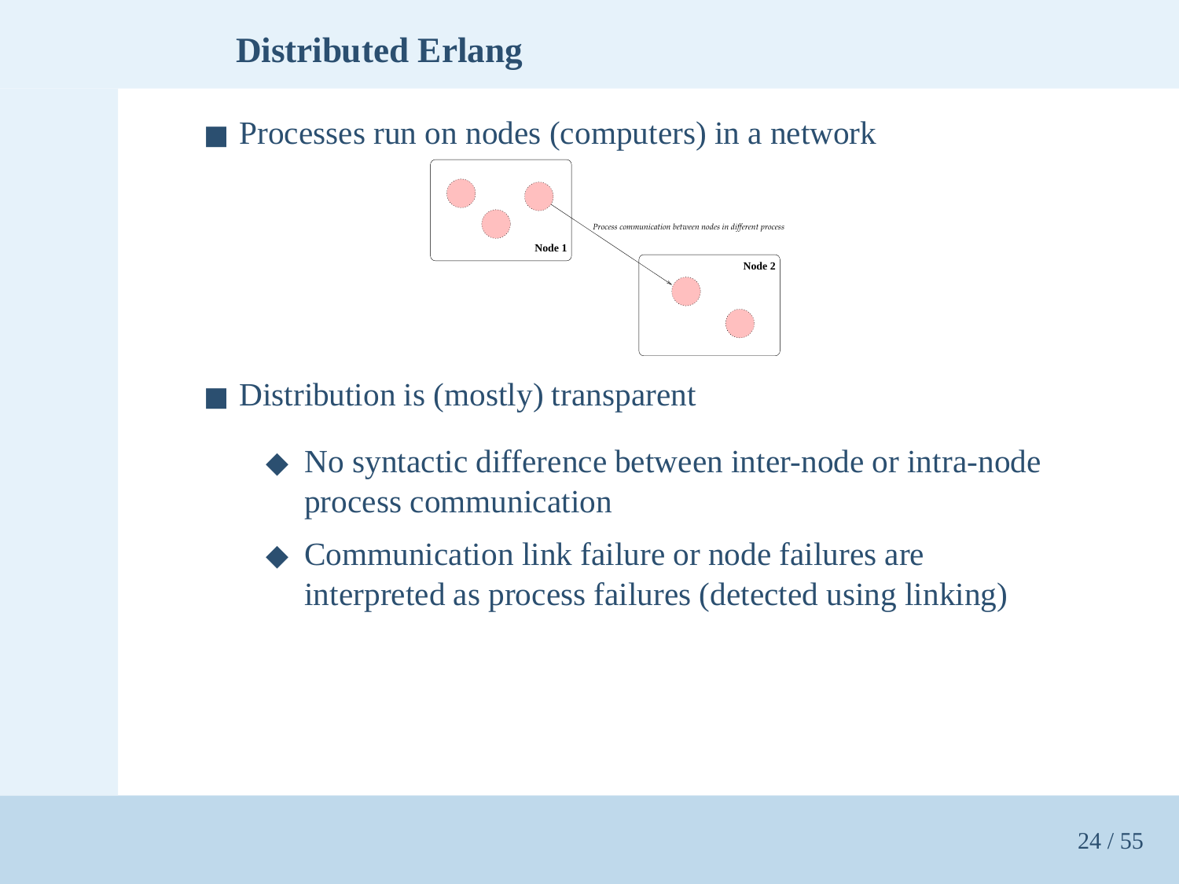## Distributed Erlang

- Processes run on nodes (computers) in a network

*Process communication between nodes in different process*

**Node 1**

**Node 2**

- Distribution is (mostly) transparent
  - No syntactic difference between inter-node or intra-node process communication
  - Communication link failure or node failures are interpreted as process failures (detected using linking)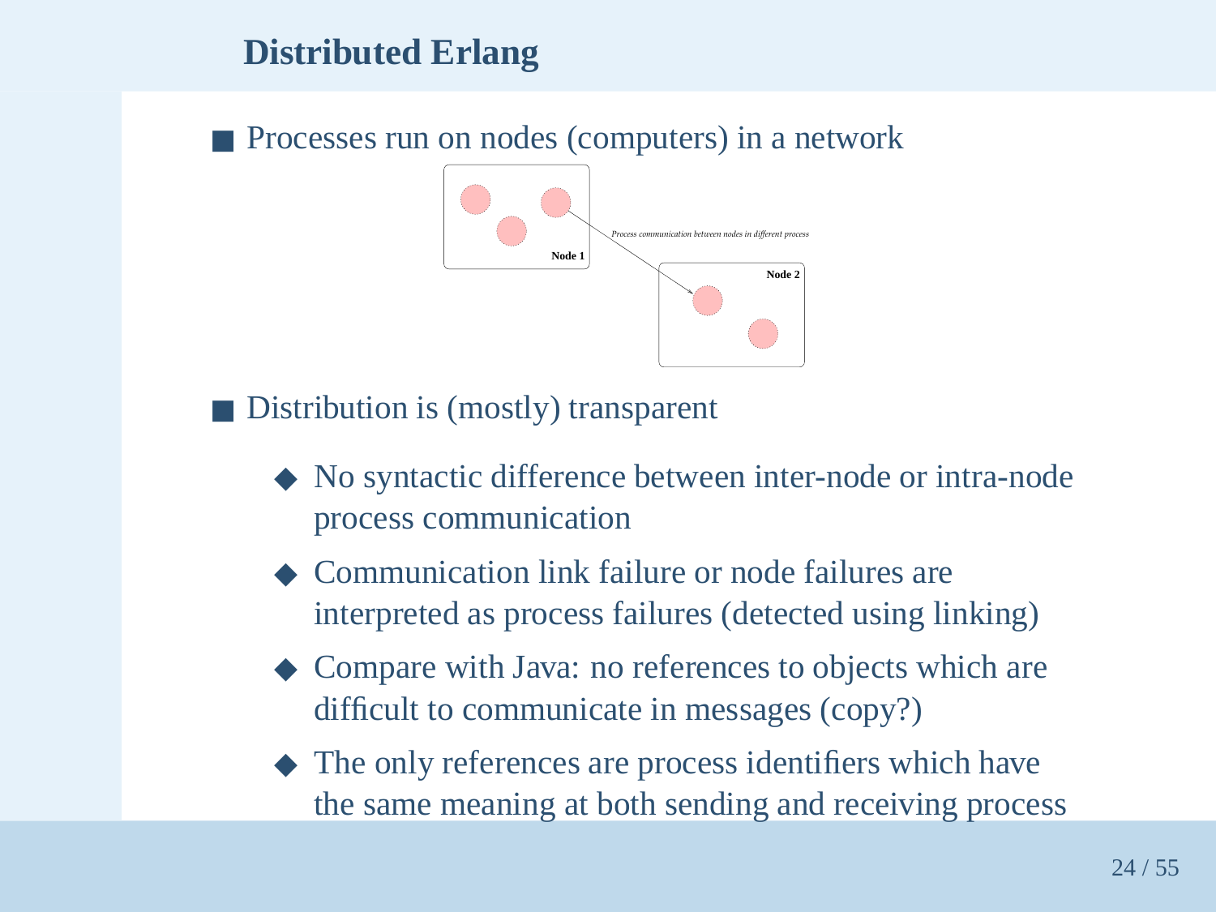## Distributed Erlang

- Processes run on nodes (computers) in a network

- Distribution is (mostly) transparent
  - No syntactic difference between inter-node or intra-node process communication
  - Communication link failure or node failures are interpreted as process failures (detected using linking)
  - Compare with Java: no references to objects which are difficult to communicate in messages (copy?)
  - The only references are process identifiers which have the same meaning at both sending and receiving process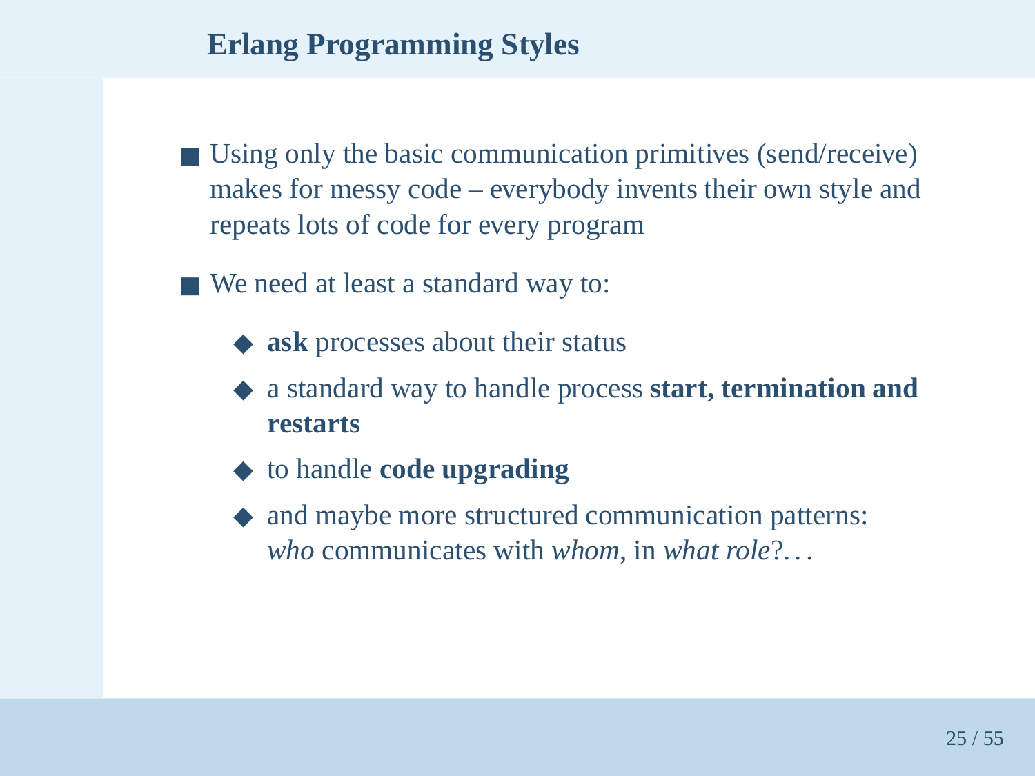## Erlang Programming Styles

- Using only the basic communication primitives (send/receive) makes for messy code – everybody invents their own style and repeats lots of code for every program
- We need at least a standard way to:
  - **ask** processes about their status
  - a standard way to handle process **start, termination and restarts**
  - to handle **code upgrading**
  - and maybe more structured communication patterns: *who* communicates with *whom*, in *what role*?…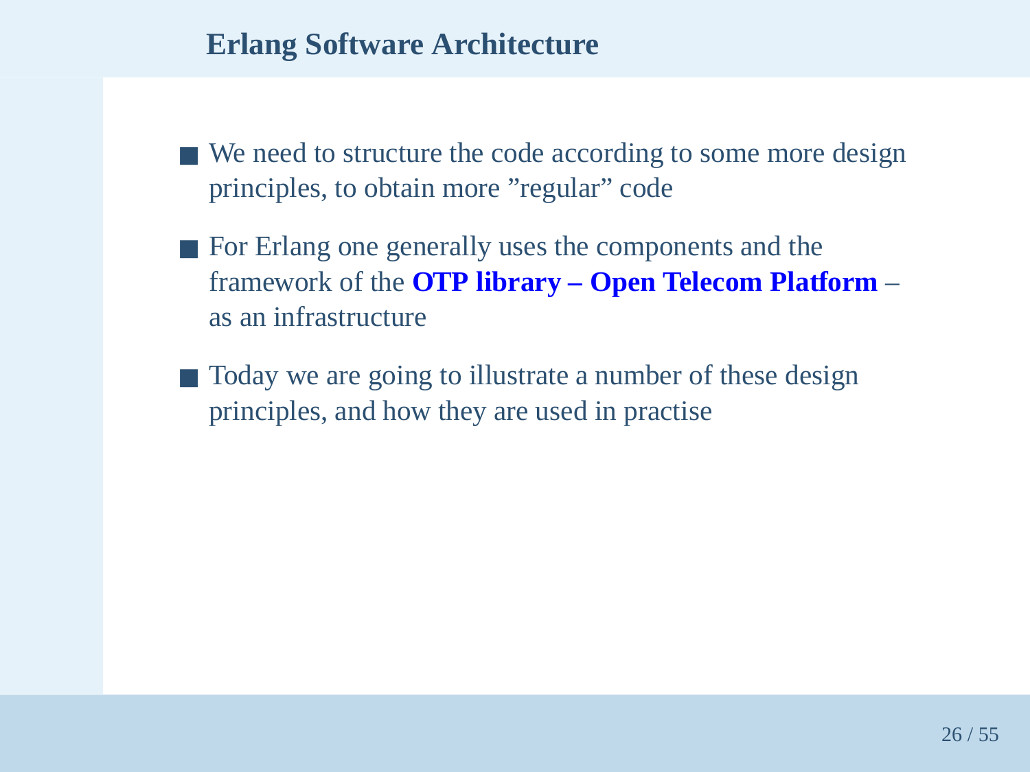## Erlang Software Architecture

- We need to structure the code according to some more design principles, to obtain more ”regular” code
- For Erlang one generally uses the components and the framework of the **OTP library – Open Telecom Platform** – as an infrastructure
- Today we are going to illustrate a number of these design principles, and how they are used in practise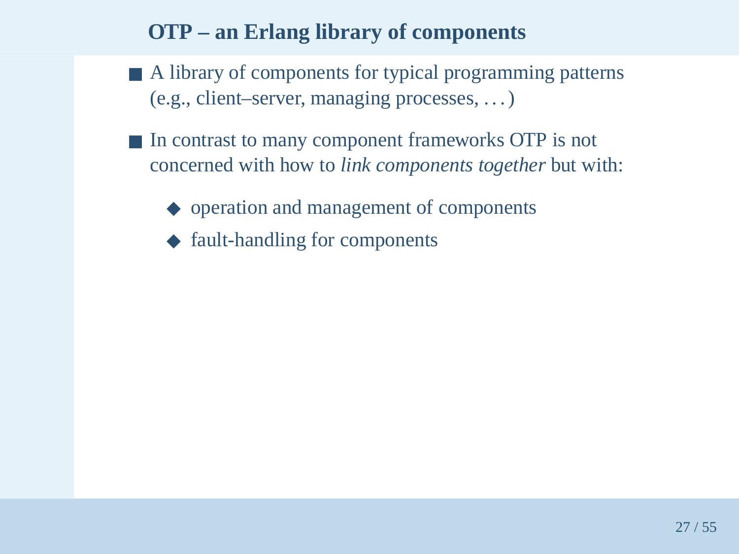## OTP – an Erlang library of components

- A library of components for typical programming patterns (e.g., client–server, managing processes, ...)
- In contrast to many component frameworks OTP is not concerned with how to *link components together* but with:
  - operation and management of components
  - fault-handling for components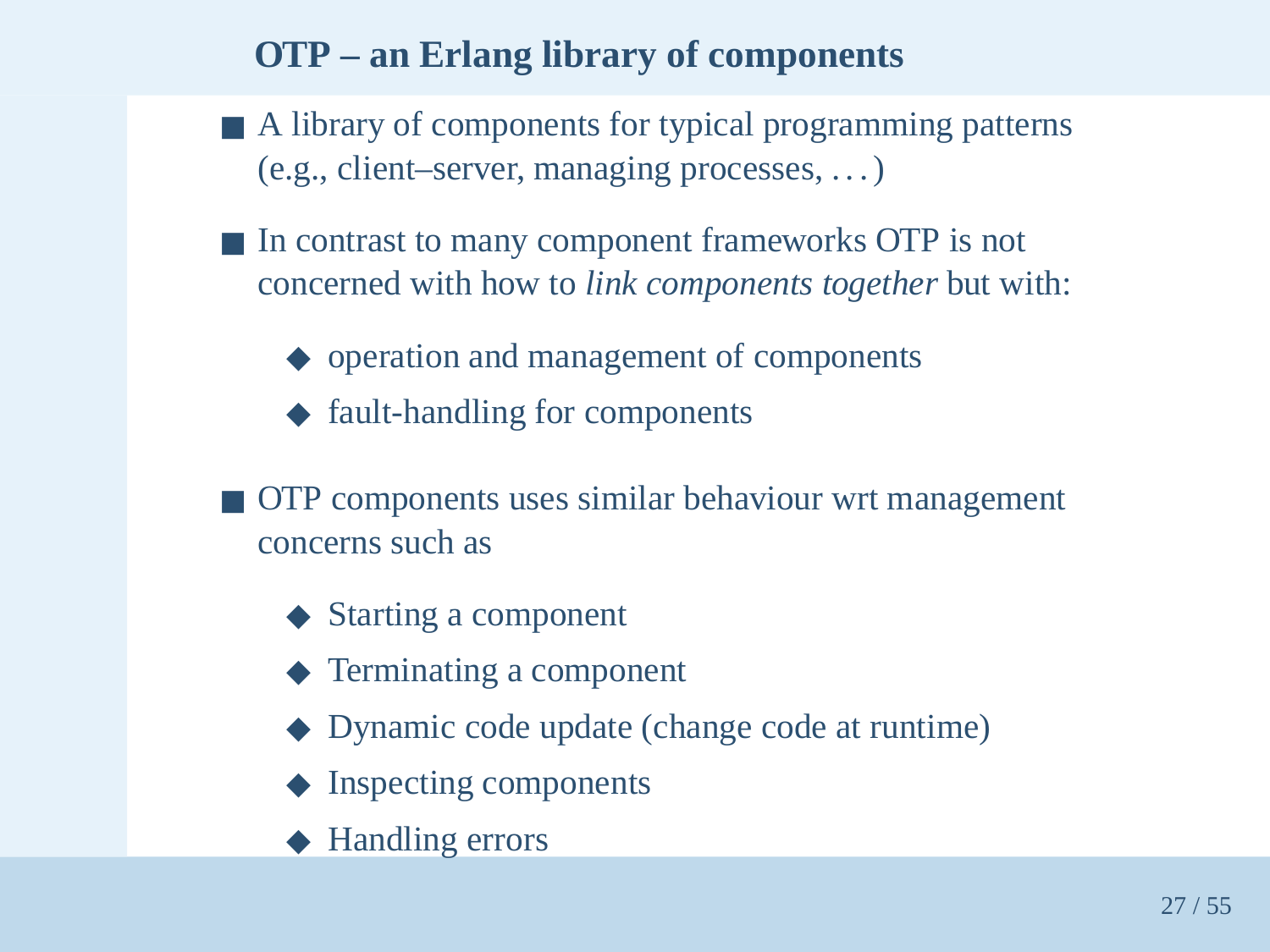## OTP – an Erlang library of components

- A library of components for typical programming patterns (e.g., client–server, managing processes, ...)
- In contrast to many component frameworks OTP is not concerned with how to *link components together* but with:
  - operation and management of components
  - fault-handling for components
- OTP components uses similar behaviour wrt management concerns such as
  - Starting a component
  - Terminating a component
  - Dynamic code update (change code at runtime)
  - Inspecting components
  - Handling errors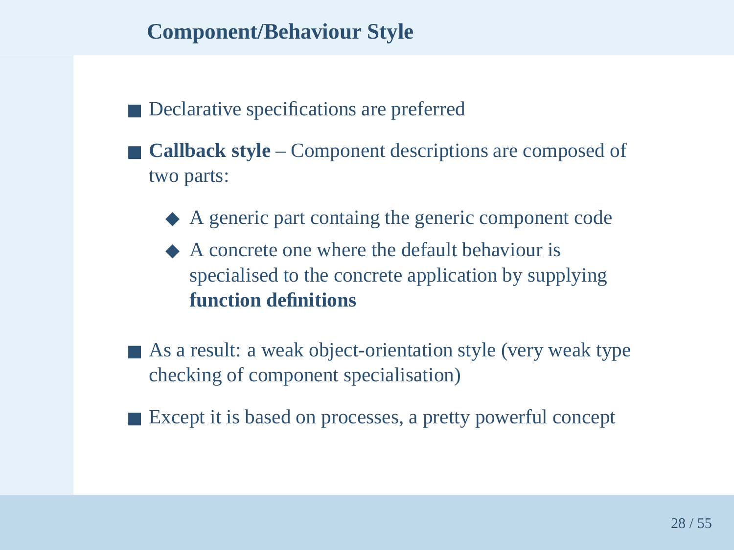# Component/Behaviour Style

- Declarative specifications are preferred
- **Callback style** – Component descriptions are composed of two parts:
  - A generic part contaning the generic component code
  - A concrete one where the default behaviour is specialised to the concrete application by supplying **function definitions**
- As a result: a weak object-orientation style (very weak type checking of component specialisation)
- Except it is based on processes, a pretty powerful concept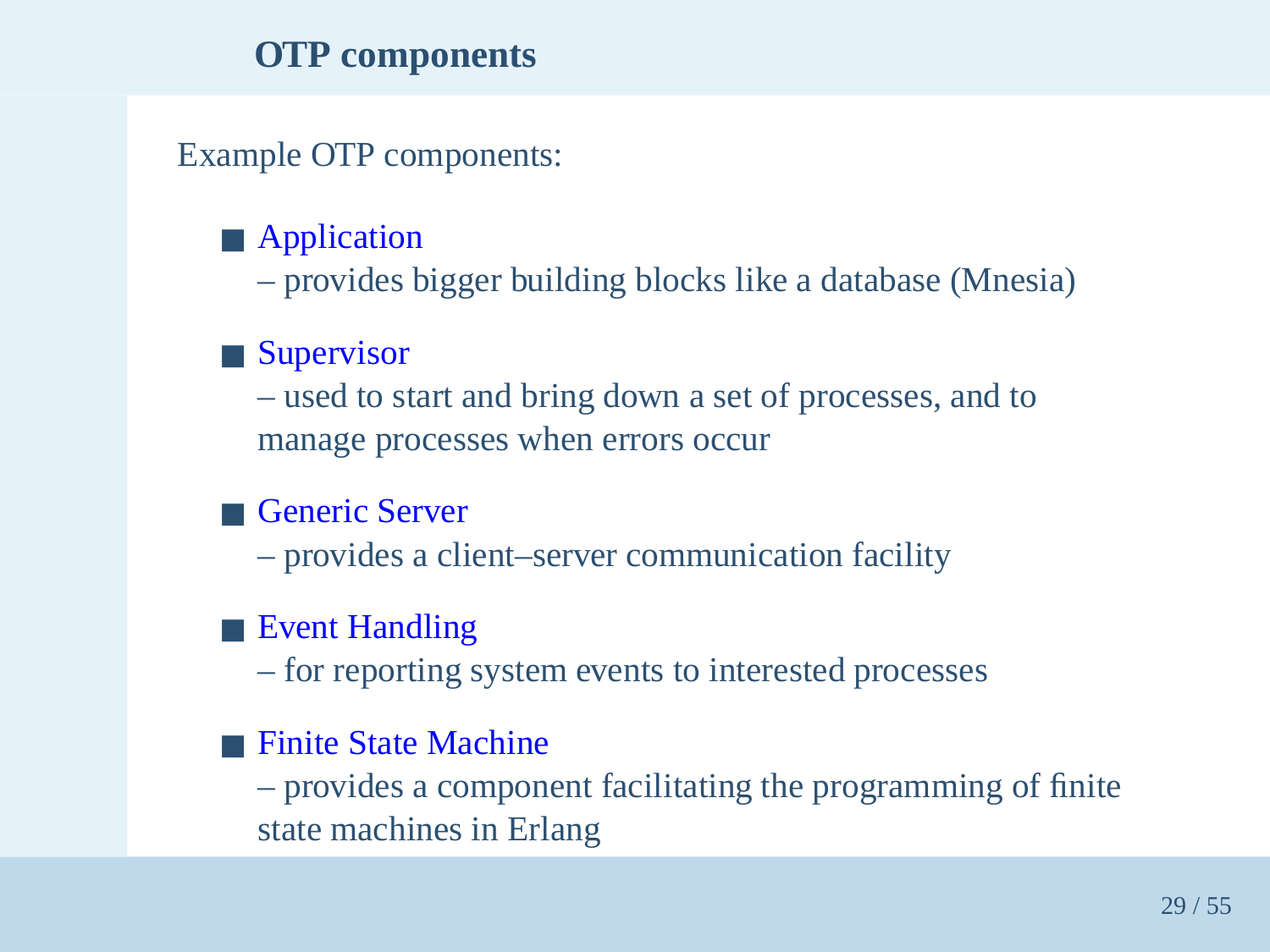## OTP components

Example OTP components:

- Application
  – provides bigger building blocks like a database (Mnesia)
- Supervisor
  – used to start and bring down a set of processes, and to manage processes when errors occur
- Generic Server
  – provides a client–server communication facility
- Event Handling
  – for reporting system events to interested processes
- Finite State Machine
  – provides a component facilitating the programming of finite state machines in Erlang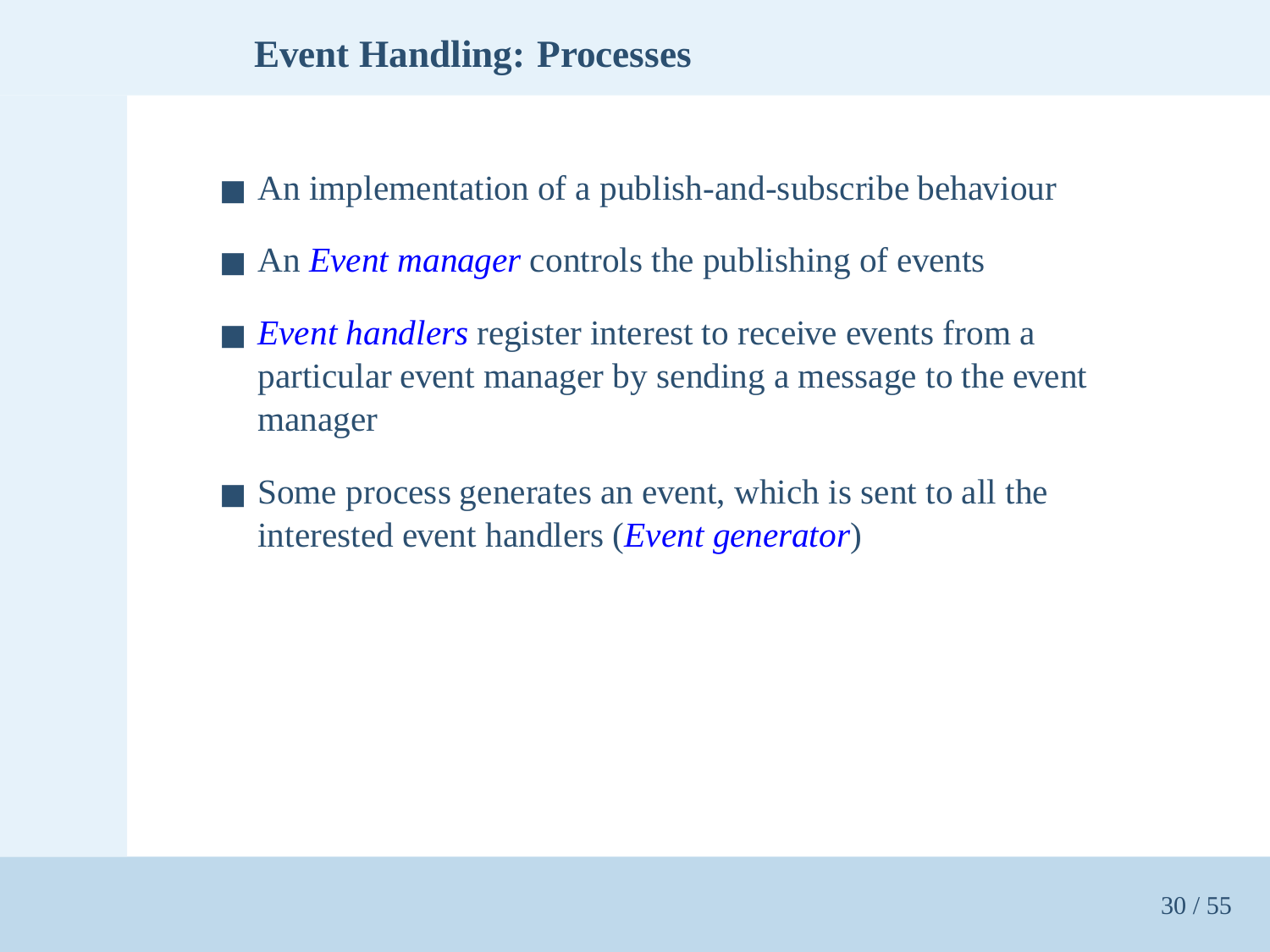## Event Handling: Processes

- An implementation of a publish-and-subscribe behaviour
- An *Event manager* controls the publishing of events
- *Event handlers* register interest to receive events from a particular event manager by sending a message to the event manager
- Some process generates an event, which is sent to all the interested event handlers (*Event generator*)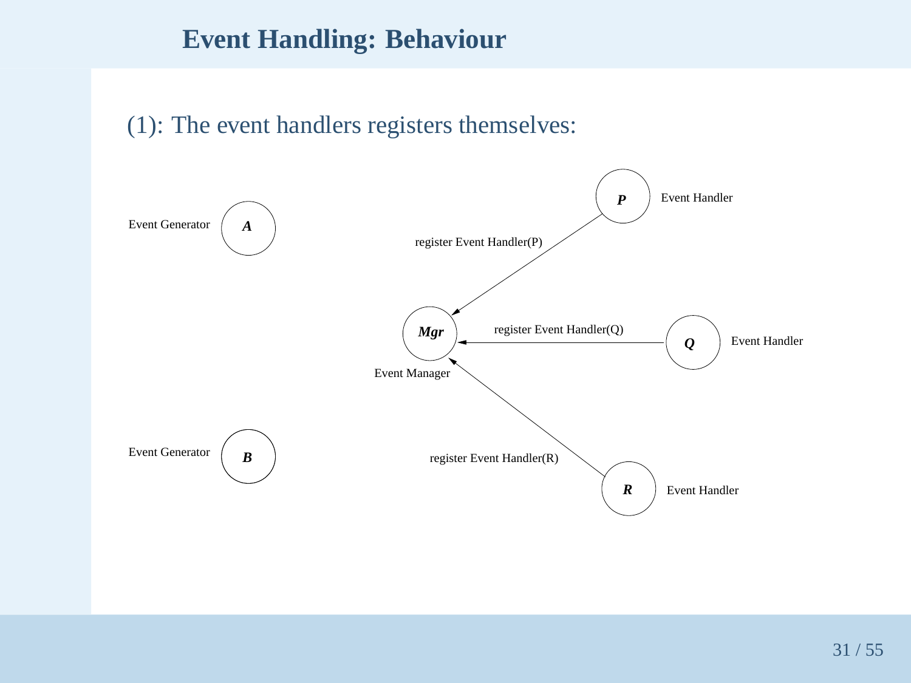# Event Handling: Behaviour

(1): The event handlers registers themselves:

Event Generator **A**

Event Generator **B**

**Mgr** Event Manager

**P** Event Handler

**Q** Event Handler

**R** Event Handler

register Event Handler(P)

register Event Handler(Q)

register Event Handler(R)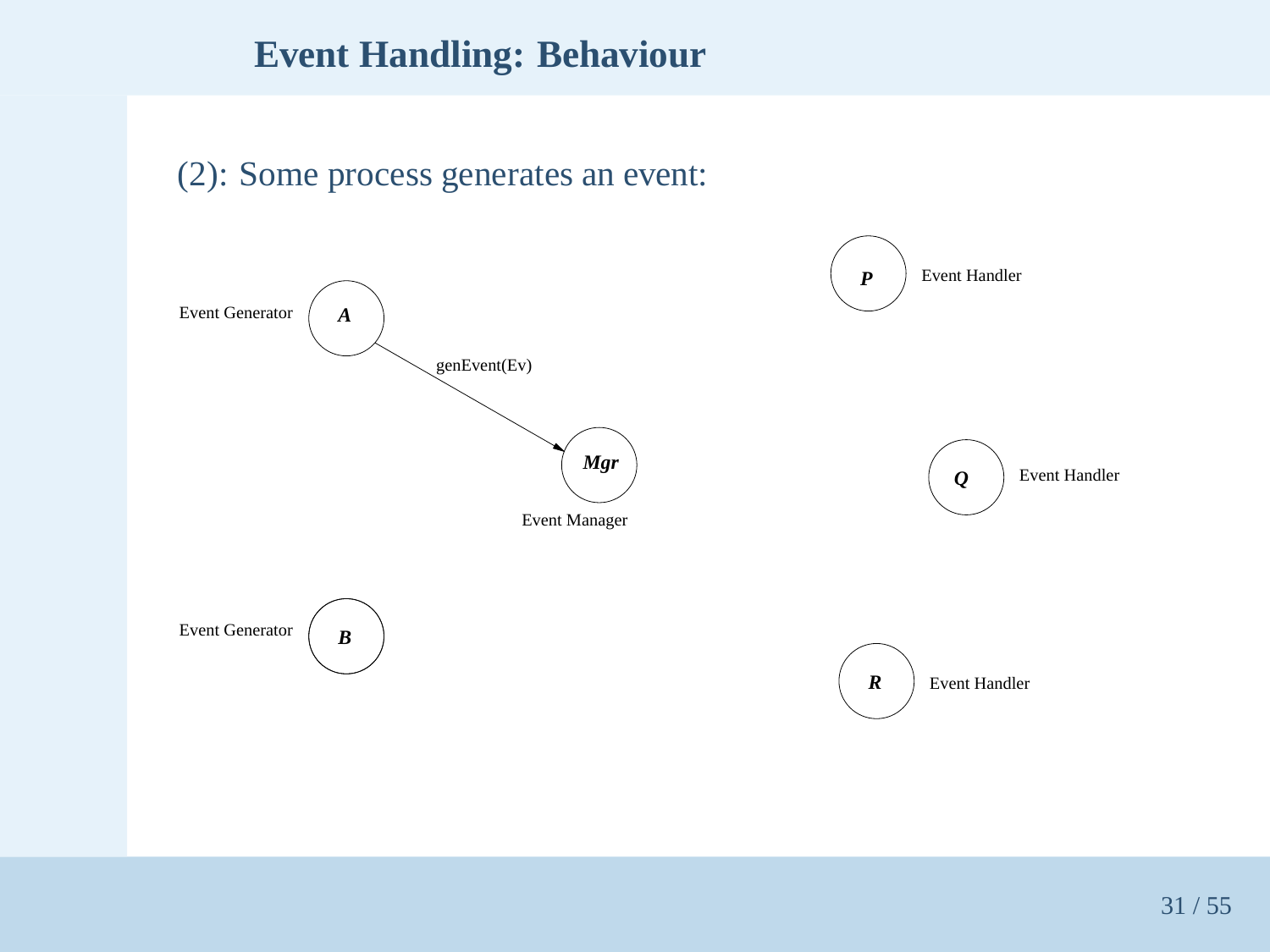# Event Handling: Behaviour

(2): Some process generates an event:

Event Generator **A**

genEvent(Ev)

**Mgr**

Event Manager

Event Generator **B**

**P** Event Handler

**Q** Event Handler

**R** Event Handler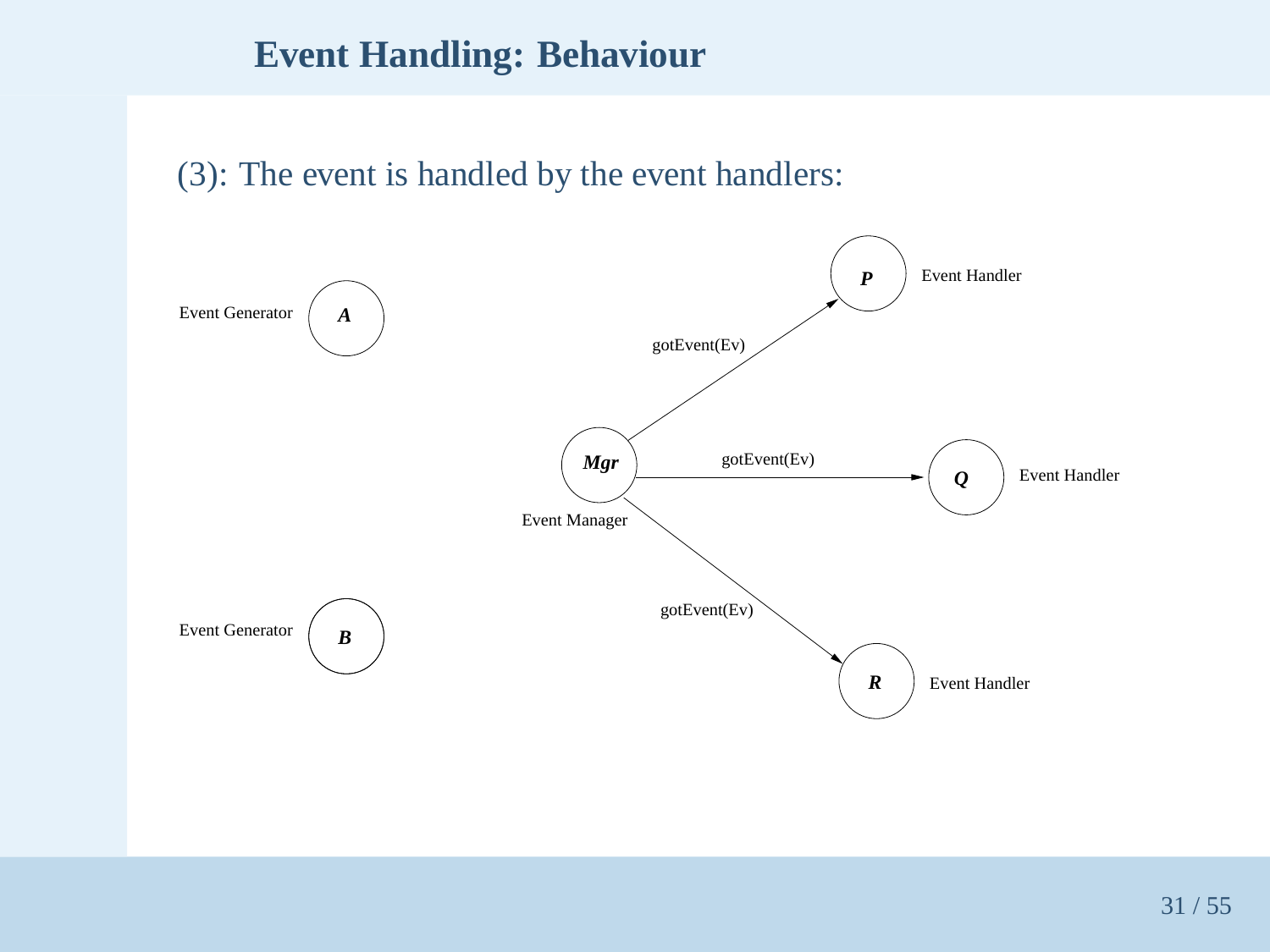## Event Handling: Behaviour

(3): The event is handled by the event handlers:

Event Generator *A*

Event Generator *B*

*Mgr* Event Manager

*P* Event Handler

*Q* Event Handler

*R* Event Handler

gotEvent(Ev)

gotEvent(Ev)

gotEvent(Ev)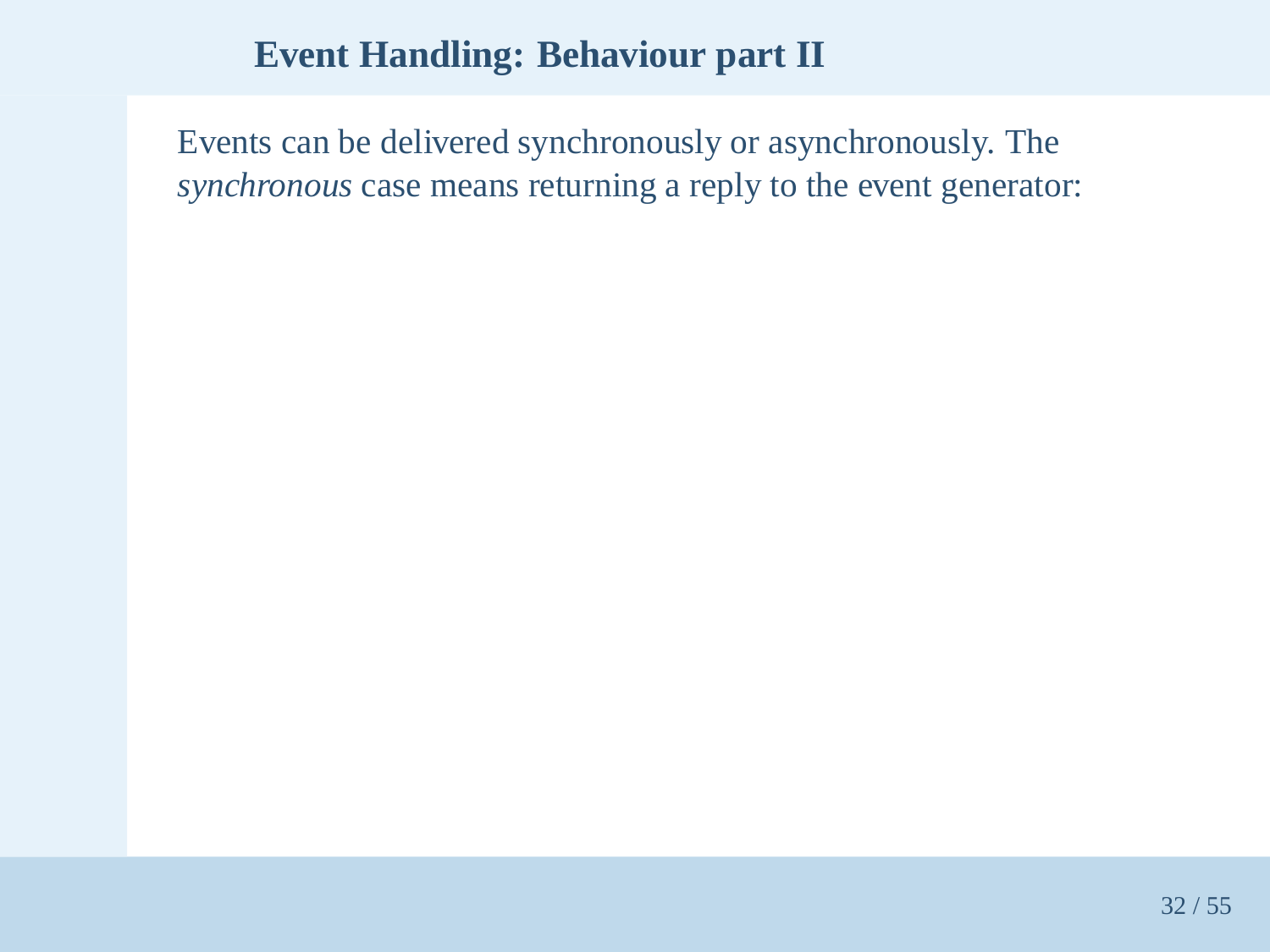# Event Handling: Behaviour part II

Events can be delivered synchronously or asynchronously. The *synchronous* case means returning a reply to the event generator: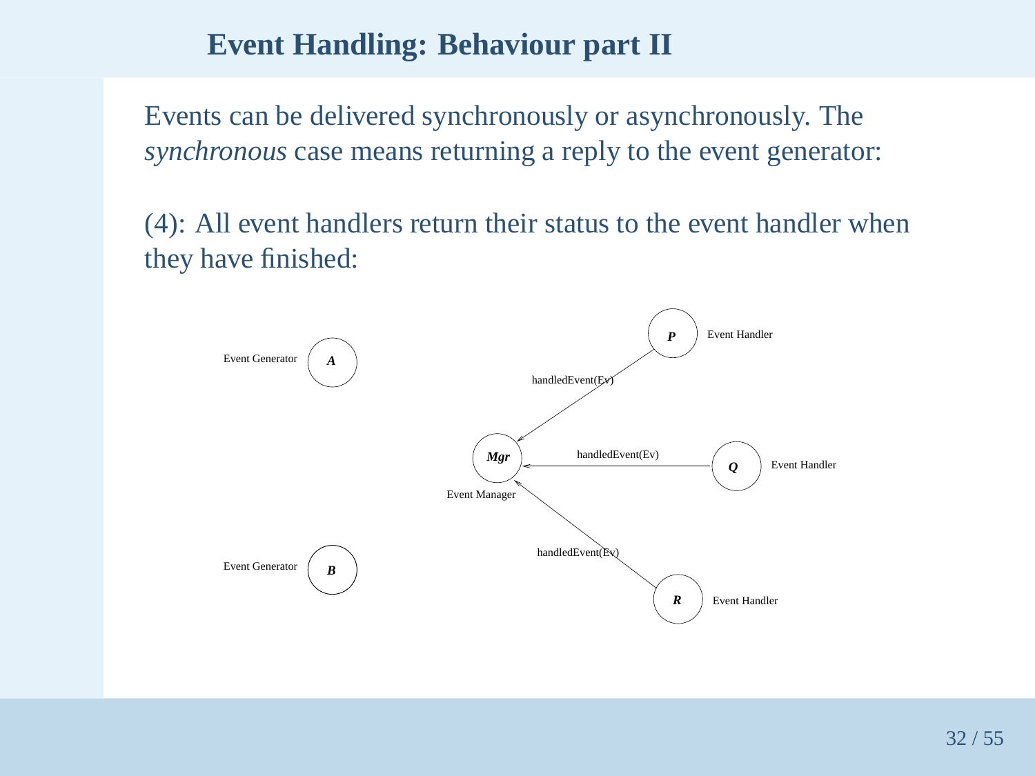# Event Handling: Behaviour part II

Events can be delivered synchronously or asynchronously. The *synchronous* case means returning a reply to the event generator:

(4): All event handlers return their status to the event handler when they have finished:

Event Generator **A**

Event Generator **B**

**Mgr** Event Manager

**P** Event Handler

**Q** Event Handler

**R** Event Handler

handledEvent(Ev)

handledEvent(Ev)

handledEvent(Ev)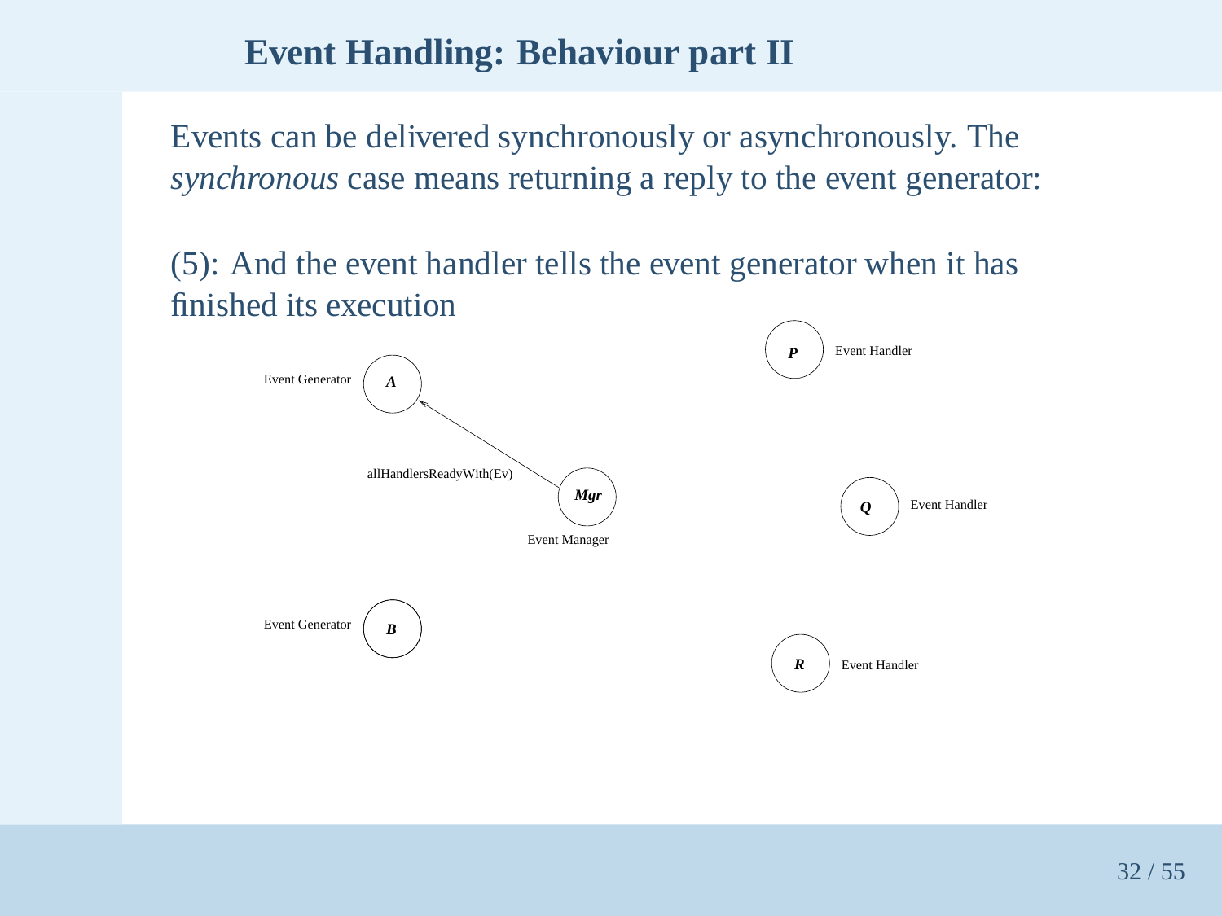## Event Handling: Behaviour part II

Events can be delivered synchronously or asynchronously. The *synchronous* case means returning a reply to the event generator:

(5): And the event handler tells the event generator when it has finished its execution

Event Generator *A*

allHandlersReadyWith(Ev)

*Mgr*

Event Manager

Event Generator *B*

*P* Event Handler

*Q* Event Handler

*R* Event Handler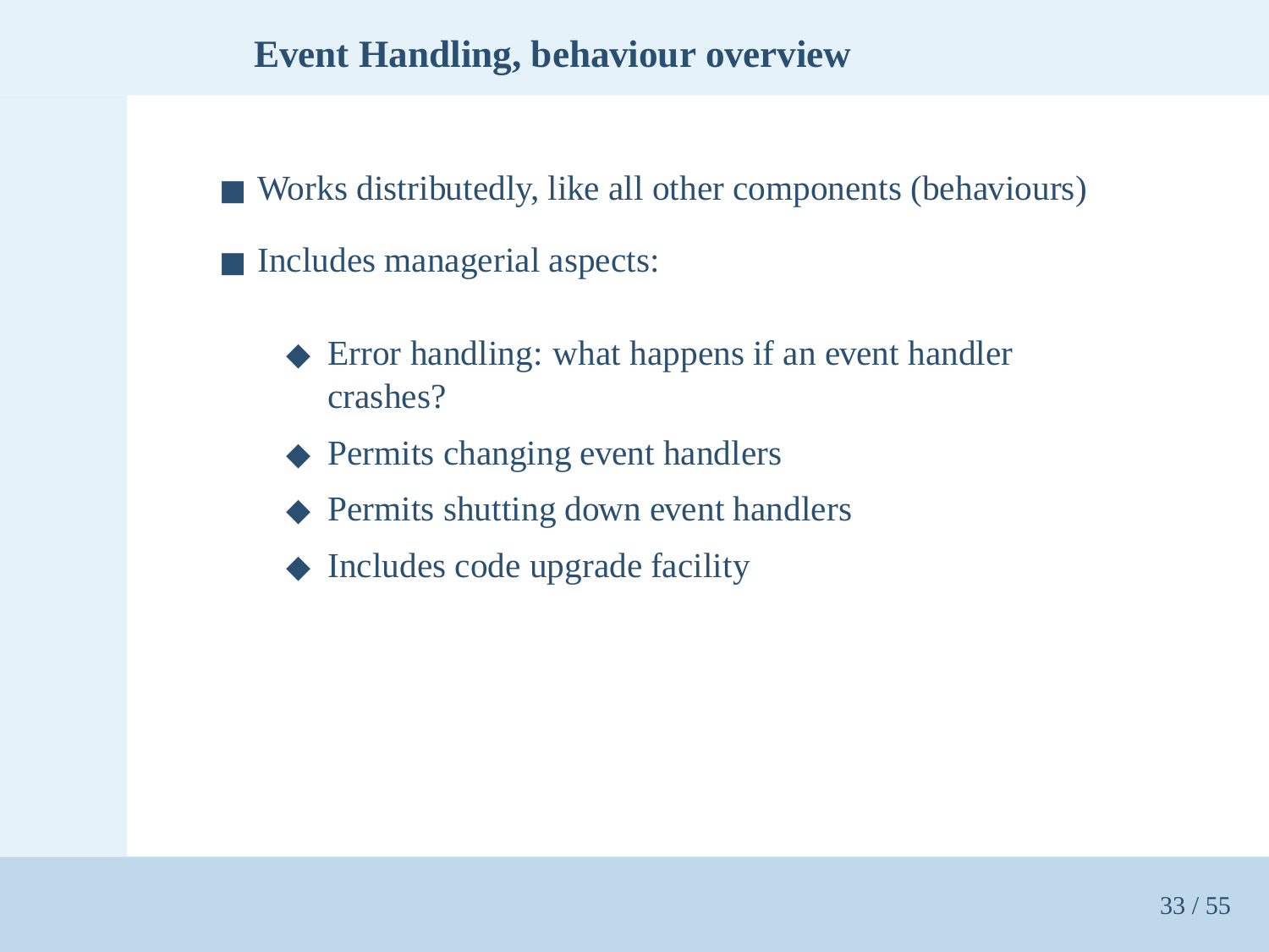## Event Handling, behaviour overview

- Works distributedly, like all other components (behaviours)
- Includes managerial aspects:
  - Error handling: what happens if an event handler crashes?
  - Permits changing event handlers
  - Permits shutting down event handlers
  - Includes code upgrade facility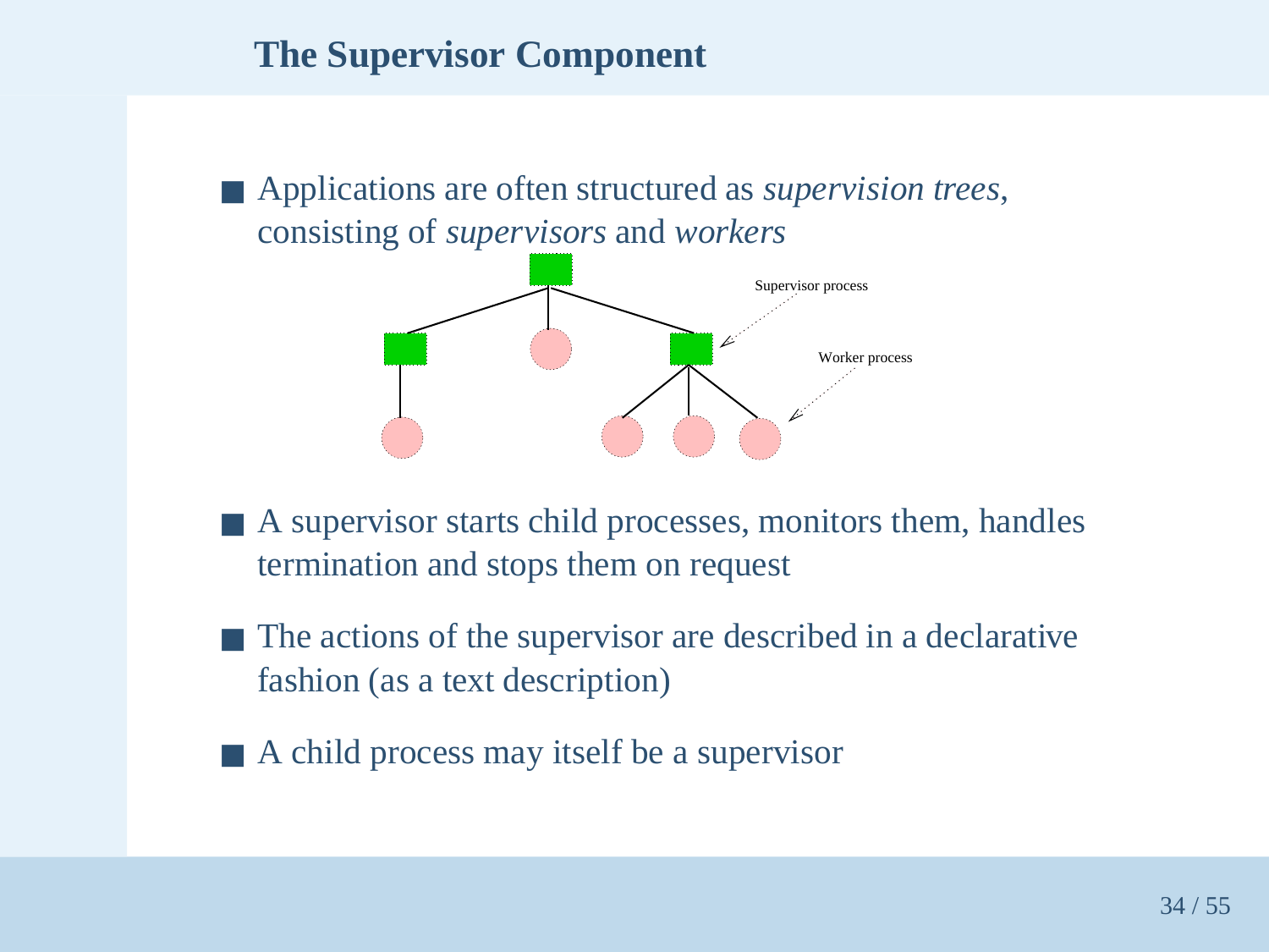## The Supervisor Component

- Applications are often structured as *supervision trees*, consisting of *supervisors* and *workers*

Supervisor process

Worker process

- A supervisor starts child processes, monitors them, handles termination and stops them on request
- The actions of the supervisor are described in a declarative fashion (as a text description)
- A child process may itself be a supervisor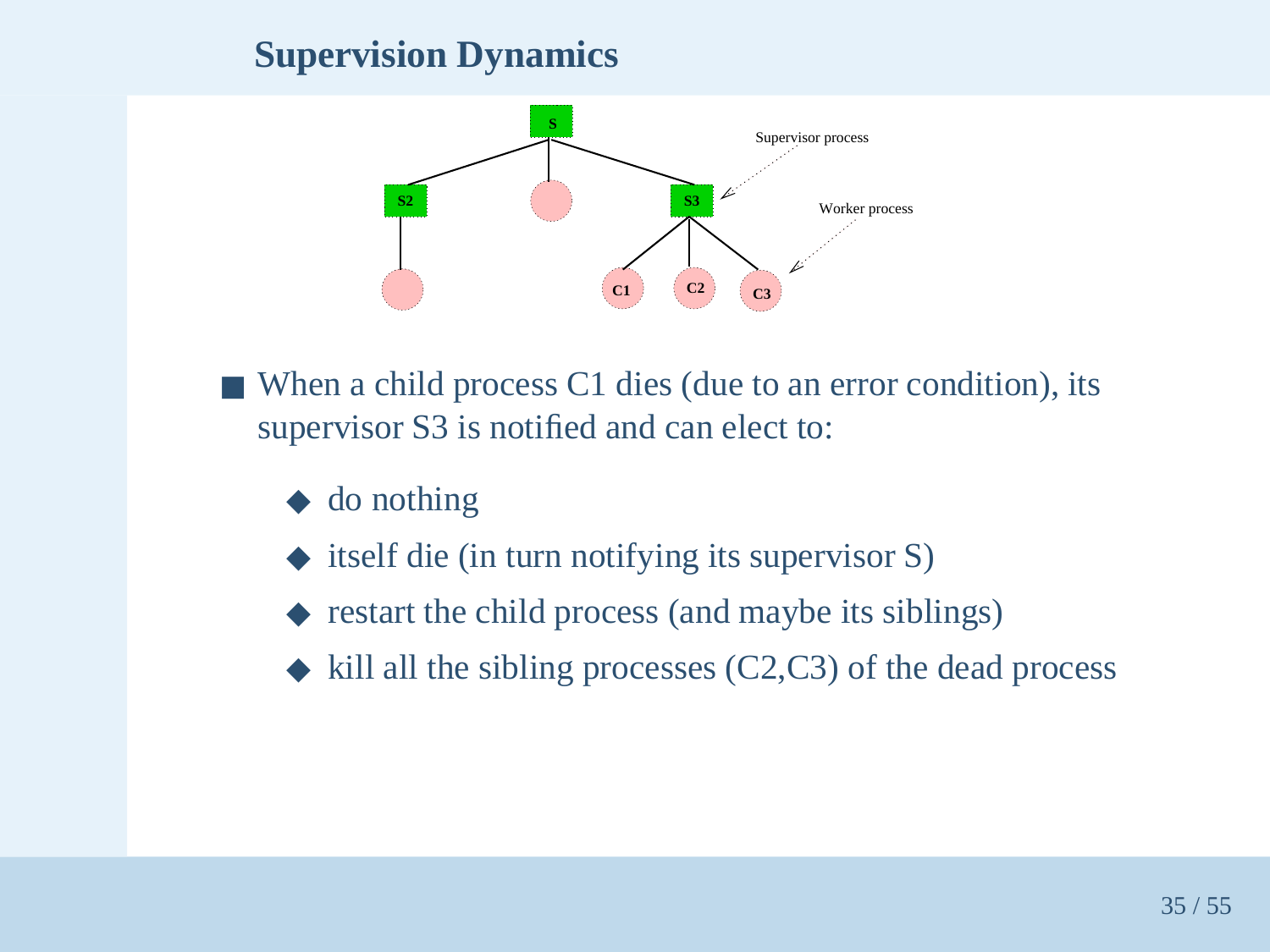## Supervision Dynamics

Supervisor process

Worker process

- When a child process C1 dies (due to an error condition), its supervisor S3 is notified and can elect to:
  - do nothing
  - itself die (in turn notifying its supervisor S)
  - restart the child process (and maybe its siblings)
  - kill all the sibling processes (C2,C3) of the dead process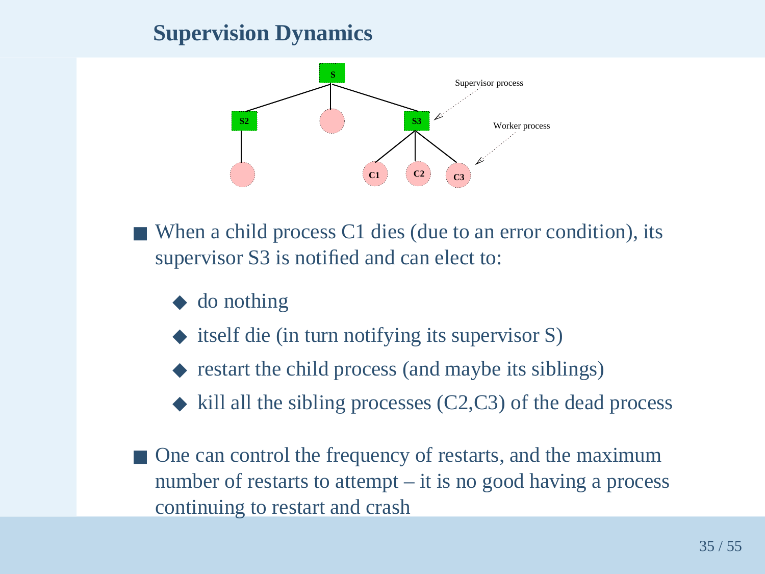## Supervision Dynamics

- When a child process C1 dies (due to an error condition), its supervisor S3 is notified and can elect to:
  - do nothing
  - itself die (in turn notifying its supervisor S)
  - restart the child process (and maybe its siblings)
  - kill all the sibling processes (C2,C3) of the dead process
- One can control the frequency of restarts, and the maximum number of restarts to attempt – it is no good having a process continuing to restart and crash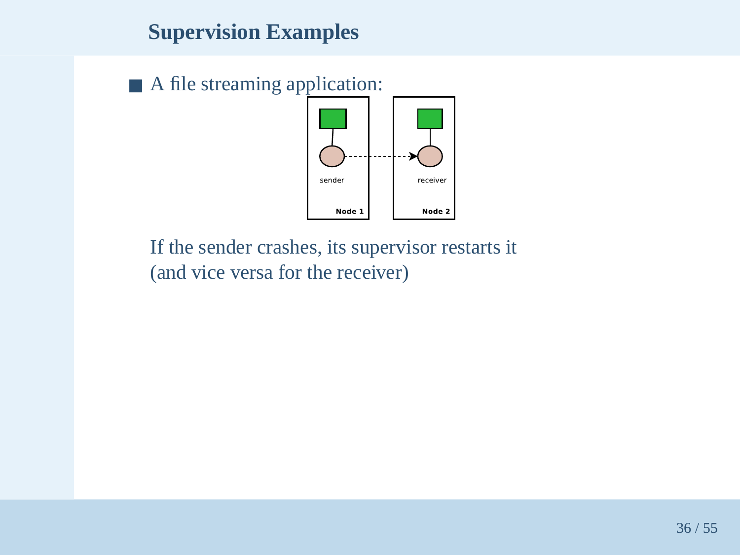## Supervision Examples

- A file streaming application:

sender

Node 1

receiver

Node 2

If the sender crashes, its supervisor restarts it (and vice versa for the receiver)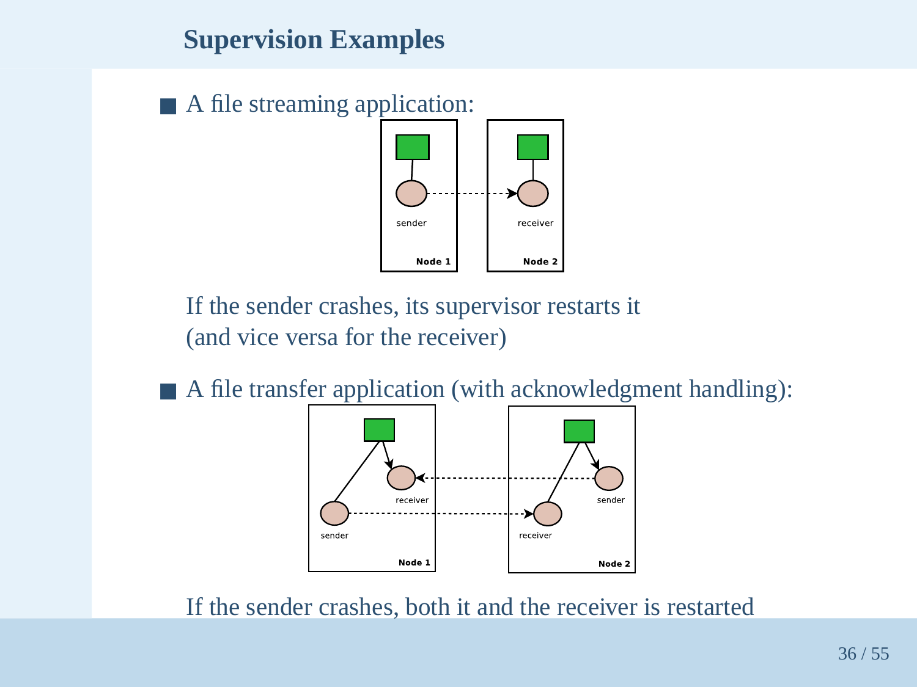## Supervision Examples

- A file streaming application:

  If the sender crashes, its supervisor restarts it
  (and vice versa for the receiver)

- A file transfer application (with acknowledgment handling):

  If the sender crashes, both it and the receiver is restarted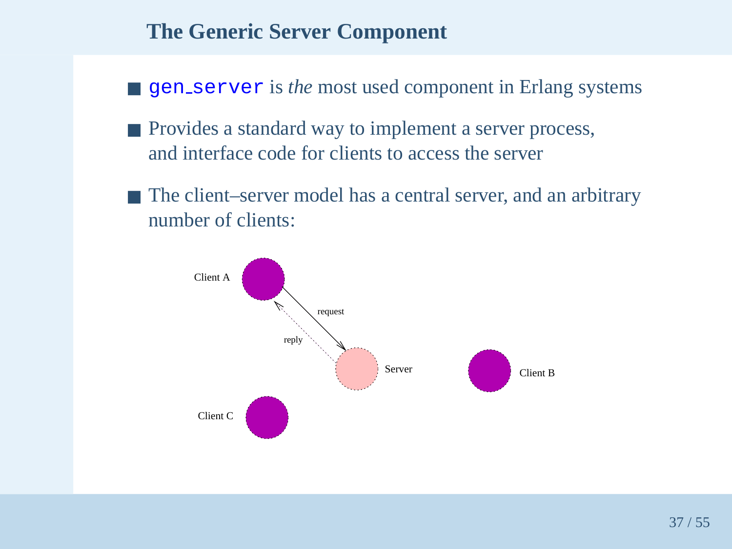## The Generic Server Component

- `gen_server` is *the* most used component in Erlang systems
- Provides a standard way to implement a server process, and interface code for clients to access the server
- The client–server model has a central server, and an arbitrary number of clients:

Client A

request

reply

Server

Client B

Client C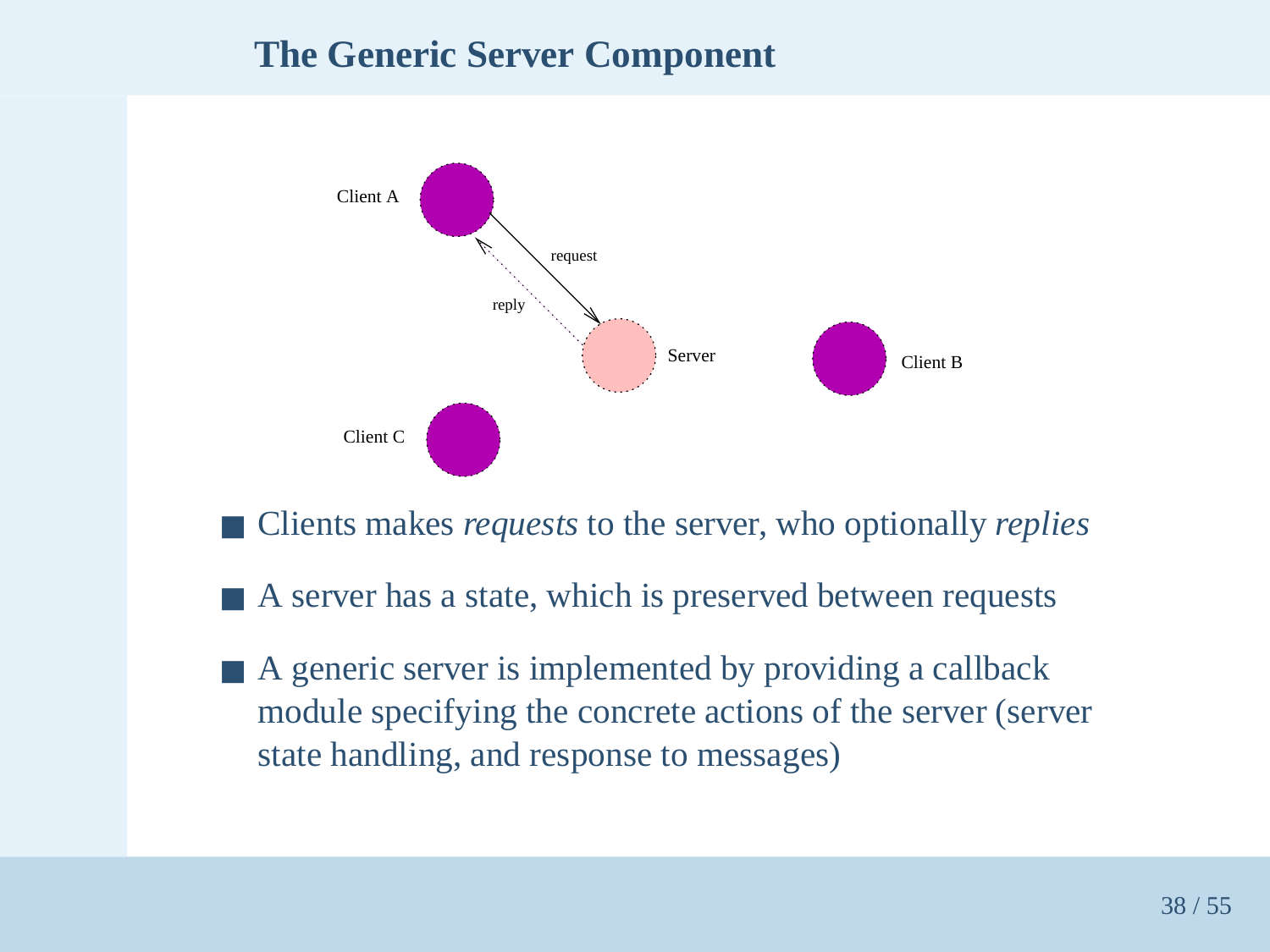## The Generic Server Component

- Clients makes *requests* to the server, who optionally *replies*
- A server has a state, which is preserved between requests
- A generic server is implemented by providing a callback module specifying the concrete actions of the server (server state handling, and response to messages)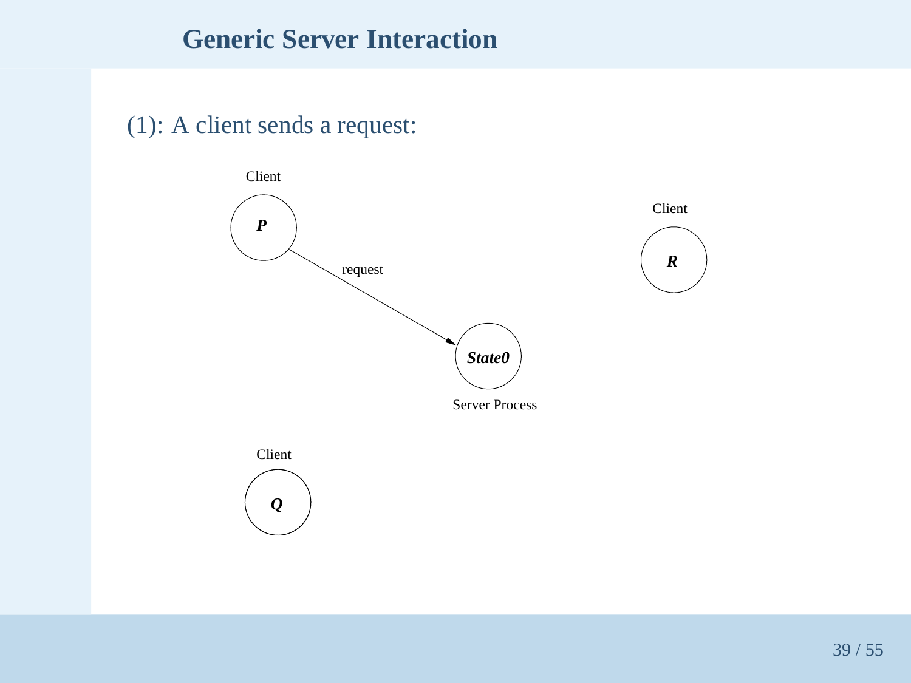# Generic Server Interaction

(1): A client sends a request:

Client

*P*

request

Client

*R*

*State0*

Server Process

Client

*Q*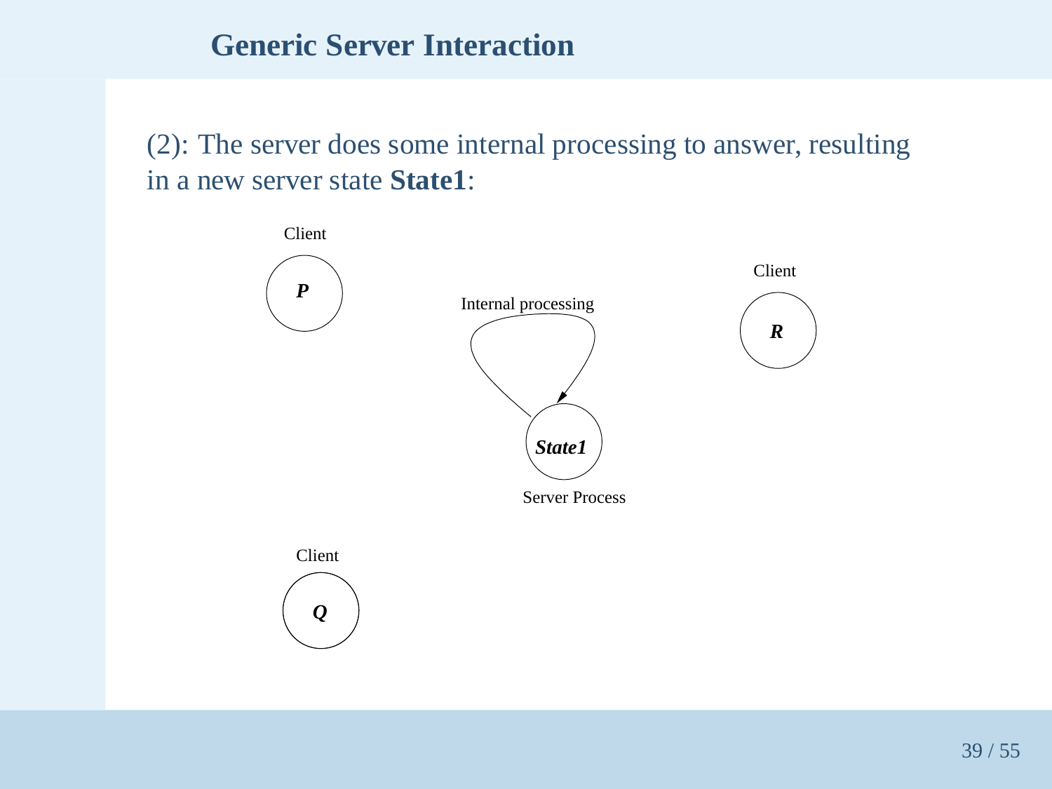## Generic Server Interaction

(2): The server does some internal processing to answer, resulting in a new server state **State1**:

Client

***P***

Internal processing

Client

***R***

***State1***

Server Process

Client

***Q***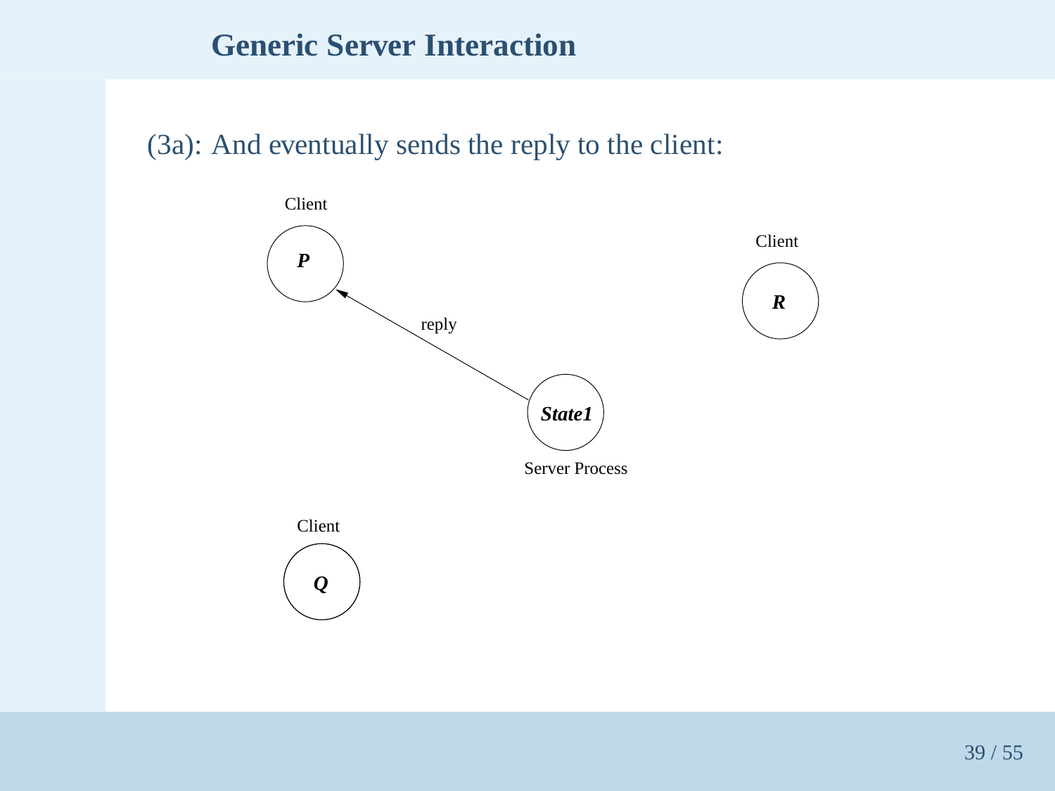## Generic Server Interaction

(3a): And eventually sends the reply to the client:

Client

*P*

reply

Client

*R*

*State1*

Server Process

Client

*Q*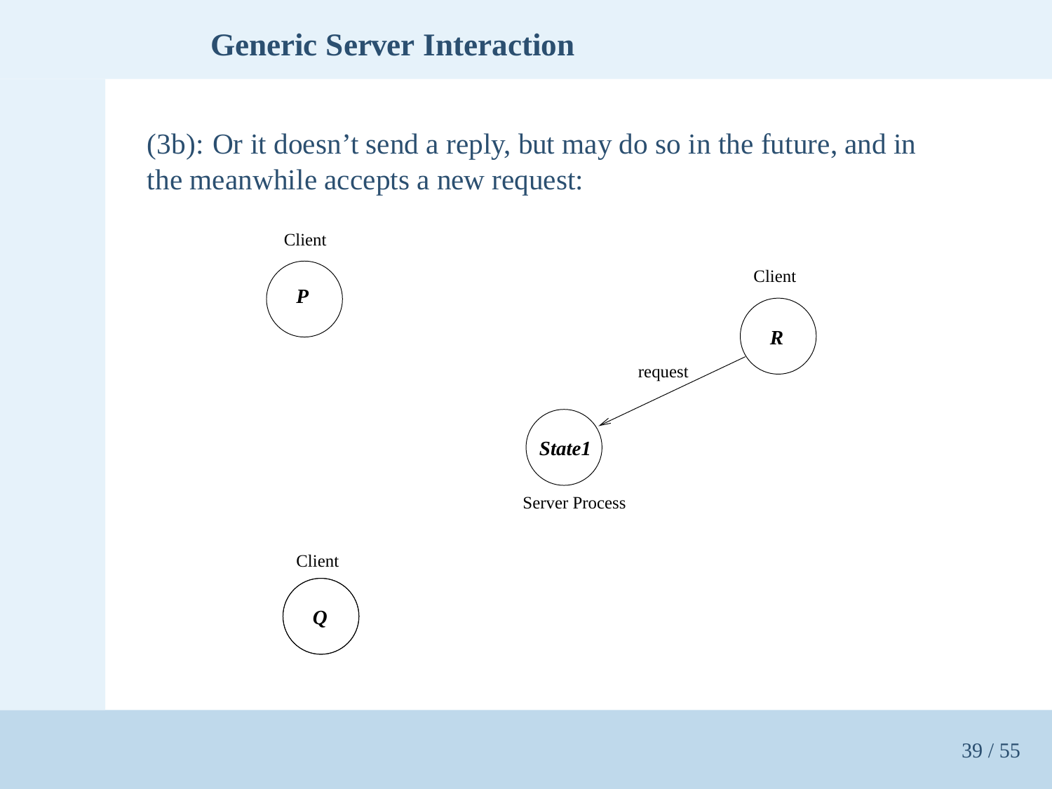## Generic Server Interaction

(3b): Or it doesn't send a reply, but may do so in the future, and in the meanwhile accepts a new request:

Client

*P*

Client

*R*

request

*State1*

Server Process

Client

*Q*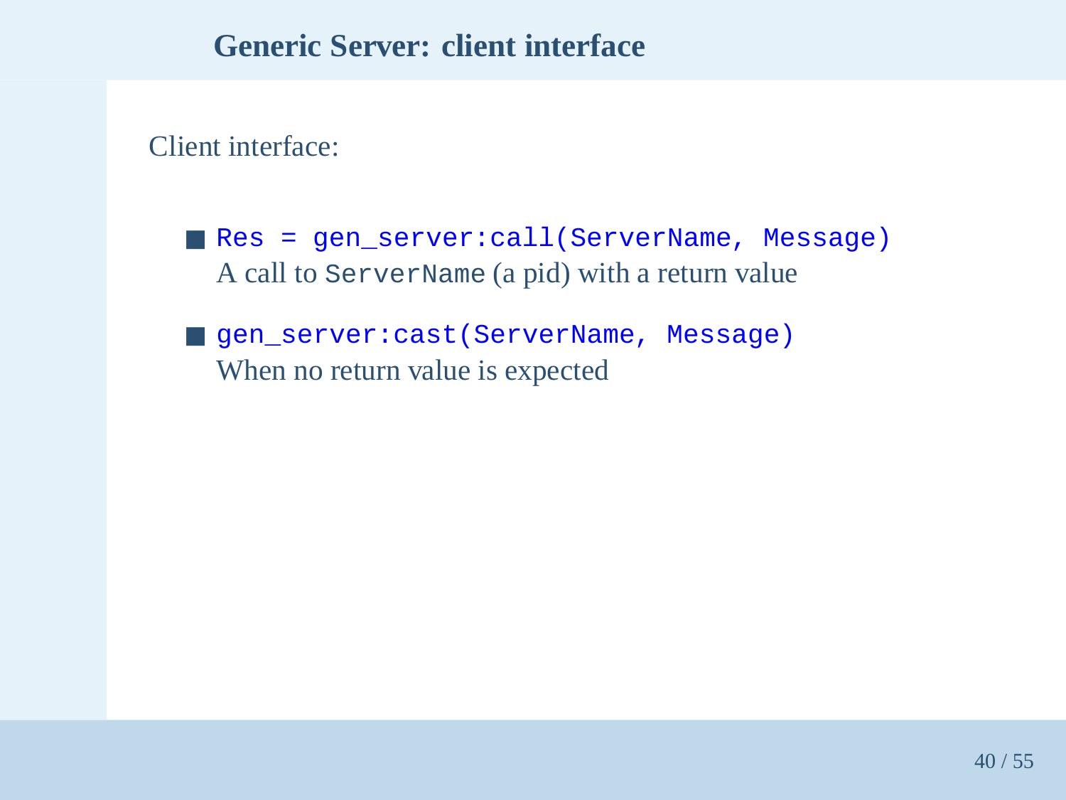# Generic Server: client interface

Client interface:

- `Res = gen_server:call(ServerName, Message)`
  A call to `ServerName` (a pid) with a return value
- `gen_server:cast(ServerName, Message)`
  When no return value is expected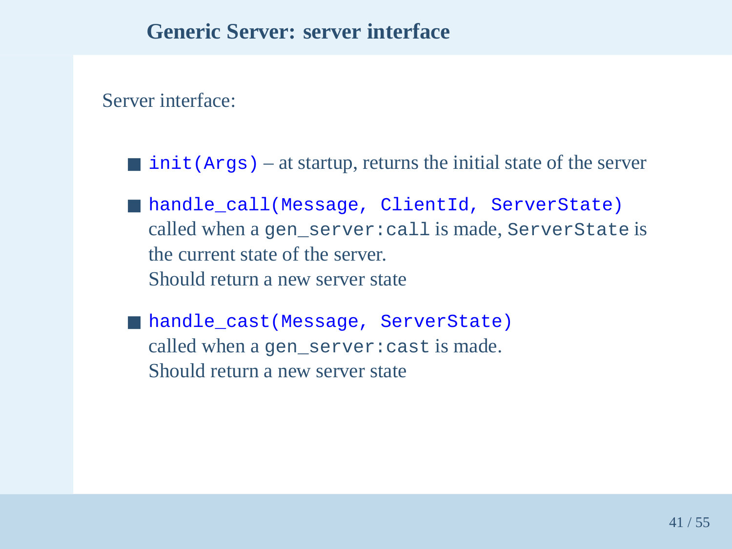## Generic Server: server interface

Server interface:

- `init(Args)` – at startup, returns the initial state of the server
- `handle_call(Message, ClientId, ServerState)`
  called when a `gen_server:call` is made, `ServerState` is the current state of the server.
  Should return a new server state
- `handle_cast(Message, ServerState)`
  called when a `gen_server:cast` is made.
  Should return a new server state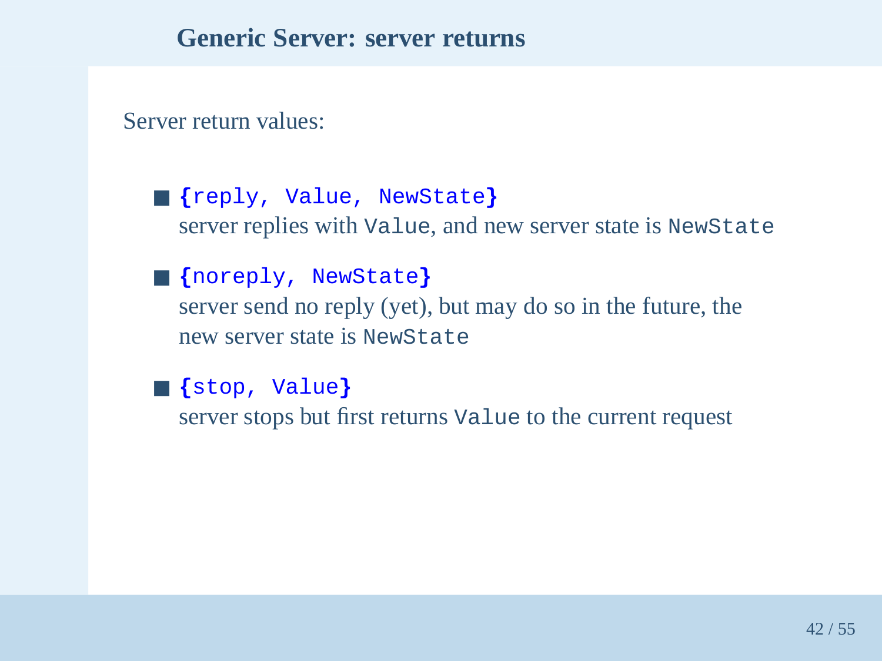## Generic Server: server returns

Server return values:

- `{reply, Value, NewState}`
  server replies with `Value`, and new server state is `NewState`
- `{noreply, NewState}`
  server send no reply (yet), but may do so in the future, the new server state is `NewState`
- `{stop, Value}`
  server stops but first returns `Value` to the current request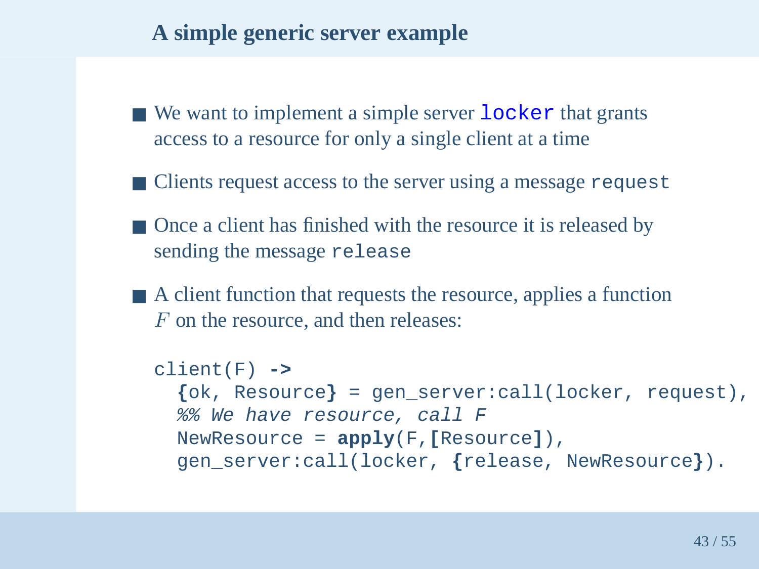## A simple generic server example

- We want to implement a simple server `locker` that grants access to a resource for only a single client at a time
- Clients request access to the server using a message `request`
- Once a client has finished with the resource it is released by sending the message `release`
- A client function that requests the resource, applies a function $F$ on the resource, and then releases:

```
client(F) ->
  {ok, Resource} = gen_server:call(locker, request),
  %% We have resource, call F
  NewResource = apply(F,[Resource]),
  gen_server:call(locker, {release, NewResource}).
```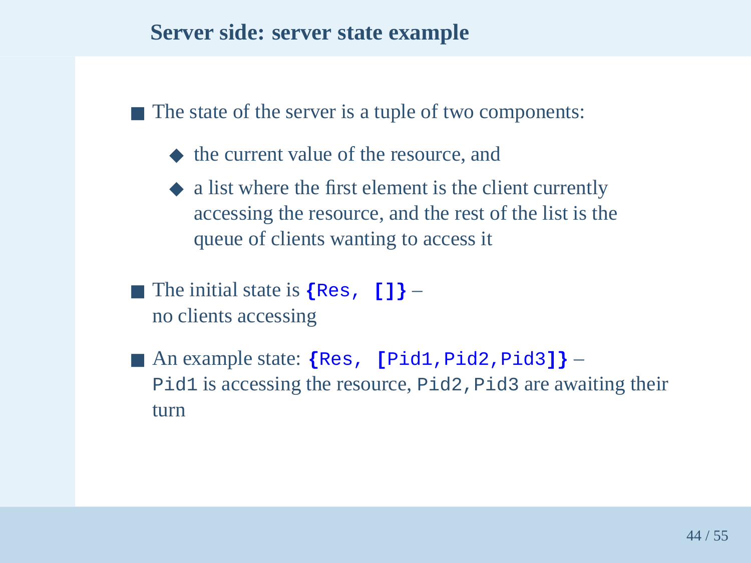## Server side: server state example

- The state of the server is a tuple of two components:
  - the current value of the resource, and
  - a list where the first element is the client currently accessing the resource, and the rest of the list is the queue of clients wanting to access it
- The initial state is `{Res, []}` – no clients accessing
- An example state: `{Res, [Pid1,Pid2,Pid3]}` – `Pid1` is accessing the resource, `Pid2,Pid3` are awaiting their turn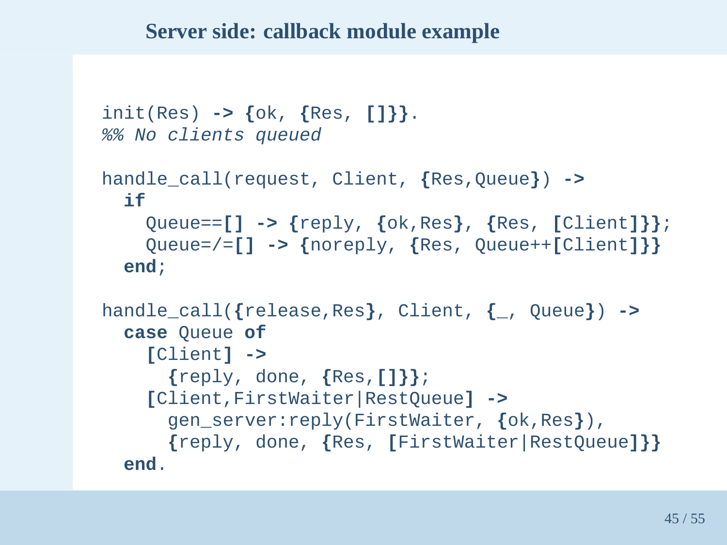## Server side: callback module example

```
init(Res) -> {ok, {Res, []}}.
%% No clients queued

handle_call(request, Client, {Res,Queue}) ->
  if
    Queue==[] -> {reply, {ok,Res}, {Res, [Client]}};
    Queue=/=[] -> {noreply, {Res, Queue++[Client]}}
  end;

handle_call({release,Res}, Client, {_, Queue}) ->
  case Queue of
    [Client] ->
      {reply, done, {Res,[]}};
    [Client,FirstWaiter|RestQueue] ->
      gen_server:reply(FirstWaiter, {ok,Res}),
      {reply, done, {Res, [FirstWaiter|RestQueue]}}
  end.
```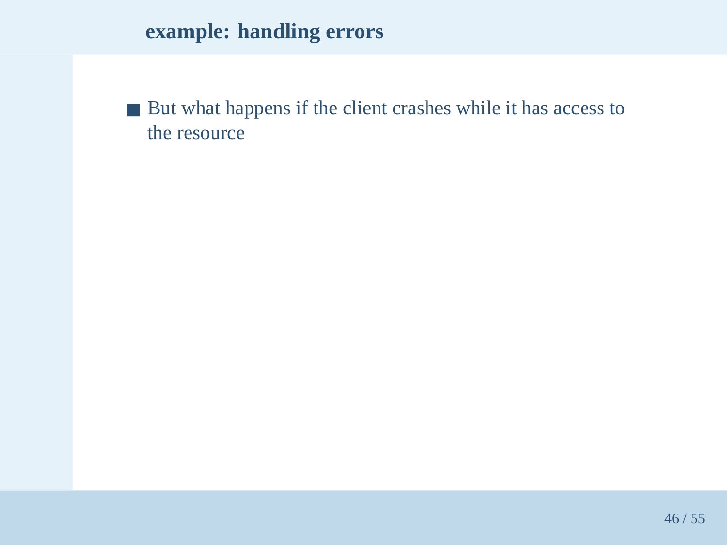## example: handling errors

- But what happens if the client crashes while it has access to the resource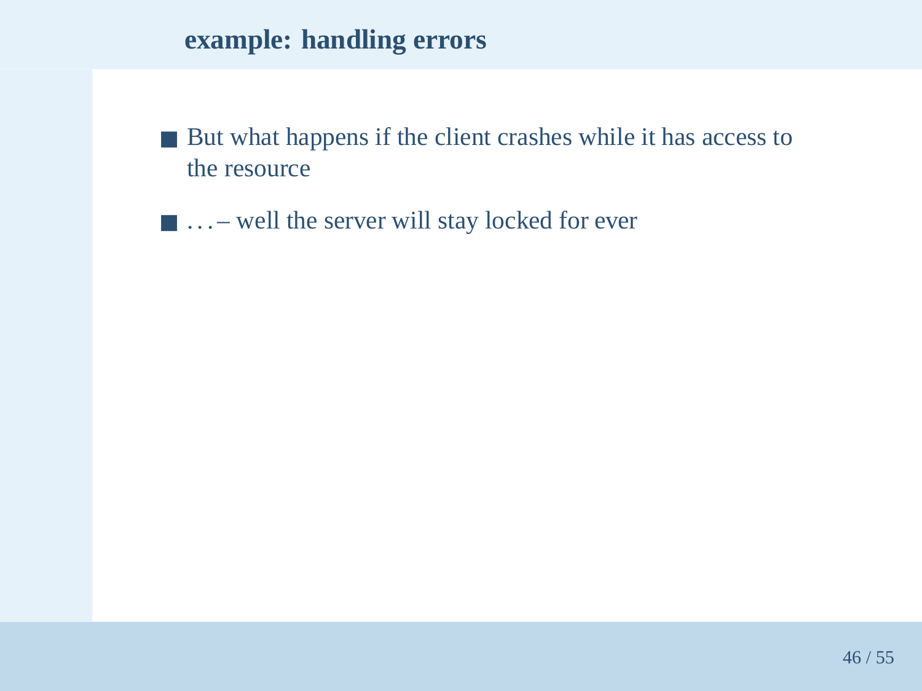## example: handling errors

- But what happens if the client crashes while it has access to the resource
- . . . – well the server will stay locked for ever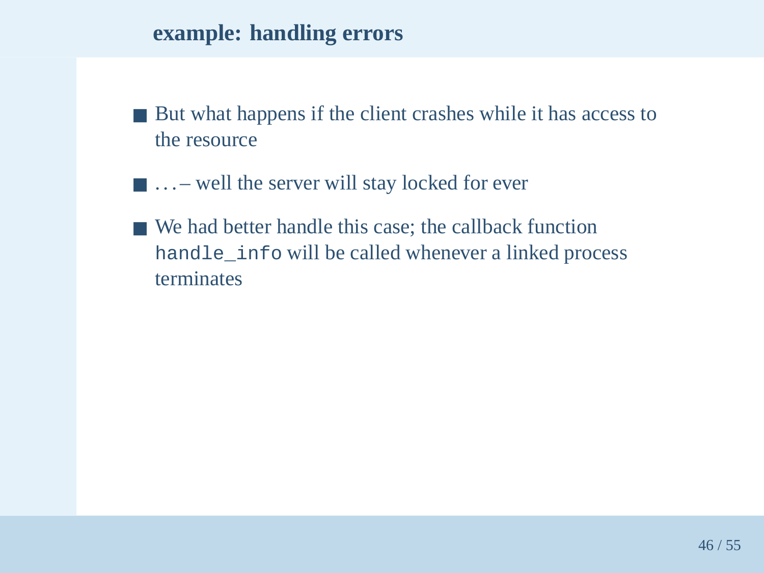## example: handling errors

- But what happens if the client crashes while it has access to the resource
- . . . – well the server will stay locked for ever
- We had better handle this case; the callback function `handle_info` will be called whenever a linked process terminates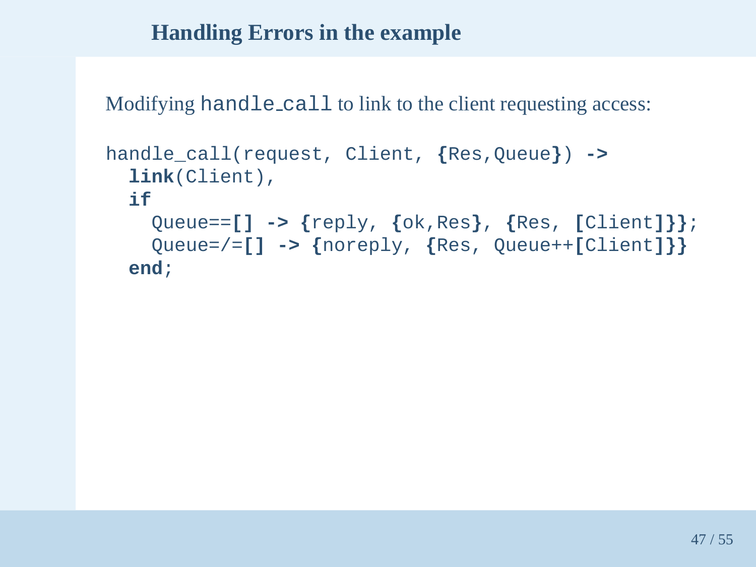## Handling Errors in the example

Modifying `handle_call` to link to the client requesting access:

```
handle_call(request, Client, {Res,Queue}) ->
  link(Client),
  if
    Queue==[] -> {reply, {ok,Res}, {Res, [Client]}};
    Queue=/=[] -> {noreply, {Res, Queue++[Client]}}
  end;
```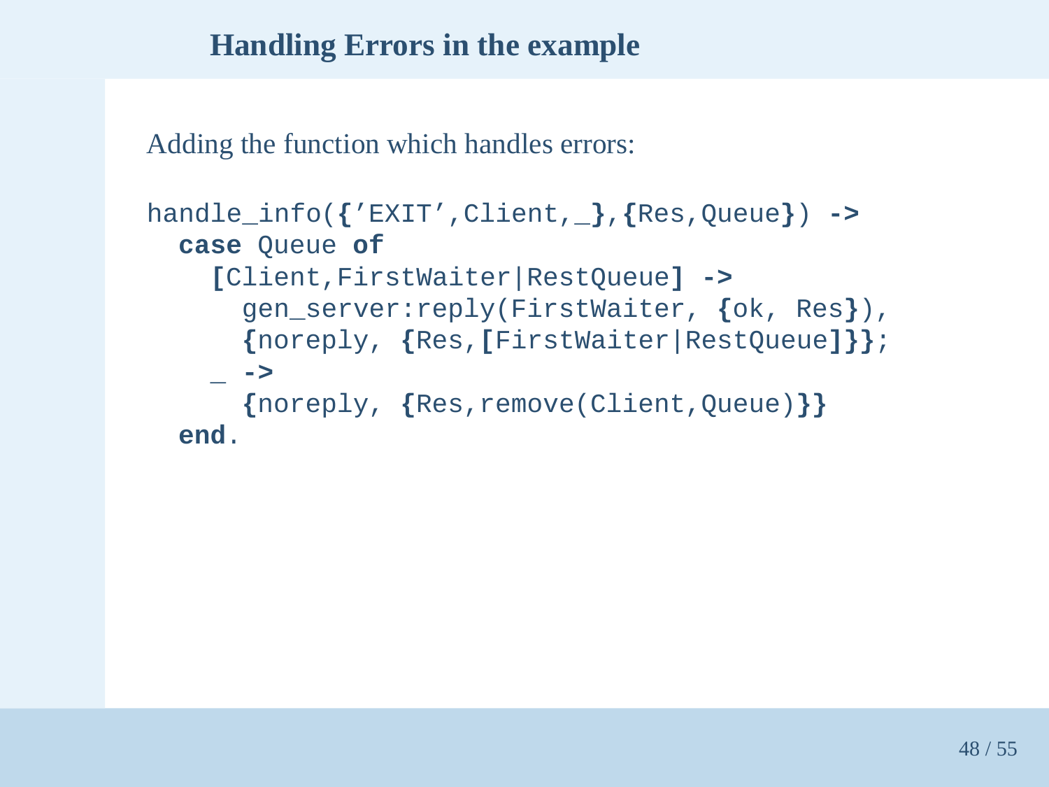## Handling Errors in the example

Adding the function which handles errors:

```
handle_info({'EXIT',Client,_},{Res,Queue}) ->
  case Queue of
    [Client,FirstWaiter|RestQueue] ->
      gen_server:reply(FirstWaiter, {ok, Res}),
      {noreply, {Res,[FirstWaiter|RestQueue]}};
    _ ->
      {noreply, {Res,remove(Client,Queue)}}
  end.
```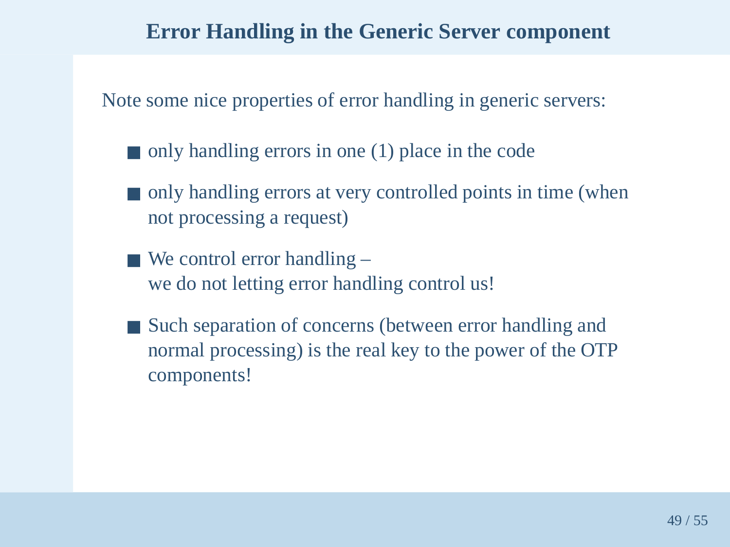# Error Handling in the Generic Server component

Note some nice properties of error handling in generic servers:

- only handling errors in one (1) place in the code
- only handling errors at very controlled points in time (when not processing a request)
- We control error handling –
  we do not letting error handling control us!
- Such separation of concerns (between error handling and normal processing) is the real key to the power of the OTP components!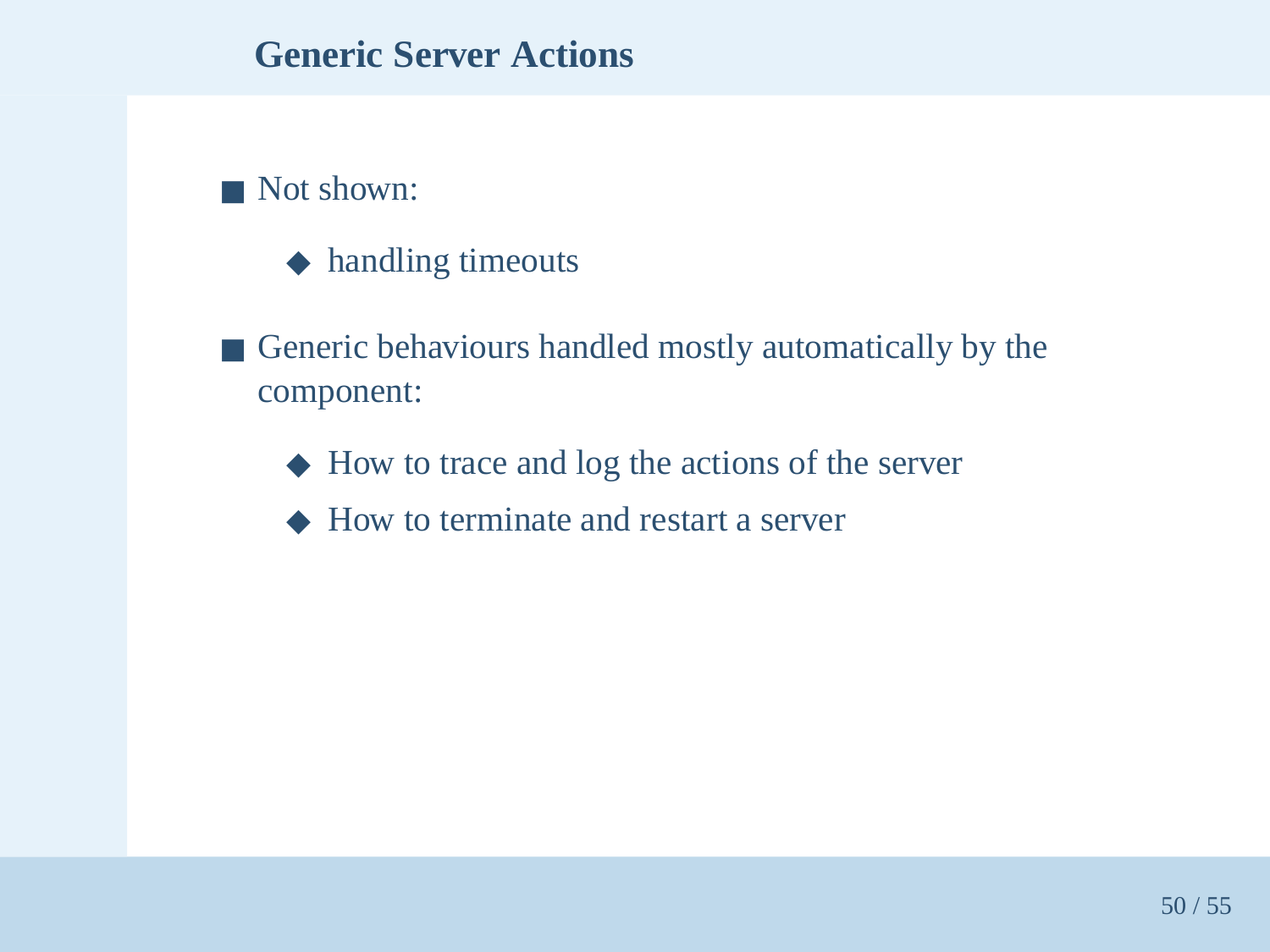## Generic Server Actions

- Not shown:
    - handling timeouts
- Generic behaviours handled mostly automatically by the component:
    - How to trace and log the actions of the server
    - How to terminate and restart a server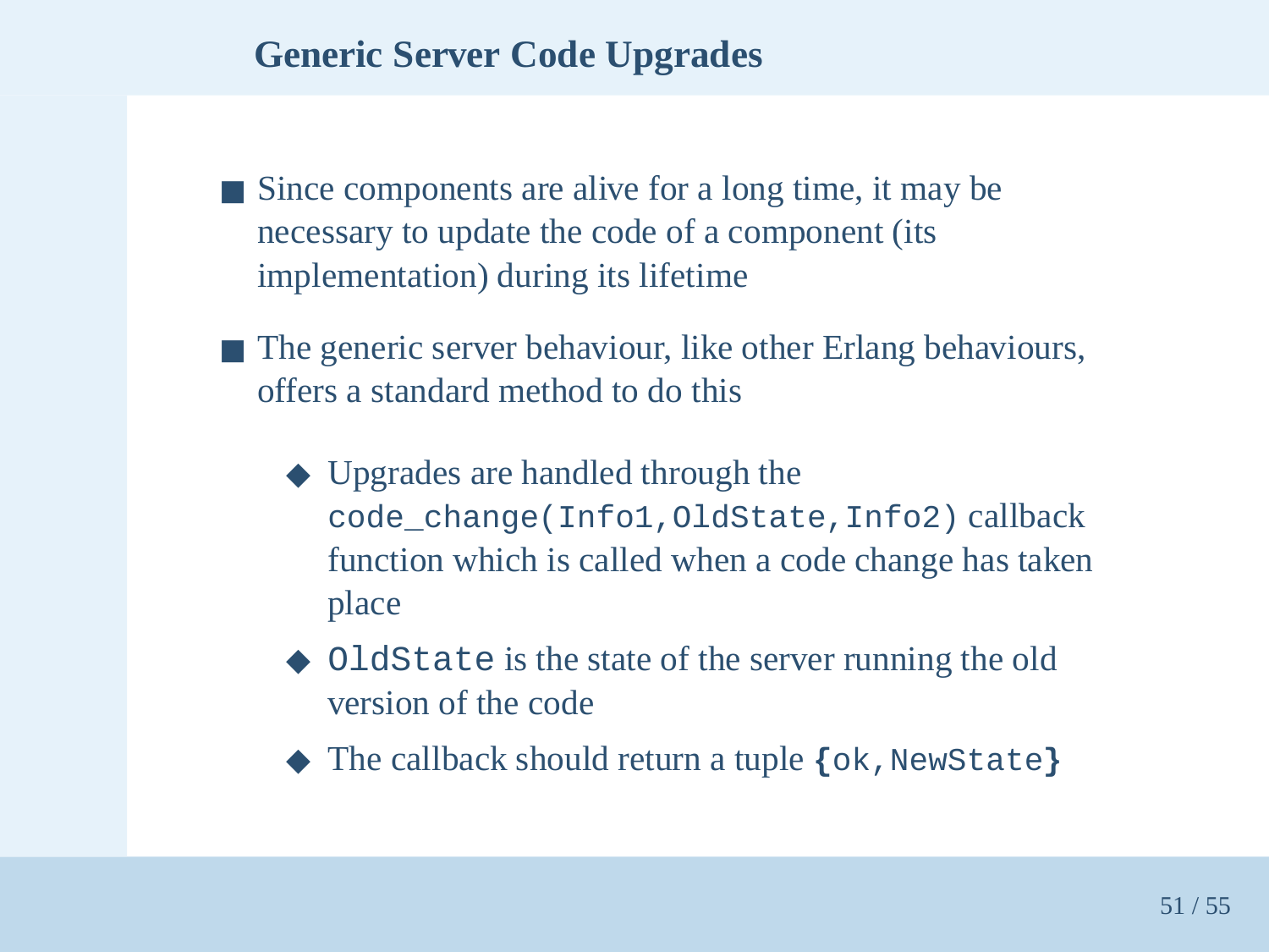## Generic Server Code Upgrades

- Since components are alive for a long time, it may be necessary to update the code of a component (its implementation) during its lifetime
- The generic server behaviour, like other Erlang behaviours, offers a standard method to do this
  - Upgrades are handled through the `code_change(Info1,OldState,Info2)` callback function which is called when a code change has taken place
  - `OldState` is the state of the server running the old version of the code
  - The callback should return a tuple `{ok,NewState}`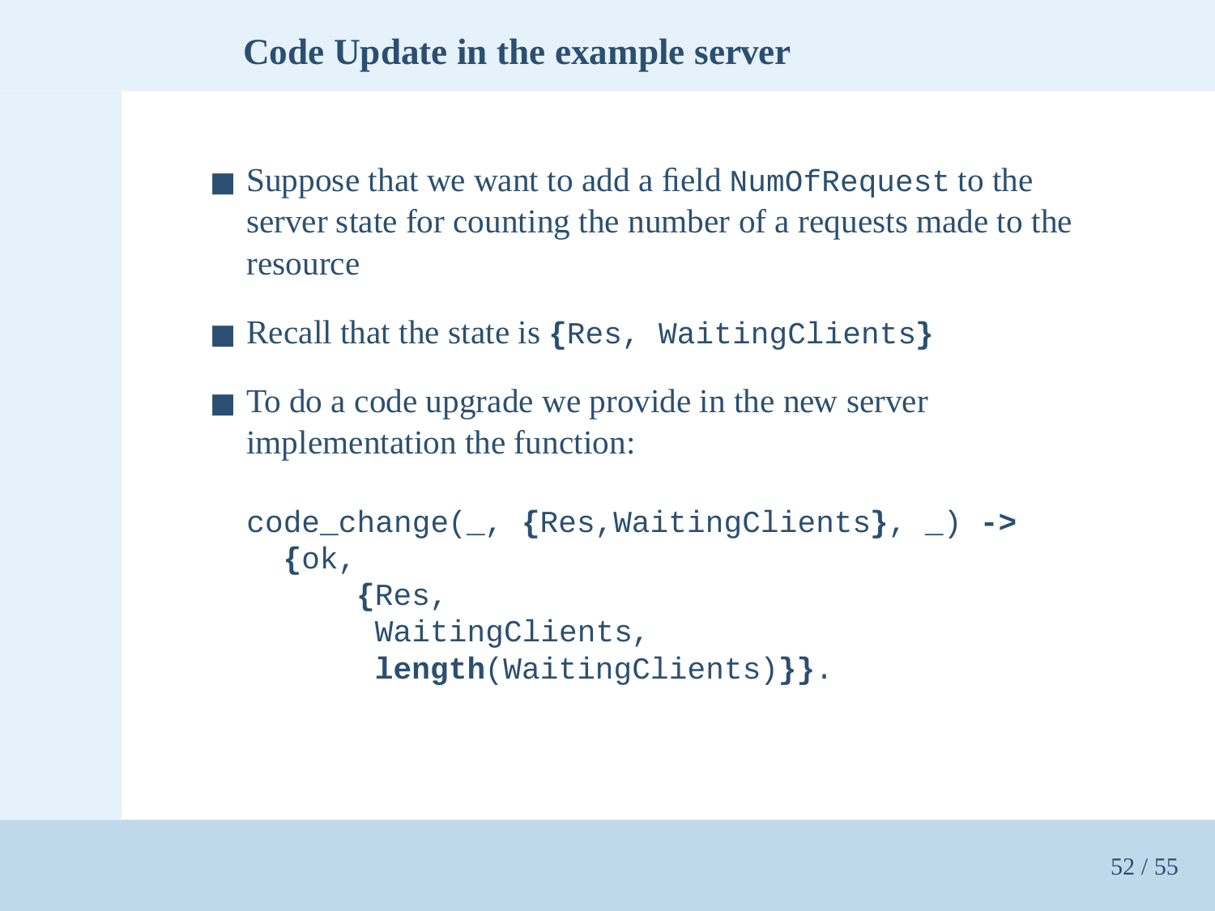## Code Update in the example server

- Suppose that we want to add a field `NumOfRequest` to the server state for counting the number of a requests made to the resource
- Recall that the state is `{Res, WaitingClients}`
- To do a code upgrade we provide in the new server implementation the function:

```
code_change(_, {Res,WaitingClients}, _) ->
  {ok,
      {Res,
       WaitingClients,
       length(WaitingClients)}}.
```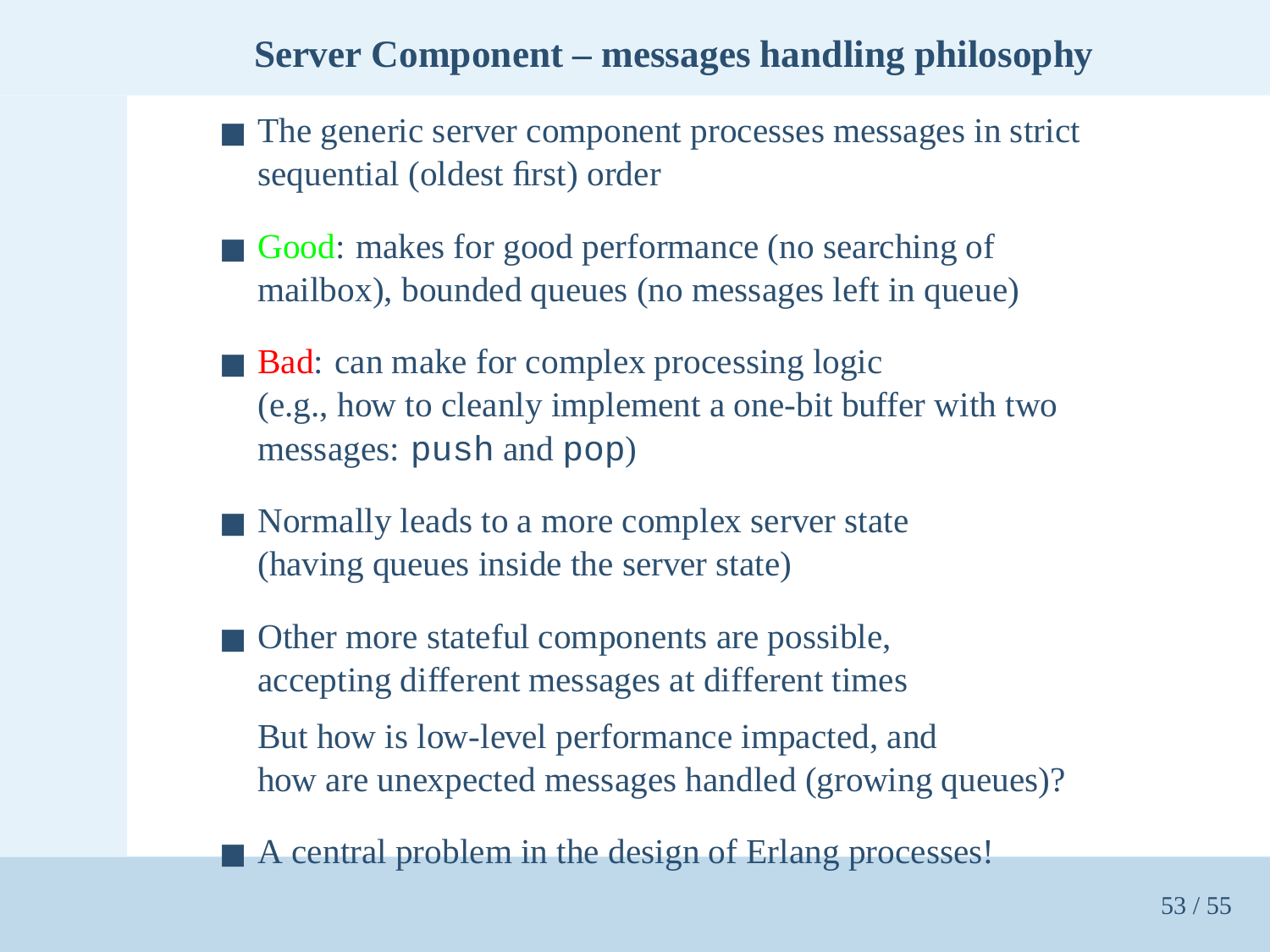## Server Component – messages handling philosophy

- The generic server component processes messages in strict sequential (oldest first) order
- Good: makes for good performance (no searching of mailbox), bounded queues (no messages left in queue)
- Bad: can make for complex processing logic (e.g., how to cleanly implement a one-bit buffer with two messages: `push` and `pop`)
- Normally leads to a more complex server state (having queues inside the server state)
- Other more stateful components are possible, accepting different messages at different times

  But how is low-level performance impacted, and how are unexpected messages handled (growing queues)?
- A central problem in the design of Erlang processes!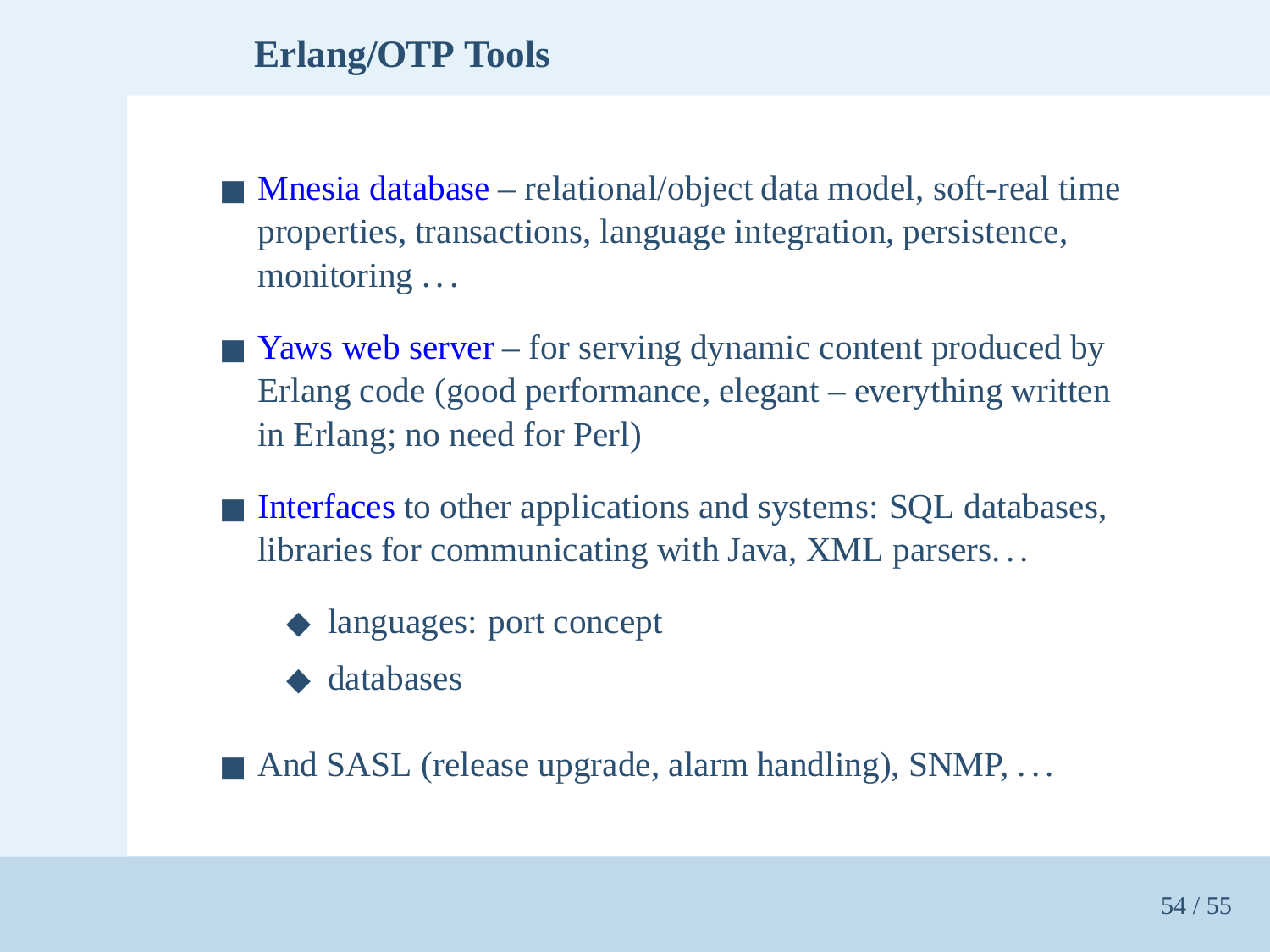## Erlang/OTP Tools

- Mnesia database – relational/object data model, soft-real time properties, transactions, language integration, persistence, monitoring . . .
- Yaws web server – for serving dynamic content produced by Erlang code (good performance, elegant – everything written in Erlang; no need for Perl)
- Interfaces to other applications and systems: SQL databases, libraries for communicating with Java, XML parsers. . .
  - languages: port concept
  - databases
- And SASL (release upgrade, alarm handling), SNMP, . . .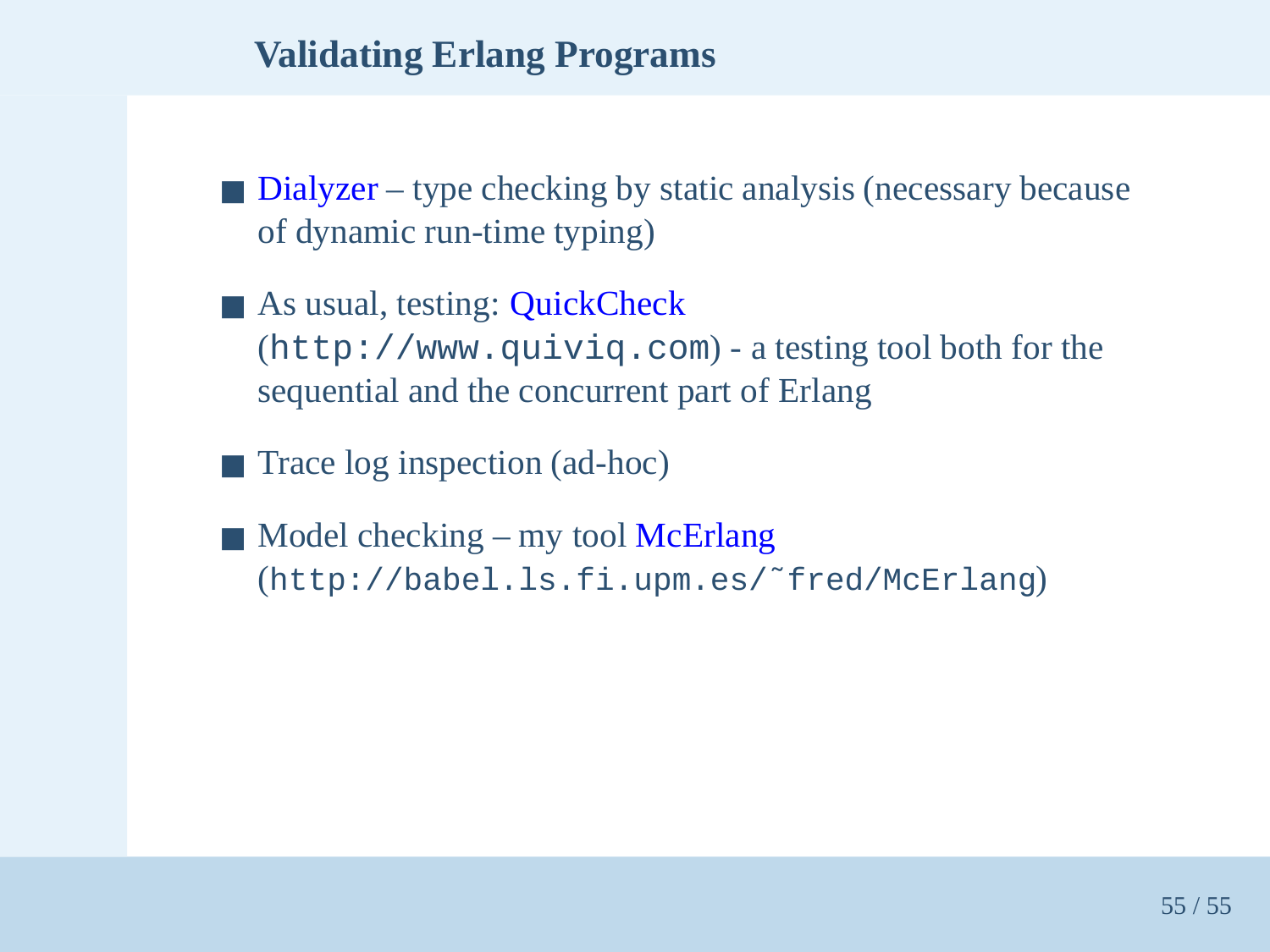## Validating Erlang Programs

- Dialyzer – type checking by static analysis (necessary because of dynamic run-time typing)
- As usual, testing: QuickCheck (`http://www.quiviq.com`) - a testing tool both for the sequential and the concurrent part of Erlang
- Trace log inspection (ad-hoc)
- Model checking – my tool McErlang (`http://babel.ls.fi.upm.es/~fred/McErlang`)